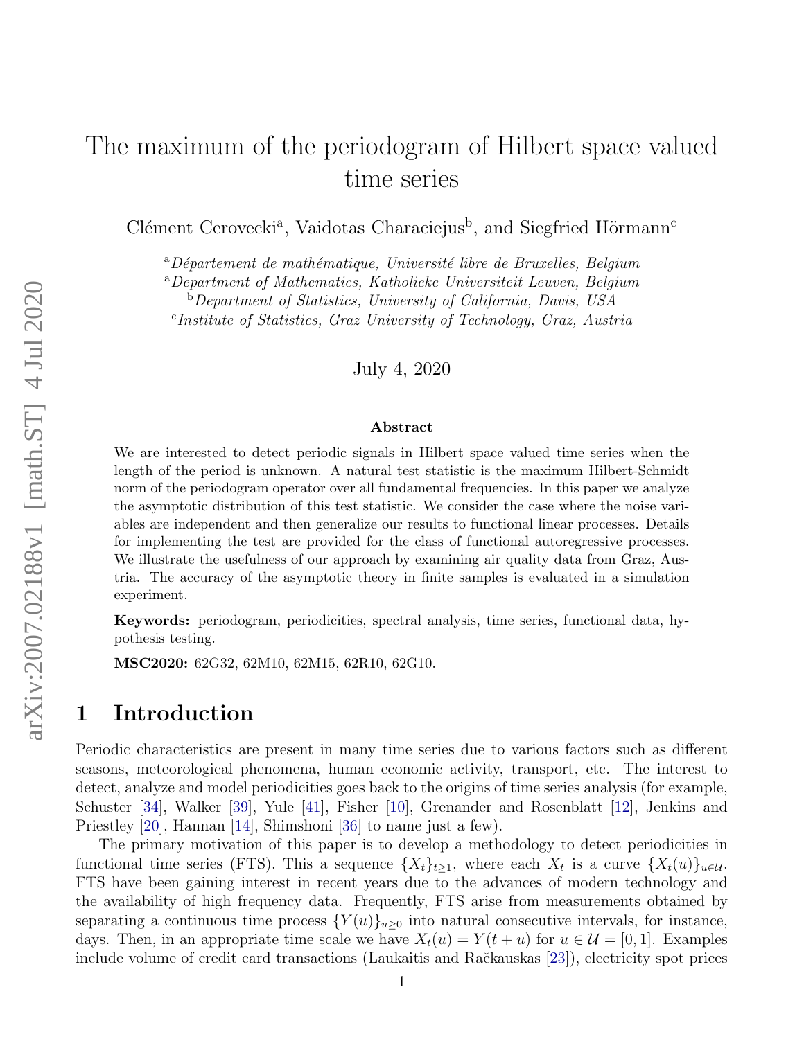# The maximum of the periodogram of Hilbert space valued time series

Clément Cerovecki[a], Vaidotas Characiejus[b], and Siegfried Hörmann[c]

[a] *Département de mathématique, Université libre de Bruxelles, Belgium*
[a] *Department of Mathematics, Katholieke Universiteit Leuven, Belgium*
[b] *Department of Statistics, University of California, Davis, USA*
[c] *Institute of Statistics, Graz University of Technology, Graz, Austria*

July 4, 2020

### Abstract

We are interested to detect periodic signals in Hilbert space valued time series when the length of the period is unknown. A natural test statistic is the maximum Hilbert-Schmidt norm of the periodogram operator over all fundamental frequencies. In this paper we analyze the asymptotic distribution of this test statistic. We consider the case where the noise variables are independent and then generalize our results to functional linear processes. Details for implementing the test are provided for the class of functional autoregressive processes. We illustrate the usefulness of our approach by examining air quality data from Graz, Austria. The accuracy of the asymptotic theory in finite samples is evaluated in a simulation experiment.

**Keywords:** periodogram, periodicities, spectral analysis, time series, functional data, hypothesis testing.

**MSC2020:** 62G32, 62M10, 62M15, 62R10, 62G10.

## 1 Introduction

Periodic characteristics are present in many time series due to various factors such as different seasons, meteorological phenomena, human economic activity, transport, etc. The interest to detect, analyze and model periodicities goes back to the origins of time series analysis (for example, Schuster [34], Walker [39], Yule [41], Fisher [10], Grenander and Rosenblatt [12], Jenkins and Priestley [20], Hannan [14], Shimshoni [36] to name just a few).

The primary motivation of this paper is to develop a methodology to detect periodicities in functional time series (FTS). This a sequence $\{X_t\}_{t\geq 1}$, where each $X_t$ is a curve $\{X_t(u)\}_{u\in\mathcal{U}}$. FTS have been gaining interest in recent years due to the advances of modern technology and the availability of high frequency data. Frequently, FTS arise from measurements obtained by separating a continuous time process $\{Y(u)\}_{u\geq 0}$ into natural consecutive intervals, for instance, days. Then, in an appropriate time scale we have $X_t(u) = Y(t+u)$ for $u \in \mathcal{U} = [0,1]$. Examples include volume of credit card transactions (Laukaitis and Račkauskas [23]), electricity spot prices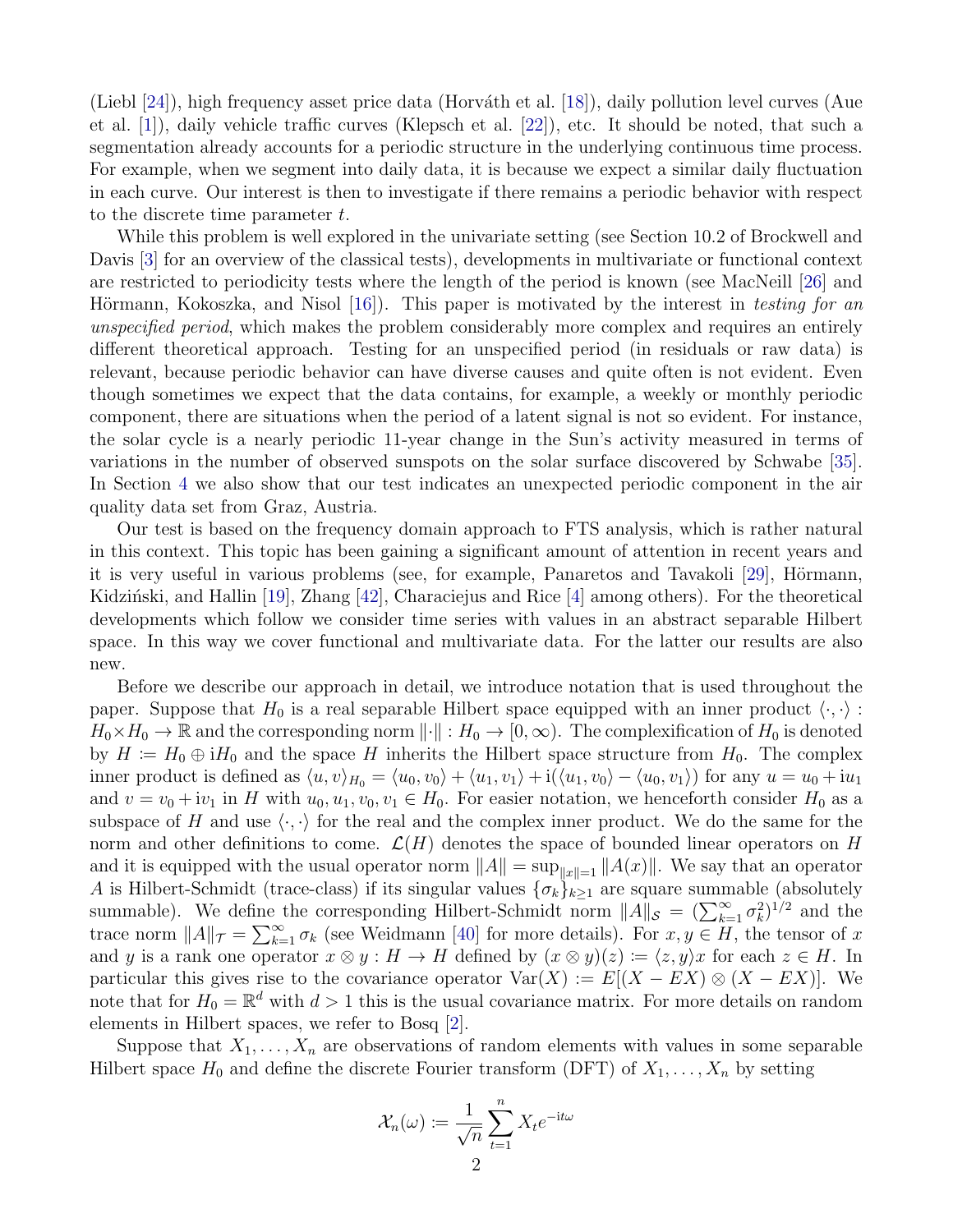(Liebl [24]), high frequency asset price data (Horváth et al. [18]), daily pollution level curves (Aue et al. [1]), daily vehicle traffic curves (Klepsch et al. [22]), etc. It should be noted, that such a segmentation already accounts for a periodic structure in the underlying continuous time process. For example, when we segment into daily data, it is because we expect a similar daily fluctuation in each curve. Our interest is then to investigate if there remains a periodic behavior with respect to the discrete time parameter $t$.

While this problem is well explored in the univariate setting (see Section 10.2 of Brockwell and Davis [3] for an overview of the classical tests), developments in multivariate or functional context are restricted to periodicity tests where the length of the period is known (see MacNeill [26] and Hörmann, Kokoszka, and Nisol [16]). This paper is motivated by the interest in *testing for an unspecified period*, which makes the problem considerably more complex and requires an entirely different theoretical approach. Testing for an unspecified period (in residuals or raw data) is relevant, because periodic behavior can have diverse causes and quite often is not evident. Even though sometimes we expect that the data contains, for example, a weekly or monthly periodic component, there are situations when the period of a latent signal is not so evident. For instance, the solar cycle is a nearly periodic 11-year change in the Sun's activity measured in terms of variations in the number of observed sunspots on the solar surface discovered by Schwabe [35]. In Section 4 we also show that our test indicates an unexpected periodic component in the air quality data set from Graz, Austria.

Our test is based on the frequency domain approach to FTS analysis, which is rather natural in this context. This topic has been gaining a significant amount of attention in recent years and it is very useful in various problems (see, for example, Panaretos and Tavakoli [29], Hörmann, Kidziński, and Hallin [19], Zhang [42], Characiejus and Rice [4] among others). For the theoretical developments which follow we consider time series with values in an abstract separable Hilbert space. In this way we cover functional and multivariate data. For the latter our results are also new.

Before we describe our approach in detail, we introduce notation that is used throughout the paper. Suppose that $H_0$ is a real separable Hilbert space equipped with an inner product $\langle\cdot,\cdot\rangle : H_0\times H_0 \to \mathbb{R}$ and the corresponding norm $\|\cdot\| : H_0 \to [0,\infty)$. The complexification of $H_0$ is denoted by $H \coloneqq H_0 \oplus \mathrm{i}H_0$ and the space $H$ inherits the Hilbert space structure from $H_0$. The complex inner product is defined as $\langle u, v\rangle_{H_0} = \langle u_0, v_0\rangle + \langle u_1, v_1\rangle + \mathrm{i}(\langle u_1, v_0\rangle - \langle u_0, v_1\rangle)$ for any $u = u_0 + \mathrm{i}u_1$ and $v = v_0 + \mathrm{i}v_1$ in $H$ with $u_0, u_1, v_0, v_1 \in H_0$. For easier notation, we henceforth consider $H_0$ as a subspace of $H$ and use $\langle\cdot,\cdot\rangle$ for the real and the complex inner product. We do the same for the norm and other definitions to come. $\mathcal{L}(H)$ denotes the space of bounded linear operators on $H$ and it is equipped with the usual operator norm $\|A\| = \sup_{\|x\|=1}\|A(x)\|$. We say that an operator $A$ is Hilbert-Schmidt (trace-class) if its singular values $\{\sigma_k\}_{k\geq 1}$ are square summable (absolutely summable). We define the corresponding Hilbert-Schmidt norm $\|A\|_{\mathcal{S}} = (\sum_{k=1}^{\infty}\sigma_k^2)^{1/2}$ and the trace norm $\|A\|_{\mathcal{T}} = \sum_{k=1}^{\infty}\sigma_k$ (see Weidmann [40] for more details). For $x, y \in H$, the tensor of $x$ and $y$ is a rank one operator $x \otimes y : H \to H$ defined by $(x\otimes y)(z) \coloneqq \langle z, y\rangle x$ for each $z \in H$. In particular this gives rise to the covariance operator $\mathrm{Var}(X) \coloneqq E[(X - EX)\otimes(X - EX)]$. We note that for $H_0 = \mathbb{R}^d$ with $d > 1$ this is the usual covariance matrix. For more details on random elements in Hilbert spaces, we refer to Bosq [2].

Suppose that $X_1, \ldots, X_n$ are observations of random elements with values in some separable Hilbert space $H_0$ and define the discrete Fourier transform (DFT) of $X_1, \ldots, X_n$ by setting

$$\mathcal{X}_n(\omega) \coloneqq \frac{1}{\sqrt{n}}\sum_{t=1}^{n} X_t e^{-\mathrm{i}t\omega}$$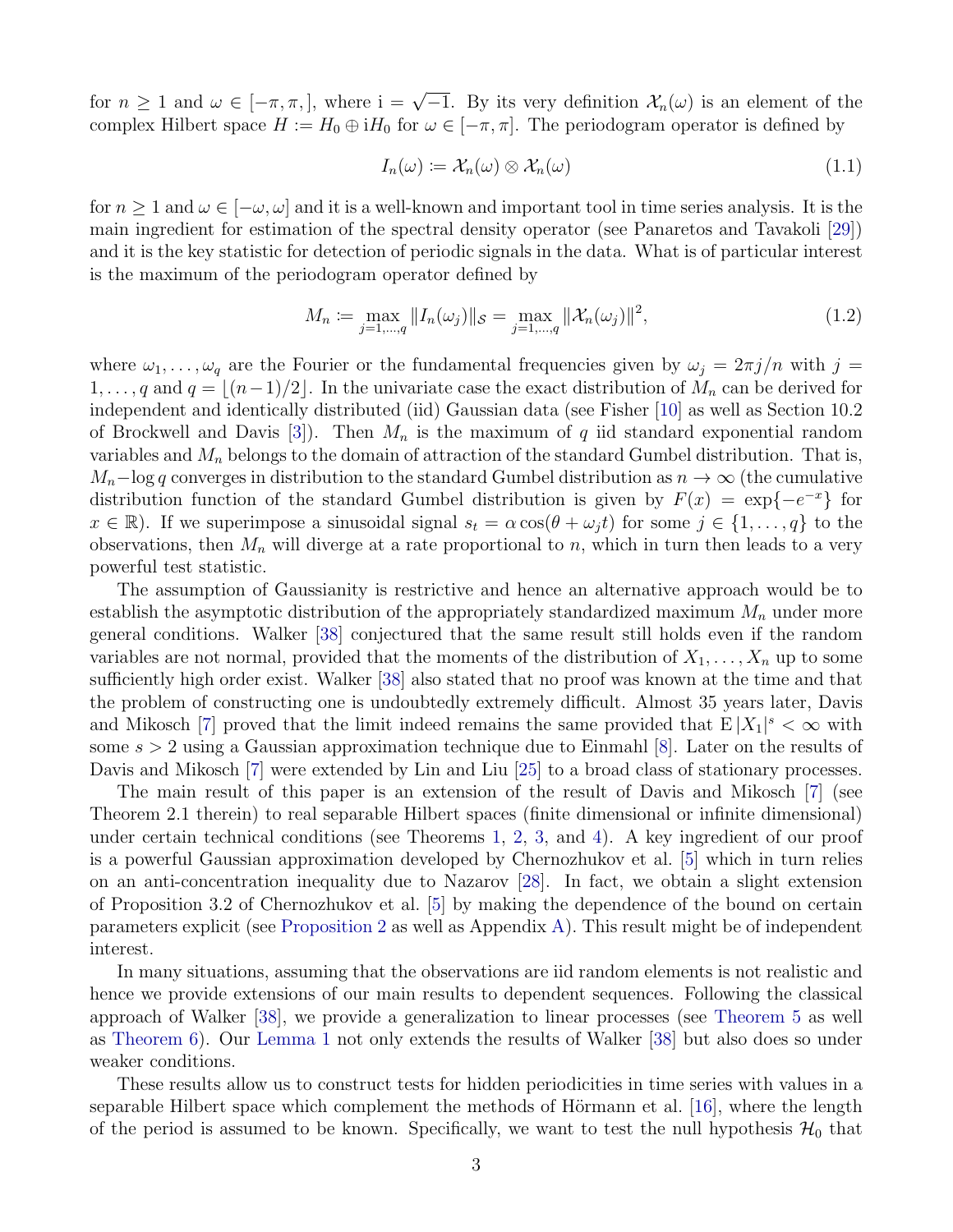for $n \geq 1$ and $\omega \in [-\pi, \pi,]$, where $\mathrm{i} = \sqrt{-1}$. By its very definition $\mathcal{X}_n(\omega)$ is an element of the complex Hilbert space $H := H_0 \oplus \mathrm{i}H_0$ for $\omega \in [-\pi, \pi]$. The periodogram operator is defined by

$$I_n(\omega) := \mathcal{X}_n(\omega) \otimes \mathcal{X}_n(\omega) \tag{1.1}$$

for $n \geq 1$ and $\omega \in [-\omega, \omega]$ and it is a well-known and important tool in time series analysis. It is the main ingredient for estimation of the spectral density operator (see Panaretos and Tavakoli [29]) and it is the key statistic for detection of periodic signals in the data. What is of particular interest is the maximum of the periodogram operator defined by

$$M_n := \max_{j=1,\dots,q} \|I_n(\omega_j)\|_{\mathcal{S}} = \max_{j=1,\dots,q} \|\mathcal{X}_n(\omega_j)\|^2, \tag{1.2}$$

where $\omega_1, \dots, \omega_q$ are the Fourier or the fundamental frequencies given by $\omega_j = 2\pi j/n$ with $j = 1, \dots, q$ and $q = \lfloor (n-1)/2 \rfloor$. In the univariate case the exact distribution of $M_n$ can be derived for independent and identically distributed (iid) Gaussian data (see Fisher [10] as well as Section 10.2 of Brockwell and Davis [3]). Then $M_n$ is the maximum of $q$ iid standard exponential random variables and $M_n$ belongs to the domain of attraction of the standard Gumbel distribution. That is, $M_n - \log q$ converges in distribution to the standard Gumbel distribution as $n \to \infty$ (the cumulative distribution function of the standard Gumbel distribution is given by $F(x) = \exp\{-e^{-x}\}$ for $x \in \mathbb{R}$). If we superimpose a sinusoidal signal $s_t = \alpha \cos(\theta + \omega_j t)$ for some $j \in \{1, \dots, q\}$ to the observations, then $M_n$ will diverge at a rate proportional to $n$, which in turn then leads to a very powerful test statistic.

The assumption of Gaussianity is restrictive and hence an alternative approach would be to establish the asymptotic distribution of the appropriately standardized maximum $M_n$ under more general conditions. Walker [38] conjectured that the same result still holds even if the random variables are not normal, provided that the moments of the distribution of $X_1, \dots, X_n$ up to some sufficiently high order exist. Walker [38] also stated that no proof was known at the time and that the problem of constructing one is undoubtedly extremely difficult. Almost 35 years later, Davis and Mikosch [7] proved that the limit indeed remains the same provided that $\mathrm{E}\,|X_1|^s < \infty$ with some $s > 2$ using a Gaussian approximation technique due to Einmahl [8]. Later on the results of Davis and Mikosch [7] were extended by Lin and Liu [25] to a broad class of stationary processes.

The main result of this paper is an extension of the result of Davis and Mikosch [7] (see Theorem 2.1 therein) to real separable Hilbert spaces (finite dimensional or infinite dimensional) under certain technical conditions (see Theorems 1, 2, 3, and 4). A key ingredient of our proof is a powerful Gaussian approximation developed by Chernozhukov et al. [5] which in turn relies on an anti-concentration inequality due to Nazarov [28]. In fact, we obtain a slight extension of Proposition 3.2 of Chernozhukov et al. [5] by making the dependence of the bound on certain parameters explicit (see Proposition 2 as well as Appendix A). This result might be of independent interest.

In many situations, assuming that the observations are iid random elements is not realistic and hence we provide extensions of our main results to dependent sequences. Following the classical approach of Walker [38], we provide a generalization to linear processes (see Theorem 5 as well as Theorem 6). Our Lemma 1 not only extends the results of Walker [38] but also does so under weaker conditions.

These results allow us to construct tests for hidden periodicities in time series with values in a separable Hilbert space which complement the methods of Hörmann et al. [16], where the length of the period is assumed to be known. Specifically, we want to test the null hypothesis $\mathcal{H}_0$ that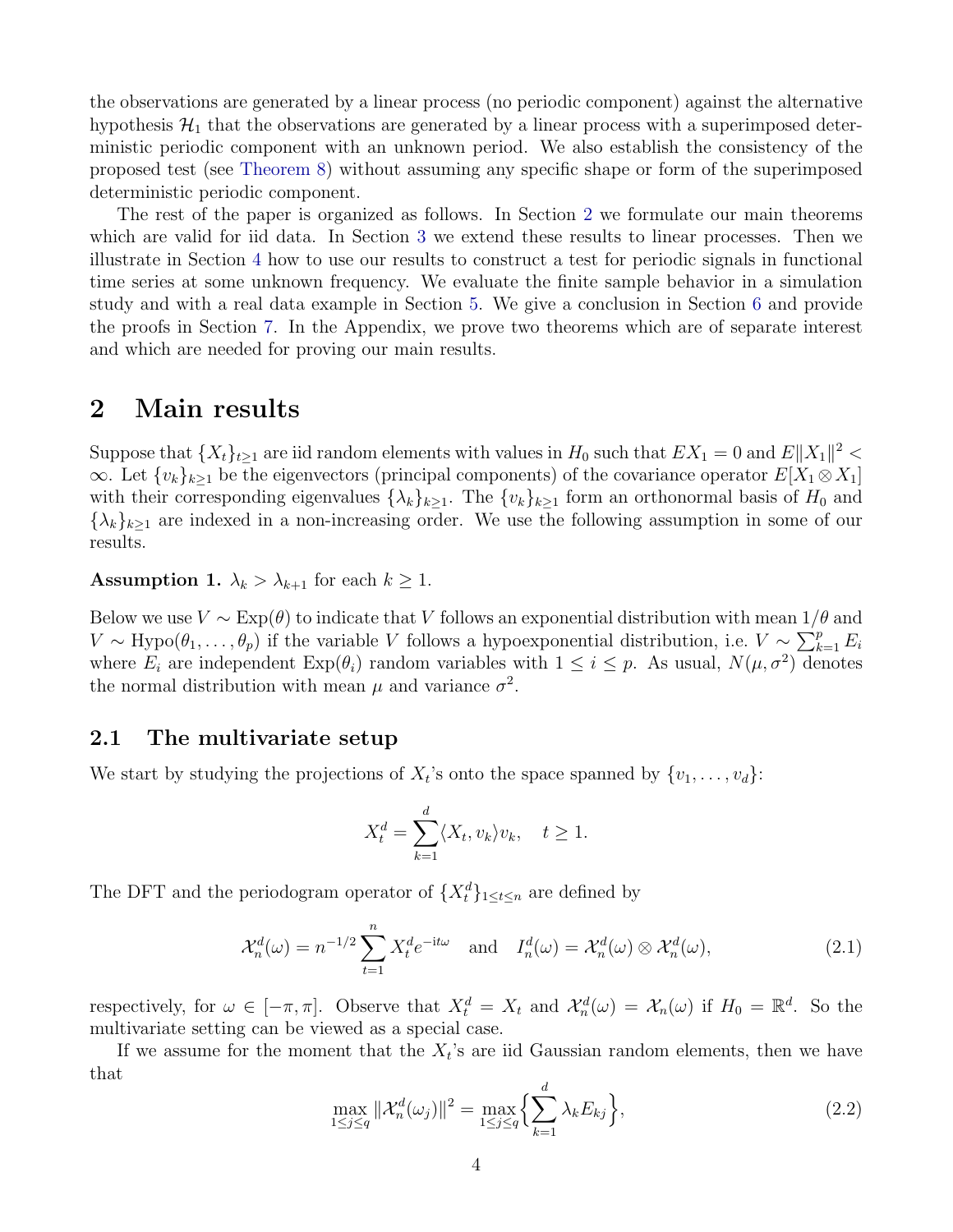the observations are generated by a linear process (no periodic component) against the alternative hypothesis $\mathcal{H}_1$ that the observations are generated by a linear process with a superimposed deterministic periodic component with an unknown period. We also establish the consistency of the proposed test (see Theorem 8) without assuming any specific shape or form of the superimposed deterministic periodic component.

The rest of the paper is organized as follows. In Section 2 we formulate our main theorems which are valid for iid data. In Section 3 we extend these results to linear processes. Then we illustrate in Section 4 how to use our results to construct a test for periodic signals in functional time series at some unknown frequency. We evaluate the finite sample behavior in a simulation study and with a real data example in Section 5. We give a conclusion in Section 6 and provide the proofs in Section 7. In the Appendix, we prove two theorems which are of separate interest and which are needed for proving our main results.

## 2 Main results

Suppose that $\{X_t\}_{t\geq 1}$ are iid random elements with values in $H_0$ such that $EX_1 = 0$ and $E\|X_1\|^2 < \infty$. Let $\{v_k\}_{k\geq 1}$ be the eigenvectors (principal components) of the covariance operator $E[X_1 \otimes X_1]$ with their corresponding eigenvalues $\{\lambda_k\}_{k\geq 1}$. The $\{v_k\}_{k\geq 1}$ form an orthonormal basis of $H_0$ and $\{\lambda_k\}_{k\geq 1}$ are indexed in a non-increasing order. We use the following assumption in some of our results.

**Assumption 1.** $\lambda_k > \lambda_{k+1}$ for each $k \geq 1$.

Below we use $V \sim \mathrm{Exp}(\theta)$ to indicate that $V$ follows an exponential distribution with mean $1/\theta$ and $V \sim \mathrm{Hypo}(\theta_1, \dots, \theta_p)$ if the variable $V$ follows a hypoexponential distribution, i.e. $V \sim \sum_{k=1}^{p} E_i$ where $E_i$ are independent $\mathrm{Exp}(\theta_i)$ random variables with $1 \leq i \leq p$. As usual, $N(\mu, \sigma^2)$ denotes the normal distribution with mean $\mu$ and variance $\sigma^2$.

### 2.1 The multivariate setup

We start by studying the projections of $X_t$'s onto the space spanned by $\{v_1, \dots, v_d\}$:

$$X_t^d = \sum_{k=1}^{d} \langle X_t, v_k \rangle v_k, \quad t \geq 1.$$

The DFT and the periodogram operator of $\{X_t^d\}_{1\leq t\leq n}$ are defined by

$$\mathcal{X}_n^d(\omega) = n^{-1/2} \sum_{t=1}^{n} X_t^d e^{-\mathrm{i}t\omega} \quad \text{and} \quad I_n^d(\omega) = \mathcal{X}_n^d(\omega) \otimes \mathcal{X}_n^d(\omega), \tag{2.1}$$

respectively, for $\omega \in [-\pi, \pi]$. Observe that $X_t^d = X_t$ and $\mathcal{X}_n^d(\omega) = \mathcal{X}_n(\omega)$ if $H_0 = \mathbb{R}^d$. So the multivariate setting can be viewed as a special case.

If we assume for the moment that the $X_t$'s are iid Gaussian random elements, then we have that

$$\max_{1\leq j\leq q} \|\mathcal{X}_n^d(\omega_j)\|^2 = \max_{1\leq j\leq q} \Big\{ \sum_{k=1}^{d} \lambda_k E_{kj} \Big\}, \tag{2.2}$$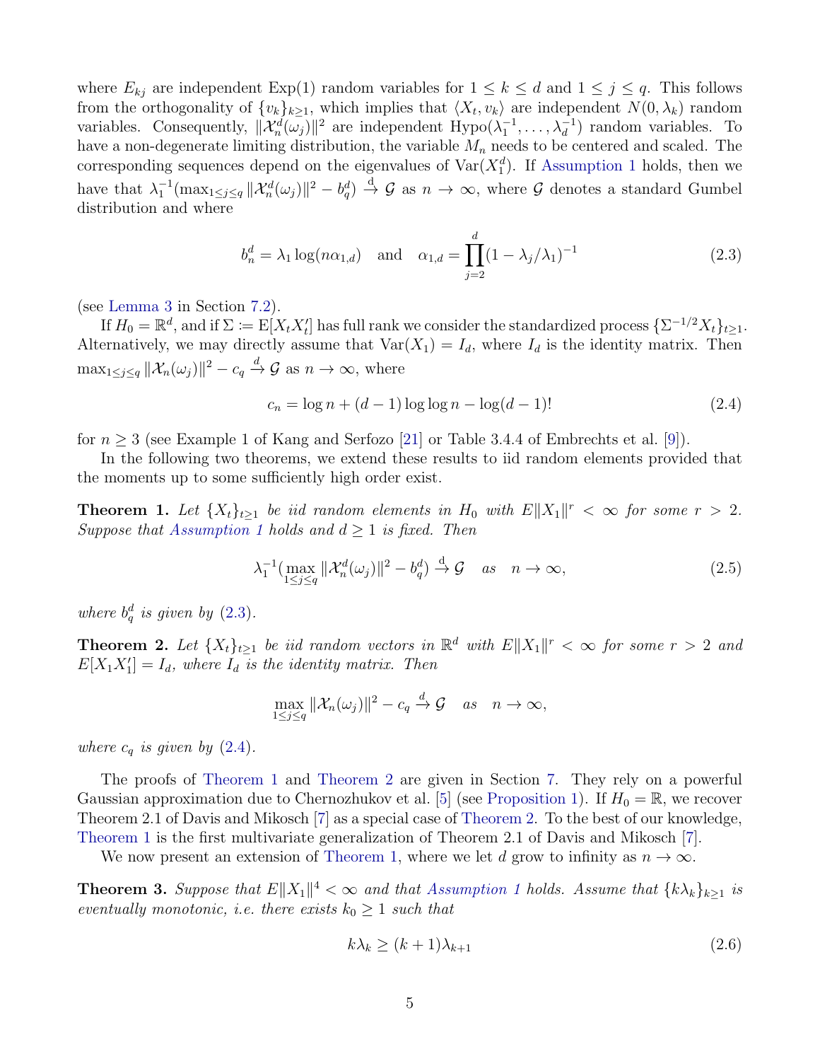where $E_{kj}$ are independent Exp(1) random variables for $1 \leq k \leq d$ and $1 \leq j \leq q$. This follows from the orthogonality of $\{v_k\}_{k\geq 1}$, which implies that $\langle X_t, v_k \rangle$ are independent $N(0, \lambda_k)$ random variables. Consequently, $\|\mathcal{X}_n^d(\omega_j)\|^2$ are independent $\text{Hypo}(\lambda_1^{-1}, \ldots, \lambda_d^{-1})$ random variables. To have a non-degenerate limiting distribution, the variable $M_n$ needs to be centered and scaled. The corresponding sequences depend on the eigenvalues of $\text{Var}(X_1^d)$. If Assumption 1 holds, then we have that $\lambda_1^{-1}(\max_{1\leq j\leq q} \|\mathcal{X}_n^d(\omega_j)\|^2 - b_q^d) \xrightarrow{\text{d}} \mathcal{G}$ as $n \to \infty$, where $\mathcal{G}$ denotes a standard Gumbel distribution and where

$$
b_n^d = \lambda_1 \log(n\alpha_{1,d}) \quad \text{and} \quad \alpha_{1,d} = \prod_{j=2}^{d} (1 - \lambda_j/\lambda_1)^{-1} \tag{2.3}
$$

(see Lemma 3 in Section 7.2).

If $H_0 = \mathbb{R}^d$, and if $\Sigma := \text{E}[X_t X_t']$ has full rank we consider the standardized process $\{\Sigma^{-1/2} X_t\}_{t\geq 1}$. Alternatively, we may directly assume that $\text{Var}(X_1) = I_d$, where $I_d$ is the identity matrix. Then $\max_{1\leq j\leq q} \|\mathcal{X}_n(\omega_j)\|^2 - c_q \xrightarrow{d} \mathcal{G}$ as $n \to \infty$, where

$$
c_n = \log n + (d-1)\log\log n - \log(d-1)! \tag{2.4}
$$

for $n \geq 3$ (see Example 1 of Kang and Serfozo [21] or Table 3.4.4 of Embrechts et al. [9]).

In the following two theorems, we extend these results to iid random elements provided that the moments up to some sufficiently high order exist.

**Theorem 1.** *Let $\{X_t\}_{t\geq 1}$ be iid random elements in $H_0$ with $E\|X_1\|^r < \infty$ for some $r > 2$. Suppose that Assumption 1 holds and $d \geq 1$ is fixed. Then*

$$
\lambda_1^{-1}(\max_{1\leq j\leq q} \|\mathcal{X}_n^d(\omega_j)\|^2 - b_q^d) \xrightarrow{\text{d}} \mathcal{G} \quad \text{as} \quad n \to \infty, \tag{2.5}
$$

*where $b_q^d$ is given by (2.3).*

**Theorem 2.** *Let $\{X_t\}_{t\geq 1}$ be iid random vectors in $\mathbb{R}^d$ with $E\|X_1\|^r < \infty$ for some $r > 2$ and $E[X_1 X_1'] = I_d$, where $I_d$ is the identity matrix. Then*

$$
\max_{1\leq j\leq q} \|\mathcal{X}_n(\omega_j)\|^2 - c_q \xrightarrow{d} \mathcal{G} \quad \text{as} \quad n \to \infty,
$$

*where $c_q$ is given by (2.4).*

The proofs of Theorem 1 and Theorem 2 are given in Section 7. They rely on a powerful Gaussian approximation due to Chernozhukov et al. [5] (see Proposition 1). If $H_0 = \mathbb{R}$, we recover Theorem 2.1 of Davis and Mikosch [7] as a special case of Theorem 2. To the best of our knowledge, Theorem 1 is the first multivariate generalization of Theorem 2.1 of Davis and Mikosch [7].

We now present an extension of Theorem 1, where we let $d$ grow to infinity as $n \to \infty$.

**Theorem 3.** *Suppose that $E\|X_1\|^4 < \infty$ and that Assumption 1 holds. Assume that $\{k\lambda_k\}_{k\geq 1}$ is eventually monotonic, i.e. there exists $k_0 \geq 1$ such that*

$$
k\lambda_k \geq (k+1)\lambda_{k+1} \tag{2.6}
$$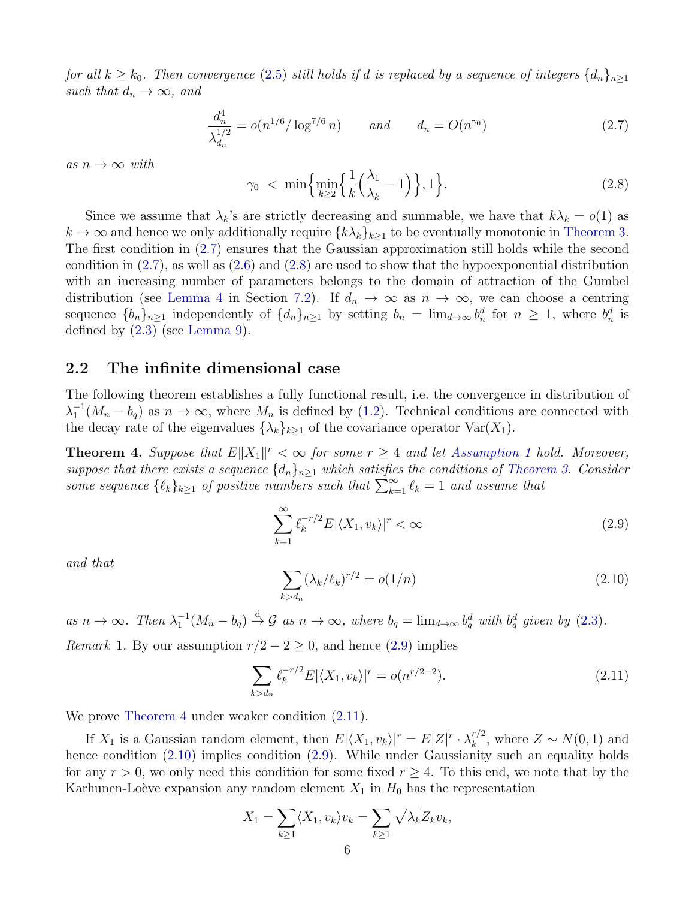*for all $k \geq k_0$. Then convergence (2.5) still holds if $d$ is replaced by a sequence of integers $\{d_n\}_{n\geq 1}$ such that $d_n \to \infty$, and*

$$\frac{d_n^4}{\lambda_{d_n}^{1/2}} = o(n^{1/6}/\log^{7/6} n) \qquad \text{and} \qquad d_n = O(n^{\gamma_0}) \tag{2.7}$$

*as $n \to \infty$ with*

$$\gamma_0 \ < \ \min\Big\{\min_{k\geq 2}\Big\{\frac{1}{k}\Big(\frac{\lambda_1}{\lambda_k} - 1\Big)\Big\}, 1\Big\}. \tag{2.8}$$

Since we assume that $\lambda_k$'s are strictly decreasing and summable, we have that $k\lambda_k = o(1)$ as $k \to \infty$ and hence we only additionally require $\{k\lambda_k\}_{k\geq 1}$ to be eventually monotonic in Theorem 3. The first condition in (2.7) ensures that the Gaussian approximation still holds while the second condition in (2.7), as well as (2.6) and (2.8) are used to show that the hypoexponential distribution with an increasing number of parameters belongs to the domain of attraction of the Gumbel distribution (see Lemma 4 in Section 7.2). If $d_n \to \infty$ as $n \to \infty$, we can choose a centring sequence $\{b_n\}_{n\geq 1}$ independently of $\{d_n\}_{n\geq 1}$ by setting $b_n = \lim_{d\to\infty} b_n^d$ for $n \geq 1$, where $b_n^d$ is defined by (2.3) (see Lemma 9).

## 2.2 The infinite dimensional case

The following theorem establishes a fully functional result, i.e. the convergence in distribution of $\lambda_1^{-1}(M_n - b_q)$ as $n \to \infty$, where $M_n$ is defined by (1.2). Technical conditions are connected with the decay rate of the eigenvalues $\{\lambda_k\}_{k\geq 1}$ of the covariance operator $\mathrm{Var}(X_1)$.

**Theorem 4.** *Suppose that $E\|X_1\|^r < \infty$ for some $r \geq 4$ and let Assumption 1 hold. Moreover, suppose that there exists a sequence $\{d_n\}_{n\geq 1}$ which satisfies the conditions of Theorem 3. Consider some sequence $\{\ell_k\}_{k\geq 1}$ of positive numbers such that $\sum_{k=1}^{\infty} \ell_k = 1$ and assume that*

$$\sum_{k=1}^{\infty} \ell_k^{-r/2} E|\langle X_1, v_k\rangle|^r < \infty \tag{2.9}$$

*and that*

$$\sum_{k>d_n} (\lambda_k/\ell_k)^{r/2} = o(1/n) \tag{2.10}$$

*as $n \to \infty$. Then $\lambda_1^{-1}(M_n - b_q) \xrightarrow{\mathrm{d}} \mathcal{G}$ as $n \to \infty$, where $b_q = \lim_{d\to\infty} b_q^d$ with $b_q^d$ given by (2.3).*

*Remark* 1. By our assumption $r/2 - 2 \geq 0$, and hence (2.9) implies

$$\sum_{k>d_n} \ell_k^{-r/2} E|\langle X_1, v_k\rangle|^r = o(n^{r/2-2}). \tag{2.11}$$

We prove Theorem 4 under weaker condition (2.11).

If $X_1$ is a Gaussian random element, then $E|\langle X_1, v_k\rangle|^r = E|Z|^r \cdot \lambda_k^{r/2}$, where $Z \sim N(0,1)$ and hence condition (2.10) implies condition (2.9). While under Gaussianity such an equality holds for any $r > 0$, we only need this condition for some fixed $r \geq 4$. To this end, we note that by the Karhunen-Loève expansion any random element $X_1$ in $H_0$ has the representation

$$X_1 = \sum_{k\geq 1} \langle X_1, v_k\rangle v_k = \sum_{k\geq 1} \sqrt{\lambda_k} Z_k v_k,$$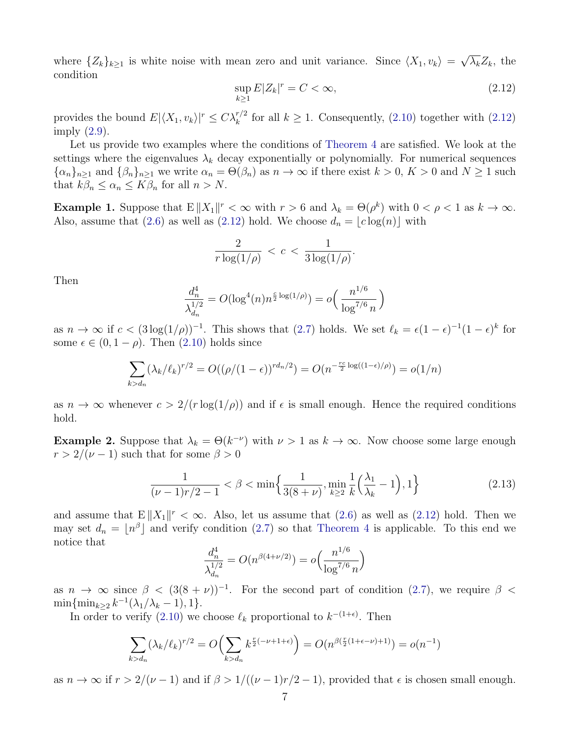where $\{Z_k\}_{k\geq 1}$ is white noise with mean zero and unit variance. Since $\langle X_1, v_k\rangle = \sqrt{\lambda_k} Z_k$, the condition

$$\sup_{k\geq 1} E|Z_k|^r = C < \infty, \tag{2.12}$$

provides the bound $E|\langle X_1, v_k\rangle|^r \leq C\lambda_k^{r/2}$ for all $k \geq 1$. Consequently, (2.10) together with (2.12) imply (2.9).

Let us provide two examples where the conditions of Theorem 4 are satisfied. We look at the settings where the eigenvalues $\lambda_k$ decay exponentially or polynomially. For numerical sequences $\{\alpha_n\}_{n\geq 1}$ and $\{\beta_n\}_{n\geq 1}$ we write $\alpha_n = \Theta(\beta_n)$ as $n \to \infty$ if there exist $k > 0$, $K > 0$ and $N \geq 1$ such that $k\beta_n \leq \alpha_n \leq K\beta_n$ for all $n > N$.

**Example 1.** Suppose that $\mathrm{E}\,\|X_1\|^r < \infty$ with $r > 6$ and $\lambda_k = \Theta(\rho^k)$ with $0 < \rho < 1$ as $k \to \infty$. Also, assume that (2.6) as well as (2.12) hold. We choose $d_n = \lfloor c\log(n)\rfloor$ with

$$\frac{2}{r\log(1/\rho)} \, < \, c \, < \, \frac{1}{3\log(1/\rho)}.$$

Then

$$\frac{d_n^4}{\lambda_{d_n}^{1/2}} = O(\log^4(n) n^{\frac{c}{2}\log(1/\rho)}) = o\Big(\frac{n^{1/6}}{\log^{7/6} n}\Big)$$

as $n \to \infty$ if $c < (3\log(1/\rho))^{-1}$. This shows that (2.7) holds. We set $\ell_k = \epsilon(1-\epsilon)^{-1}(1-\epsilon)^k$ for some $\epsilon \in (0, 1-\rho)$. Then (2.10) holds since

$$\sum_{k>d_n} (\lambda_k/\ell_k)^{r/2} = O((\rho/(1-\epsilon))^{rd_n/2}) = O(n^{-\frac{rc}{2}\log((1-\epsilon)/\rho)}) = o(1/n)$$

as $n \to \infty$ whenever $c > 2/(r\log(1/\rho))$ and if $\epsilon$ is small enough. Hence the required conditions hold.

**Example 2.** Suppose that $\lambda_k = \Theta(k^{-\nu})$ with $\nu > 1$ as $k \to \infty$. Now choose some large enough $r > 2/(\nu - 1)$ such that for some $\beta > 0$

$$\frac{1}{(\nu-1)r/2 - 1} < \beta < \min\Big\{\frac{1}{3(8+\nu)}, \min_{k\geq 2}\frac{1}{k}\Big(\frac{\lambda_1}{\lambda_k} - 1\Big), 1\Big\} \tag{2.13}$$

and assume that $\mathrm{E}\,\|X_1\|^r < \infty$. Also, let us assume that (2.6) as well as (2.12) hold. Then we may set $d_n = \lfloor n^\beta \rfloor$ and verify condition (2.7) so that Theorem 4 is applicable. To this end we notice that

$$\frac{d_n^4}{\lambda_{d_n}^{1/2}} = O(n^{\beta(4+\nu/2)}) = o\Big(\frac{n^{1/6}}{\log^{7/6} n}\Big)$$

as $n \to \infty$ since $\beta < (3(8+\nu))^{-1}$. For the second part of condition (2.7), we require $\beta < \min\{\min_{k\geq 2} k^{-1}(\lambda_1/\lambda_k - 1), 1\}$.

In order to verify (2.10) we choose $\ell_k$ proportional to $k^{-(1+\epsilon)}$. Then

$$\sum_{k>d_n} (\lambda_k/\ell_k)^{r/2} = O\Big(\sum_{k>d_n} k^{\frac{r}{2}(-\nu+1+\epsilon)}\Big) = O(n^{\beta(\frac{r}{2}(1+\epsilon-\nu)+1)}) = o(n^{-1})$$

as $n \to \infty$ if $r > 2/(\nu - 1)$ and if $\beta > 1/((\nu - 1)r/2 - 1)$, provided that $\epsilon$ is chosen small enough.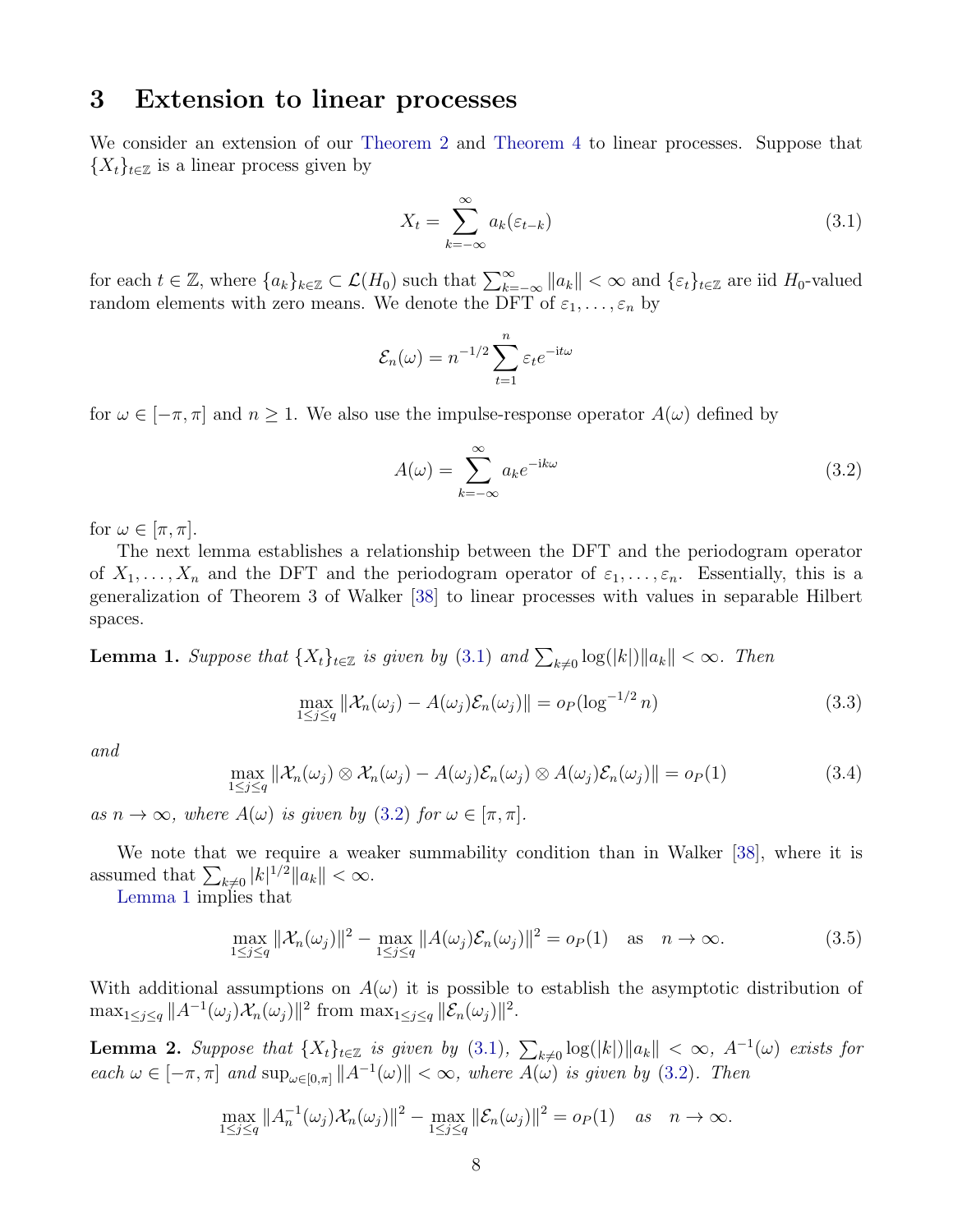# 3 Extension to linear processes

We consider an extension of our Theorem 2 and Theorem 4 to linear processes. Suppose that $\{X_t\}_{t\in\mathbb{Z}}$ is a linear process given by

$$X_t = \sum_{k=-\infty}^{\infty} a_k(\varepsilon_{t-k}) \tag{3.1}$$

for each $t \in \mathbb{Z}$, where $\{a_k\}_{k\in\mathbb{Z}} \subset \mathcal{L}(H_0)$ such that $\sum_{k=-\infty}^{\infty} \|a_k\| < \infty$ and $\{\varepsilon_t\}_{t\in\mathbb{Z}}$ are iid $H_0$-valued random elements with zero means. We denote the DFT of $\varepsilon_1, \ldots, \varepsilon_n$ by

$$\mathcal{E}_n(\omega) = n^{-1/2} \sum_{t=1}^{n} \varepsilon_t e^{-\mathrm{i}t\omega}$$

for $\omega \in [-\pi, \pi]$ and $n \geq 1$. We also use the impulse-response operator $A(\omega)$ defined by

$$A(\omega) = \sum_{k=-\infty}^{\infty} a_k e^{-\mathrm{i}k\omega} \tag{3.2}$$

for $\omega \in [\pi, \pi]$.

The next lemma establishes a relationship between the DFT and the periodogram operator of $X_1, \ldots, X_n$ and the DFT and the periodogram operator of $\varepsilon_1, \ldots, \varepsilon_n$. Essentially, this is a generalization of Theorem 3 of Walker [38] to linear processes with values in separable Hilbert spaces.

**Lemma 1.** *Suppose that $\{X_t\}_{t\in\mathbb{Z}}$ is given by (3.1) and $\sum_{k\neq 0} \log(|k|)\|a_k\| < \infty$. Then*

$$\max_{1\leq j\leq q} \|\mathcal{X}_n(\omega_j) - A(\omega_j)\mathcal{E}_n(\omega_j)\| = o_P(\log^{-1/2} n) \tag{3.3}$$

*and*

$$\max_{1\leq j\leq q} \|\mathcal{X}_n(\omega_j) \otimes \mathcal{X}_n(\omega_j) - A(\omega_j)\mathcal{E}_n(\omega_j) \otimes A(\omega_j)\mathcal{E}_n(\omega_j)\| = o_P(1) \tag{3.4}$$

*as $n \to \infty$, where $A(\omega)$ is given by (3.2) for $\omega \in [\pi, \pi]$.*

We note that we require a weaker summability condition than in Walker [38], where it is assumed that $\sum_{k\neq 0} |k|^{1/2}\|a_k\| < \infty$.

Lemma 1 implies that

$$\max_{1\leq j\leq q} \|\mathcal{X}_n(\omega_j)\|^2 - \max_{1\leq j\leq q} \|A(\omega_j)\mathcal{E}_n(\omega_j)\|^2 = o_P(1) \quad \text{as} \quad n \to \infty. \tag{3.5}$$

With additional assumptions on $A(\omega)$ it is possible to establish the asymptotic distribution of $\max_{1\leq j\leq q} \|A^{-1}(\omega_j)\mathcal{X}_n(\omega_j)\|^2$ from $\max_{1\leq j\leq q} \|\mathcal{E}_n(\omega_j)\|^2$.

**Lemma 2.** *Suppose that $\{X_t\}_{t\in\mathbb{Z}}$ is given by (3.1), $\sum_{k\neq 0} \log(|k|)\|a_k\| < \infty$, $A^{-1}(\omega)$ exists for each $\omega \in [-\pi, \pi]$ and $\sup_{\omega\in[0,\pi]} \|A^{-1}(\omega)\| < \infty$, where $A(\omega)$ is given by (3.2). Then*

$$\max_{1\leq j\leq q} \|A_n^{-1}(\omega_j)\mathcal{X}_n(\omega_j)\|^2 - \max_{1\leq j\leq q} \|\mathcal{E}_n(\omega_j)\|^2 = o_P(1) \quad \textit{as} \quad n \to \infty.$$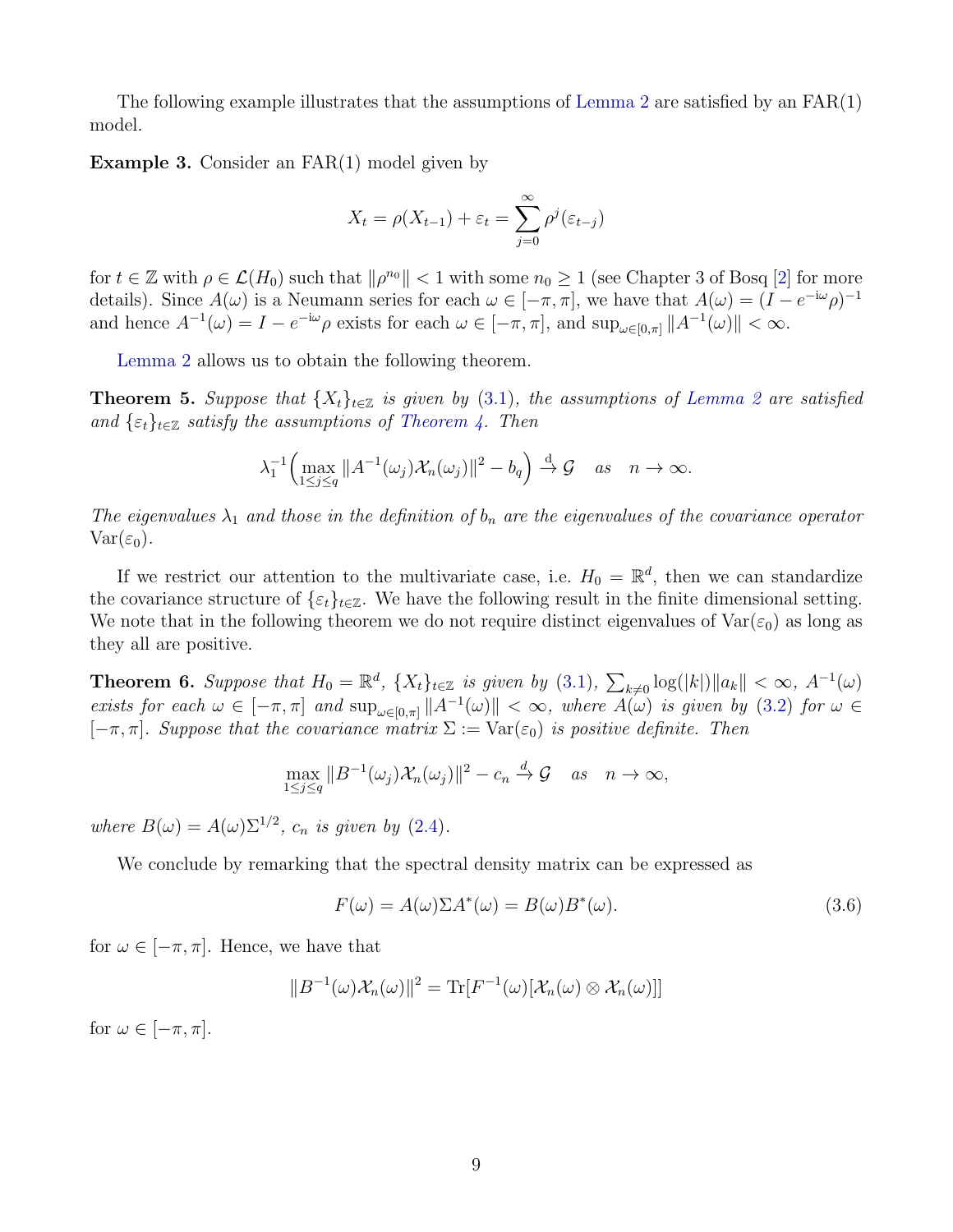The following example illustrates that the assumptions of Lemma 2 are satisfied by an FAR(1) model.

**Example 3.** Consider an FAR(1) model given by

$$X_t = \rho(X_{t-1}) + \varepsilon_t = \sum_{j=0}^{\infty} \rho^j(\varepsilon_{t-j})$$

for $t \in \mathbb{Z}$ with $\rho \in \mathcal{L}(H_0)$ such that $\|\rho^{n_0}\| < 1$ with some $n_0 \geq 1$ (see Chapter 3 of Bosq [2] for more details). Since $A(\omega)$ is a Neumann series for each $\omega \in [-\pi, \pi]$, we have that $A(\omega) = (I - e^{-\mathrm{i}\omega}\rho)^{-1}$ and hence $A^{-1}(\omega) = I - e^{-\mathrm{i}\omega}\rho$ exists for each $\omega \in [-\pi, \pi]$, and $\sup_{\omega \in [0,\pi]} \|A^{-1}(\omega)\| < \infty$.

Lemma 2 allows us to obtain the following theorem.

**Theorem 5.** *Suppose that $\{X_t\}_{t\in\mathbb{Z}}$ is given by (3.1), the assumptions of Lemma 2 are satisfied and $\{\varepsilon_t\}_{t\in\mathbb{Z}}$ satisfy the assumptions of Theorem 4. Then*

$$\lambda_1^{-1}\Big(\max_{1\leq j\leq q} \|A^{-1}(\omega_j)\mathcal{X}_n(\omega_j)\|^2 - b_q\Big) \xrightarrow{\mathrm{d}} \mathcal{G} \quad as \quad n \to \infty.$$

*The eigenvalues $\lambda_1$ and those in the definition of $b_n$ are the eigenvalues of the covariance operator $\mathrm{Var}(\varepsilon_0)$.*

If we restrict our attention to the multivariate case, i.e. $H_0 = \mathbb{R}^d$, then we can standardize the covariance structure of $\{\varepsilon_t\}_{t\in\mathbb{Z}}$. We have the following result in the finite dimensional setting. We note that in the following theorem we do not require distinct eigenvalues of $\mathrm{Var}(\varepsilon_0)$ as long as they all are positive.

**Theorem 6.** *Suppose that $H_0 = \mathbb{R}^d$, $\{X_t\}_{t\in\mathbb{Z}}$ is given by (3.1), $\sum_{k\neq 0}\log(|k|)\|a_k\| < \infty$, $A^{-1}(\omega)$ exists for each $\omega \in [-\pi, \pi]$ and $\sup_{\omega\in[0,\pi]}\|A^{-1}(\omega)\| < \infty$, where $A(\omega)$ is given by (3.2) for $\omega \in [-\pi, \pi]$. Suppose that the covariance matrix $\Sigma := \mathrm{Var}(\varepsilon_0)$ is positive definite. Then*

$$\max_{1\leq j\leq q} \|B^{-1}(\omega_j)\mathcal{X}_n(\omega_j)\|^2 - c_n \xrightarrow{d} \mathcal{G} \quad as \quad n \to \infty,$$

*where $B(\omega) = A(\omega)\Sigma^{1/2}$, $c_n$ is given by (2.4).*

We conclude by remarking that the spectral density matrix can be expressed as

$$F(\omega) = A(\omega)\Sigma A^*(\omega) = B(\omega)B^*(\omega). \tag{3.6}$$

for $\omega \in [-\pi, \pi]$. Hence, we have that

$$\|B^{-1}(\omega)\mathcal{X}_n(\omega)\|^2 = \mathrm{Tr}[F^{-1}(\omega)[\mathcal{X}_n(\omega) \otimes \mathcal{X}_n(\omega)]]$$

for $\omega \in [-\pi, \pi]$.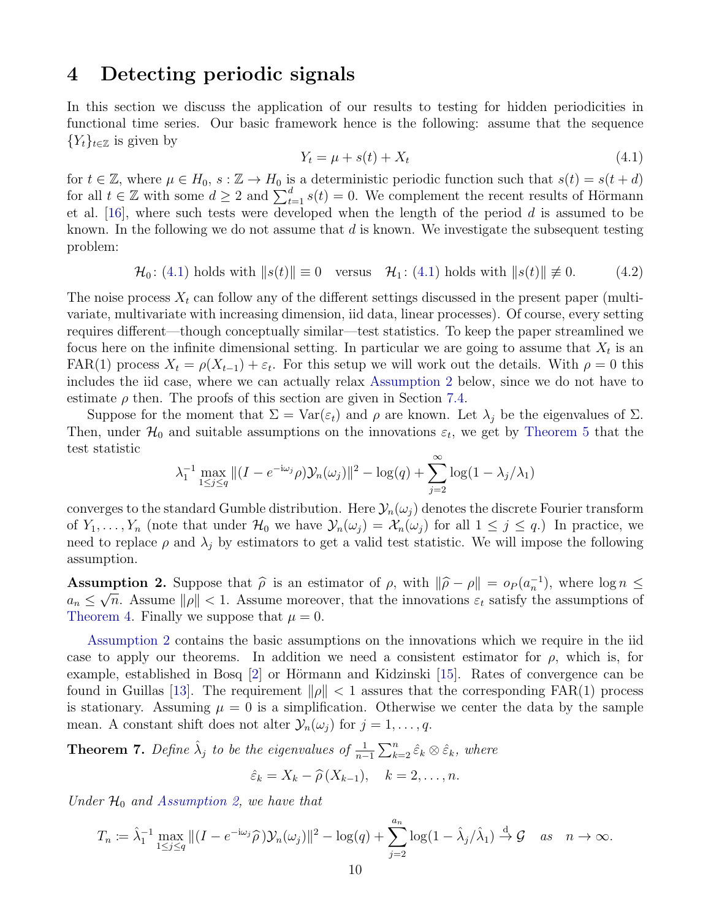# 4 Detecting periodic signals

In this section we discuss the application of our results to testing for hidden periodicities in functional time series. Our basic framework hence is the following: assume that the sequence $\{Y_t\}_{t\in\mathbb{Z}}$ is given by

$$Y_t = \mu + s(t) + X_t \tag{4.1}$$

for $t \in \mathbb{Z}$, where $\mu \in H_0$, $s : \mathbb{Z} \to H_0$ is a deterministic periodic function such that $s(t) = s(t+d)$ for all $t \in \mathbb{Z}$ with some $d \geq 2$ and $\sum_{t=1}^{d} s(t) = 0$. We complement the recent results of Hörmann et al. [16], where such tests were developed when the length of the period $d$ is assumed to be known. In the following we do not assume that $d$ is known. We investigate the subsequent testing problem:

$$\mathcal{H}_0\colon (4.1) \text{ holds with } \|s(t)\| \equiv 0 \quad \text{versus} \quad \mathcal{H}_1\colon (4.1) \text{ holds with } \|s(t)\| \not\equiv 0. \tag{4.2}$$

The noise process $X_t$ can follow any of the different settings discussed in the present paper (multivariate, multivariate with increasing dimension, iid data, linear processes). Of course, every setting requires different—though conceptually similar—test statistics. To keep the paper streamlined we focus here on the infinite dimensional setting. In particular we are going to assume that $X_t$ is an FAR(1) process $X_t = \rho(X_{t-1}) + \varepsilon_t$. For this setup we will work out the details. With $\rho = 0$ this includes the iid case, where we can actually relax Assumption 2 below, since we do not have to estimate $\rho$ then. The proofs of this section are given in Section 7.4.

Suppose for the moment that $\Sigma = \mathrm{Var}(\varepsilon_t)$ and $\rho$ are known. Let $\lambda_j$ be the eigenvalues of $\Sigma$. Then, under $\mathcal{H}_0$ and suitable assumptions on the innovations $\varepsilon_t$, we get by Theorem 5 that the test statistic

$$\lambda_1^{-1} \max_{1\leq j\leq q} \|(I - e^{-\mathrm{i}\omega_j}\rho)\mathcal{Y}_n(\omega_j)\|^2 - \log(q) + \sum_{j=2}^{\infty} \log(1 - \lambda_j/\lambda_1)$$

converges to the standard Gumble distribution. Here $\mathcal{Y}_n(\omega_j)$ denotes the discrete Fourier transform of $Y_1, \ldots, Y_n$ (note that under $\mathcal{H}_0$ we have $\mathcal{Y}_n(\omega_j) = \mathcal{X}_n(\omega_j)$ for all $1 \leq j \leq q$.) In practice, we need to replace $\rho$ and $\lambda_j$ by estimators to get a valid test statistic. We will impose the following assumption.

**Assumption 2.** Suppose that $\widehat{\rho}$ is an estimator of $\rho$, with $\|\widehat{\rho} - \rho\| = o_P(a_n^{-1})$, where $\log n \leq a_n \leq \sqrt{n}$. Assume $\|\rho\| < 1$. Assume moreover, that the innovations $\varepsilon_t$ satisfy the assumptions of Theorem 4. Finally we suppose that $\mu = 0$.

Assumption 2 contains the basic assumptions on the innovations which we require in the iid case to apply our theorems. In addition we need a consistent estimator for $\rho$, which is, for example, established in Bosq [2] or Hörmann and Kidzinski [15]. Rates of convergence can be found in Guillas [13]. The requirement $\|\rho\| < 1$ assures that the corresponding FAR(1) process is stationary. Assuming $\mu = 0$ is a simplification. Otherwise we center the data by the sample mean. A constant shift does not alter $\mathcal{Y}_n(\omega_j)$ for $j = 1, \ldots, q$.

**Theorem 7.** *Define $\hat{\lambda}_j$ to be the eigenvalues of $\frac{1}{n-1}\sum_{k=2}^{n} \hat{\varepsilon}_k \otimes \hat{\varepsilon}_k$, where*

$$\hat{\varepsilon}_k = X_k - \widehat{\rho}\,(X_{k-1}), \quad k = 2, \ldots, n.$$

*Under $\mathcal{H}_0$ and Assumption 2, we have that*

$$T_n := \hat{\lambda}_1^{-1} \max_{1\leq j\leq q} \|(I - e^{-\mathrm{i}\omega_j}\widehat{\rho})\mathcal{Y}_n(\omega_j)\|^2 - \log(q) + \sum_{j=2}^{a_n} \log(1 - \hat{\lambda}_j/\hat{\lambda}_1) \xrightarrow{\mathrm{d}} \mathcal{G} \quad \text{as} \quad n \to \infty.$$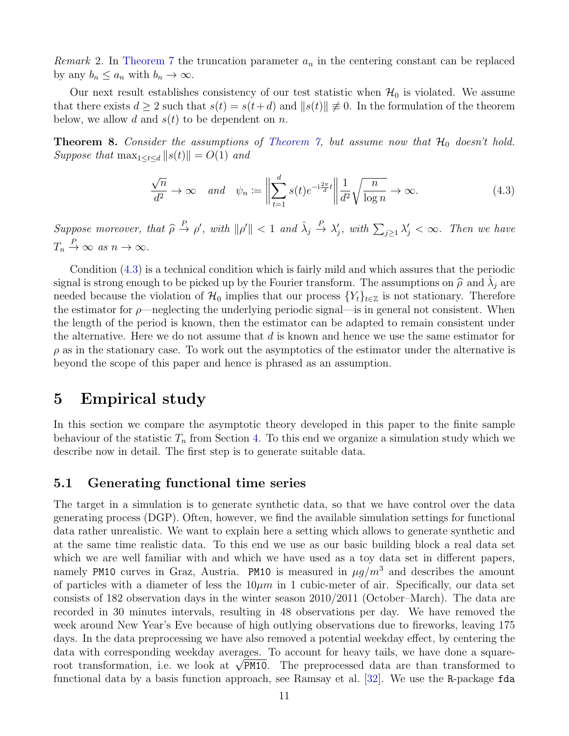*Remark* 2. In Theorem 7 the truncation parameter $a_n$ in the centering constant can be replaced by any $b_n \leq a_n$ with $b_n \to \infty$.

Our next result establishes consistency of our test statistic when $\mathcal{H}_0$ is violated. We assume that there exists $d \geq 2$ such that $s(t) = s(t+d)$ and $\|s(t)\| \not\equiv 0$. In the formulation of the theorem below, we allow $d$ and $s(t)$ to be dependent on $n$.

**Theorem 8.** *Consider the assumptions of Theorem 7, but assume now that $\mathcal{H}_0$ doesn't hold. Suppose that $\max_{1\leq t\leq d} \|s(t)\| = O(1)$ and*

$$\frac{\sqrt{n}}{d^2} \to \infty \quad \text{and} \quad \psi_n := \left\| \sum_{t=1}^{d} s(t) e^{-\mathrm{i}\frac{2\pi}{d}t} \right\| \frac{1}{d^2} \sqrt{\frac{n}{\log n}} \to \infty. \tag{4.3}$$

*Suppose moreover, that $\widehat{\rho} \xrightarrow{P} \rho'$, with $\|\rho'\| < 1$ and $\hat{\lambda}_j \xrightarrow{P} \lambda'_j$, with $\sum_{j\geq 1} \lambda'_j < \infty$. Then we have $T_n \xrightarrow{P} \infty$ as $n \to \infty$.*

Condition (4.3) is a technical condition which is fairly mild and which assures that the periodic signal is strong enough to be picked up by the Fourier transform. The assumptions on $\widehat{\rho}$ and $\hat{\lambda}_j$ are needed because the violation of $\mathcal{H}_0$ implies that our process $\{Y_t\}_{t\in\mathbb{Z}}$ is not stationary. Therefore the estimator for $\rho$—neglecting the underlying periodic signal—is in general not consistent. When the length of the period is known, then the estimator can be adapted to remain consistent under the alternative. Here we do not assume that $d$ is known and hence we use the same estimator for $\rho$ as in the stationary case. To work out the asymptotics of the estimator under the alternative is beyond the scope of this paper and hence is phrased as an assumption.

# 5 Empirical study

In this section we compare the asymptotic theory developed in this paper to the finite sample behaviour of the statistic $T_n$ from Section 4. To this end we organize a simulation study which we describe now in detail. The first step is to generate suitable data.

## 5.1 Generating functional time series

The target in a simulation is to generate synthetic data, so that we have control over the data generating process (DGP). Often, however, we find the available simulation settings for functional data rather unrealistic. We want to explain here a setting which allows to generate synthetic and at the same time realistic data. To this end we use as our basic building block a real data set which we are well familiar with and which we have used as a toy data set in different papers, namely `PM10` curves in Graz, Austria. `PM10` is measured in $\mu g/m^3$ and describes the amount of particles with a diameter of less the $10\mu m$ in 1 cubic-meter of air. Specifically, our data set consists of 182 observation days in the winter season 2010/2011 (October–March). The data are recorded in 30 minutes intervals, resulting in 48 observations per day. We have removed the week around New Year's Eve because of high outlying observations due to fireworks, leaving 175 days. In the data preprocessing we have also removed a potential weekday effect, by centering the data with corresponding weekday averages. To account for heavy tails, we have done a square-root transformation, i.e. we look at $\sqrt{\texttt{PM10}}$. The preprocessed data are than transformed to functional data by a basis function approach, see Ramsay et al. [32]. We use the `R`-package `fda`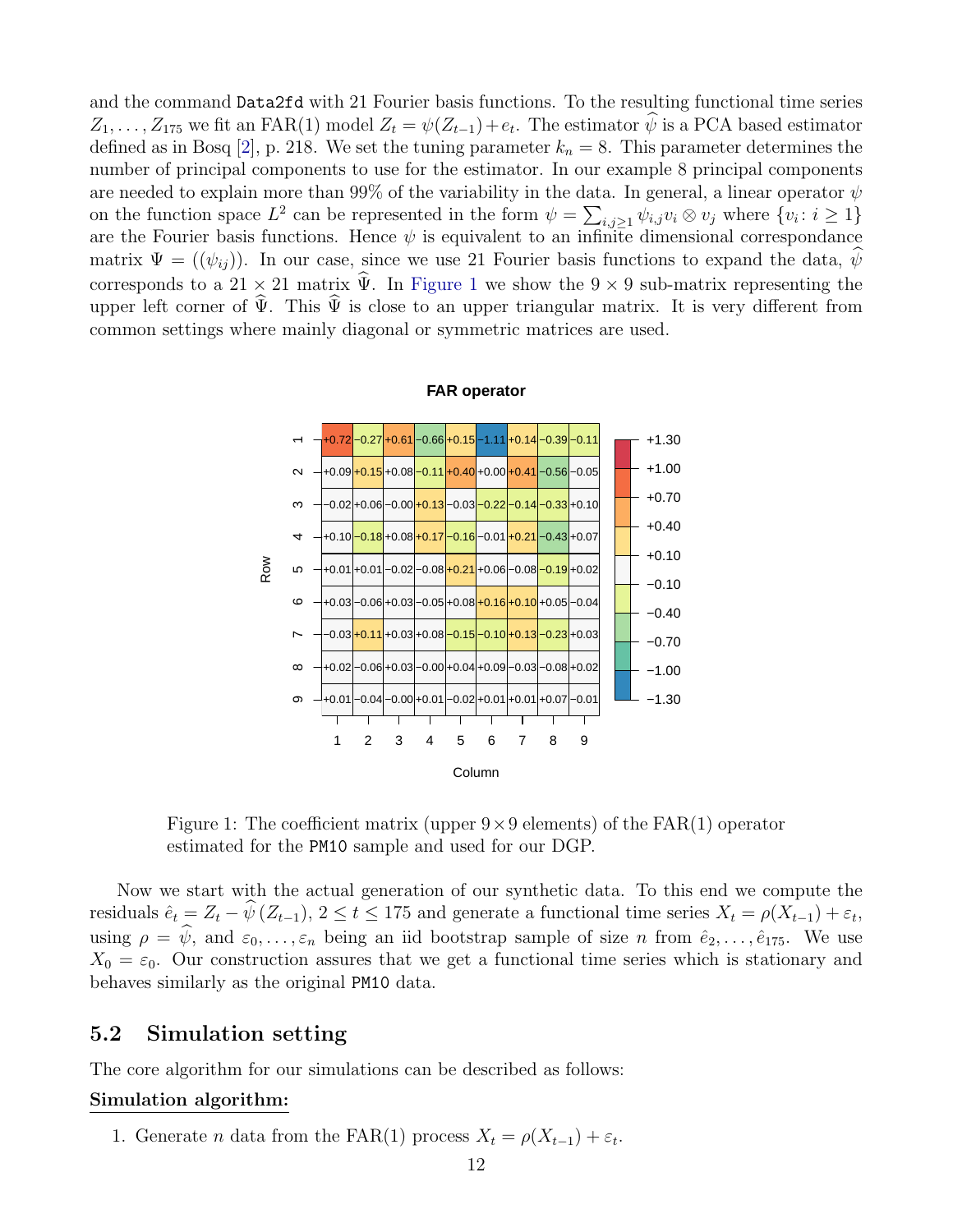and the command `Data2fd` with 21 Fourier basis functions. To the resulting functional time series $Z_1, \ldots, Z_{175}$ we fit an FAR(1) model $Z_t = \psi(Z_{t-1}) + e_t$. The estimator $\widehat{\psi}$ is a PCA based estimator defined as in Bosq [2], p. 218. We set the tuning parameter $k_n = 8$. This parameter determines the number of principal components to use for the estimator. In our example 8 principal components are needed to explain more than 99% of the variability in the data. In general, a linear operator $\psi$ on the function space $L^2$ can be represented in the form $\psi = \sum_{i,j \geq 1} \psi_{i,j} v_i \otimes v_j$ where $\{v_i : i \geq 1\}$ are the Fourier basis functions. Hence $\psi$ is equivalent to an infinite dimensional correspondance matrix $\Psi = ((\psi_{ij}))$. In our case, since we use 21 Fourier basis functions to expand the data, $\widehat{\psi}$ corresponds to a $21 \times 21$ matrix $\widehat{\Psi}$. In Figure 1 we show the $9 \times 9$ sub-matrix representing the upper left corner of $\widehat{\Psi}$. This $\widehat{\Psi}$ is close to an upper triangular matrix. It is very different from common settings where mainly diagonal or symmetric matrices are used.

**FAR operator**

| Row \ Column | 1 | 2 | 3 | 4 | 5 | 6 | 7 | 8 | 9 |
|---|---|---|---|---|---|---|---|---|---|
| 1 | +0.72 | −0.27 | +0.61 | −0.66 | +0.15 | −1.11 | +0.14 | −0.39 | −0.11 |
| 2 | +0.09 | +0.15 | +0.08 | −0.11 | +0.40 | +0.00 | +0.41 | −0.56 | −0.05 |
| 3 | −0.02 | +0.06 | −0.00 | +0.13 | −0.03 | −0.22 | −0.14 | −0.33 | +0.10 |
| 4 | +0.10 | −0.18 | +0.08 | +0.17 | −0.16 | −0.01 | +0.21 | −0.43 | +0.07 |
| 5 | +0.01 | +0.01 | −0.02 | −0.08 | +0.21 | +0.06 | −0.08 | −0.19 | +0.02 |
| 6 | +0.03 | −0.06 | +0.03 | −0.05 | +0.08 | +0.16 | +0.10 | +0.05 | −0.04 |
| 7 | −0.03 | +0.11 | +0.03 | +0.08 | −0.15 | −0.10 | +0.13 | −0.23 | +0.03 |
| 8 | +0.02 | −0.06 | +0.03 | −0.00 | +0.04 | +0.09 | −0.03 | −0.08 | +0.02 |
| 9 | +0.01 | −0.04 | −0.00 | +0.01 | −0.02 | +0.01 | +0.01 | +0.07 | −0.01 |

Figure 1: The coefficient matrix (upper $9 \times 9$ elements) of the FAR(1) operator estimated for the `PM10` sample and used for our DGP.

Now we start with the actual generation of our synthetic data. To this end we compute the residuals $\hat{e}_t = Z_t - \widehat{\psi}\,(Z_{t-1})$, $2 \leq t \leq 175$ and generate a functional time series $X_t = \rho(X_{t-1}) + \varepsilon_t$, using $\rho = \widehat{\psi}$, and $\varepsilon_0, \ldots, \varepsilon_n$ being an iid bootstrap sample of size $n$ from $\hat{e}_2, \ldots, \hat{e}_{175}$. We use $X_0 = \varepsilon_0$. Our construction assures that we get a functional time series which is stationary and behaves similarly as the original `PM10` data.

## 5.2 Simulation setting

The core algorithm for our simulations can be described as follows:

**Simulation algorithm:**

1. Generate $n$ data from the FAR(1) process $X_t = \rho(X_{t-1}) + \varepsilon_t$.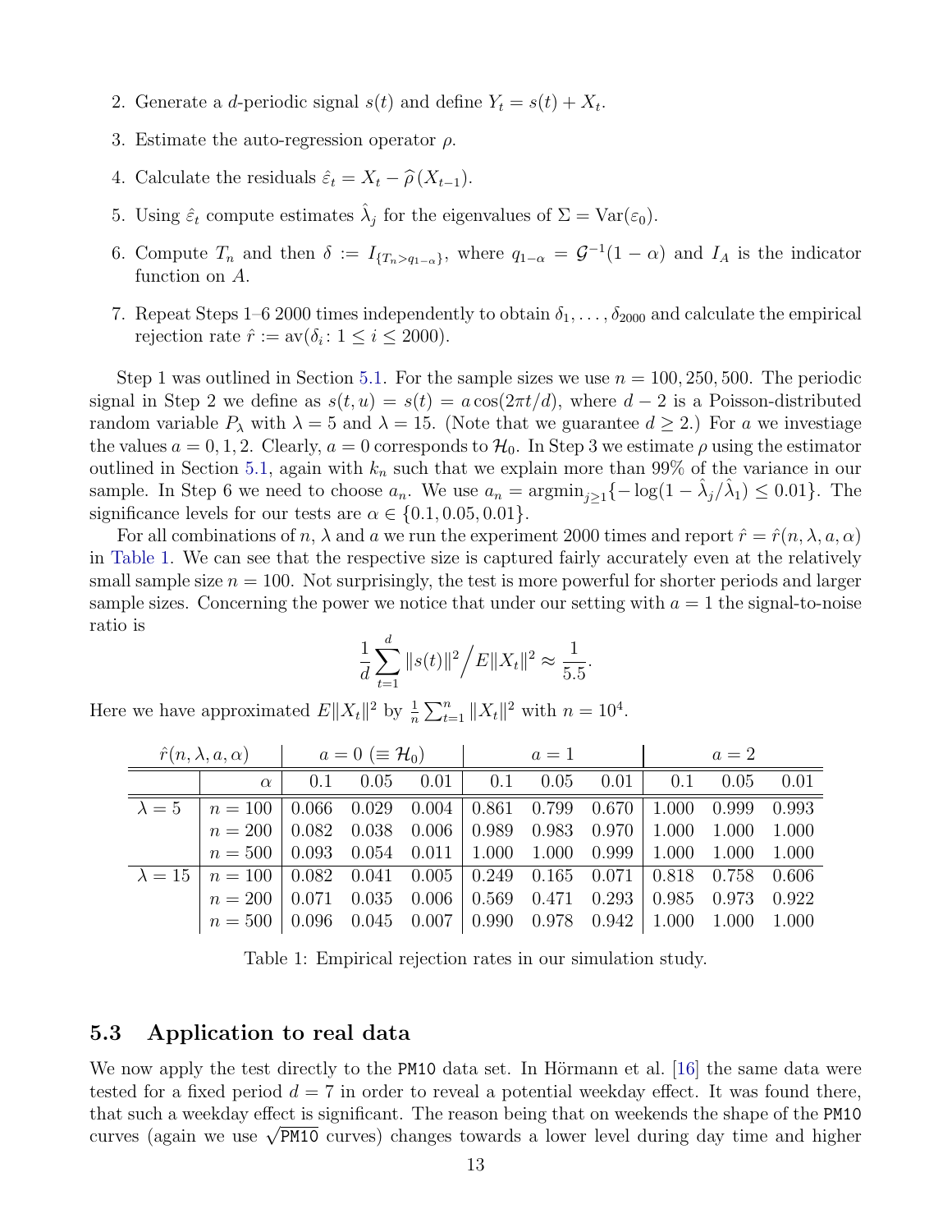2. Generate a $d$-periodic signal $s(t)$ and define $Y_t = s(t) + X_t$.
3. Estimate the auto-regression operator $\rho$.
4. Calculate the residuals $\hat{\varepsilon}_t = X_t - \widehat{\rho}(X_{t-1})$.
5. Using $\hat{\varepsilon}_t$ compute estimates $\hat{\lambda}_j$ for the eigenvalues of $\Sigma = \mathrm{Var}(\varepsilon_0)$.
6. Compute $T_n$ and then $\delta := I_{\{T_n > q_{1-\alpha}\}}$, where $q_{1-\alpha} = \mathcal{G}^{-1}(1-\alpha)$ and $I_A$ is the indicator function on $A$.
7. Repeat Steps 1–6 2000 times independently to obtain $\delta_1, \ldots, \delta_{2000}$ and calculate the empirical rejection rate $\hat{r} := \mathrm{av}(\delta_i \colon 1 \leq i \leq 2000)$.

Step 1 was outlined in Section 5.1. For the sample sizes we use $n = 100, 250, 500$. The periodic signal in Step 2 we define as $s(t, u) = s(t) = a\cos(2\pi t/d)$, where $d - 2$ is a Poisson-distributed random variable $P_\lambda$ with $\lambda = 5$ and $\lambda = 15$. (Note that we guarantee $d \geq 2$.) For $a$ we investiage the values $a = 0, 1, 2$. Clearly, $a = 0$ corresponds to $\mathcal{H}_0$. In Step 3 we estimate $\rho$ using the estimator outlined in Section 5.1, again with $k_n$ such that we explain more than 99% of the variance in our sample. In Step 6 we need to choose $a_n$. We use $a_n = \mathrm{argmin}_{j \geq 1}\{-\log(1 - \hat{\lambda}_j/\hat{\lambda}_1) \leq 0.01\}$. The significance levels for our tests are $\alpha \in \{0.1, 0.05, 0.01\}$.

For all combinations of $n$, $\lambda$ and $a$ we run the experiment 2000 times and report $\hat{r} = \hat{r}(n, \lambda, a, \alpha)$ in Table 1. We can see that the respective size is captured fairly accurately even at the relatively small sample size $n = 100$. Not surprisingly, the test is more powerful for shorter periods and larger sample sizes. Concerning the power we notice that under our setting with $a = 1$ the signal-to-noise ratio is

$$\frac{1}{d}\sum_{t=1}^{d} \|s(t)\|^2 \Big/ E\|X_t\|^2 \approx \frac{1}{5.5}.$$

Here we have approximated $E\|X_t\|^2$ by $\frac{1}{n}\sum_{t=1}^{n} \|X_t\|^2$ with $n = 10^4$.

| $\hat{r}(n, \lambda, a, \alpha)$ | | $a = 0$ ($\equiv \mathcal{H}_0$) | | | $a = 1$ | | | $a = 2$ | | |
|---|---|---|---|---|---|---|---|---|---|---|
| | $\alpha$ | 0.1 | 0.05 | 0.01 | 0.1 | 0.05 | 0.01 | 0.1 | 0.05 | 0.01 |
| $\lambda = 5$ | $n = 100$ | 0.066 | 0.029 | 0.004 | 0.861 | 0.799 | 0.670 | 1.000 | 0.999 | 0.993 |
| | $n = 200$ | 0.082 | 0.038 | 0.006 | 0.989 | 0.983 | 0.970 | 1.000 | 1.000 | 1.000 |
| | $n = 500$ | 0.093 | 0.054 | 0.011 | 1.000 | 1.000 | 0.999 | 1.000 | 1.000 | 1.000 |
| $\lambda = 15$ | $n = 100$ | 0.082 | 0.041 | 0.005 | 0.249 | 0.165 | 0.071 | 0.818 | 0.758 | 0.606 |
| | $n = 200$ | 0.071 | 0.035 | 0.006 | 0.569 | 0.471 | 0.293 | 0.985 | 0.973 | 0.922 |
| | $n = 500$ | 0.096 | 0.045 | 0.007 | 0.990 | 0.978 | 0.942 | 1.000 | 1.000 | 1.000 |

Table 1: Empirical rejection rates in our simulation study.

## 5.3 Application to real data

We now apply the test directly to the PM10 data set. In Hörmann et al. [16] the same data were tested for a fixed period $d = 7$ in order to reveal a potential weekday effect. It was found there, that such a weekday effect is significant. The reason being that on weekends the shape of the PM10 curves (again we use $\sqrt{\text{PM10}}$ curves) changes towards a lower level during day time and higher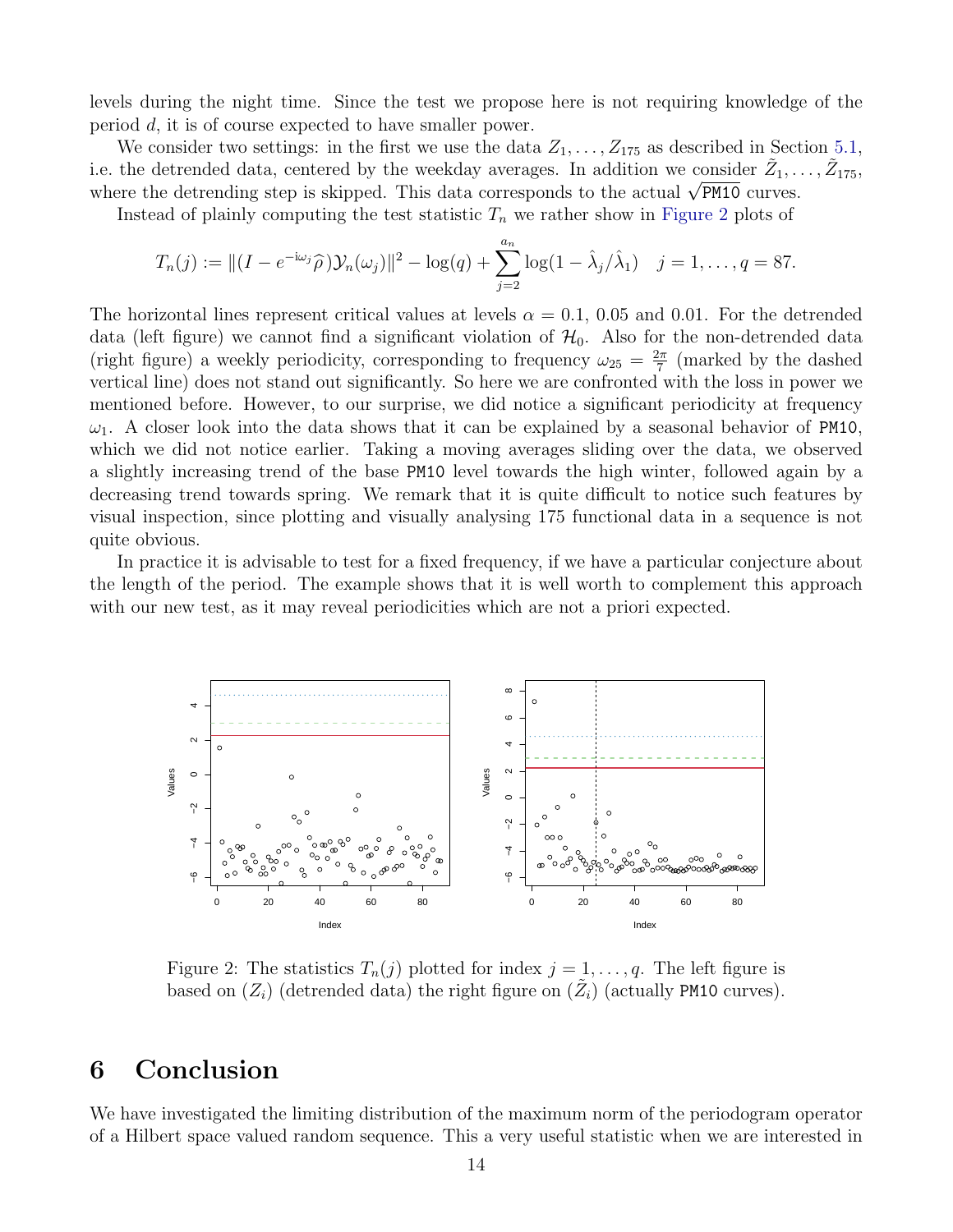levels during the night time. Since the test we propose here is not requiring knowledge of the period $d$, it is of course expected to have smaller power.

We consider two settings: in the first we use the data $Z_1, \ldots, Z_{175}$ as described in Section 5.1, i.e. the detrended data, centered by the weekday averages. In addition we consider $\tilde{Z}_1, \ldots, \tilde{Z}_{175}$, where the detrending step is skipped. This data corresponds to the actual $\sqrt{\texttt{PM10}}$ curves.

Instead of plainly computing the test statistic $T_n$ we rather show in Figure 2 plots of

$$T_n(j) := \|(I - e^{-\mathrm{i}\omega_j}\widehat{\rho})\mathcal{Y}_n(\omega_j)\|^2 - \log(q) + \sum_{j=2}^{a_n} \log(1 - \hat{\lambda}_j/\hat{\lambda}_1) \quad j = 1, \ldots, q = 87.$$

The horizontal lines represent critical values at levels $\alpha = 0.1$, $0.05$ and $0.01$. For the detrended data (left figure) we cannot find a significant violation of $\mathcal{H}_0$. Also for the non-detrended data (right figure) a weekly periodicity, corresponding to frequency $\omega_{25} = \frac{2\pi}{7}$ (marked by the dashed vertical line) does not stand out significantly. So here we are confronted with the loss in power we mentioned before. However, to our surprise, we did notice a significant periodicity at frequency $\omega_1$. A closer look into the data shows that it can be explained by a seasonal behavior of PM10, which we did not notice earlier. Taking a moving averages sliding over the data, we observed a slightly increasing trend of the base PM10 level towards the high winter, followed again by a decreasing trend towards spring. We remark that it is quite difficult to notice such features by visual inspection, since plotting and visually analysing 175 functional data in a sequence is not quite obvious.

In practice it is advisable to test for a fixed frequency, if we have a particular conjecture about the length of the period. The example shows that it is well worth to complement this approach with our new test, as it may reveal periodicities which are not a priori expected.

Figure 2: The statistics $T_n(j)$ plotted for index $j = 1, \ldots, q$. The left figure is based on $(Z_i)$ (detrended data) the right figure on $(\tilde{Z}_i)$ (actually PM10 curves).

# 6 Conclusion

We have investigated the limiting distribution of the maximum norm of the periodogram operator of a Hilbert space valued random sequence. This a very useful statistic when we are interested in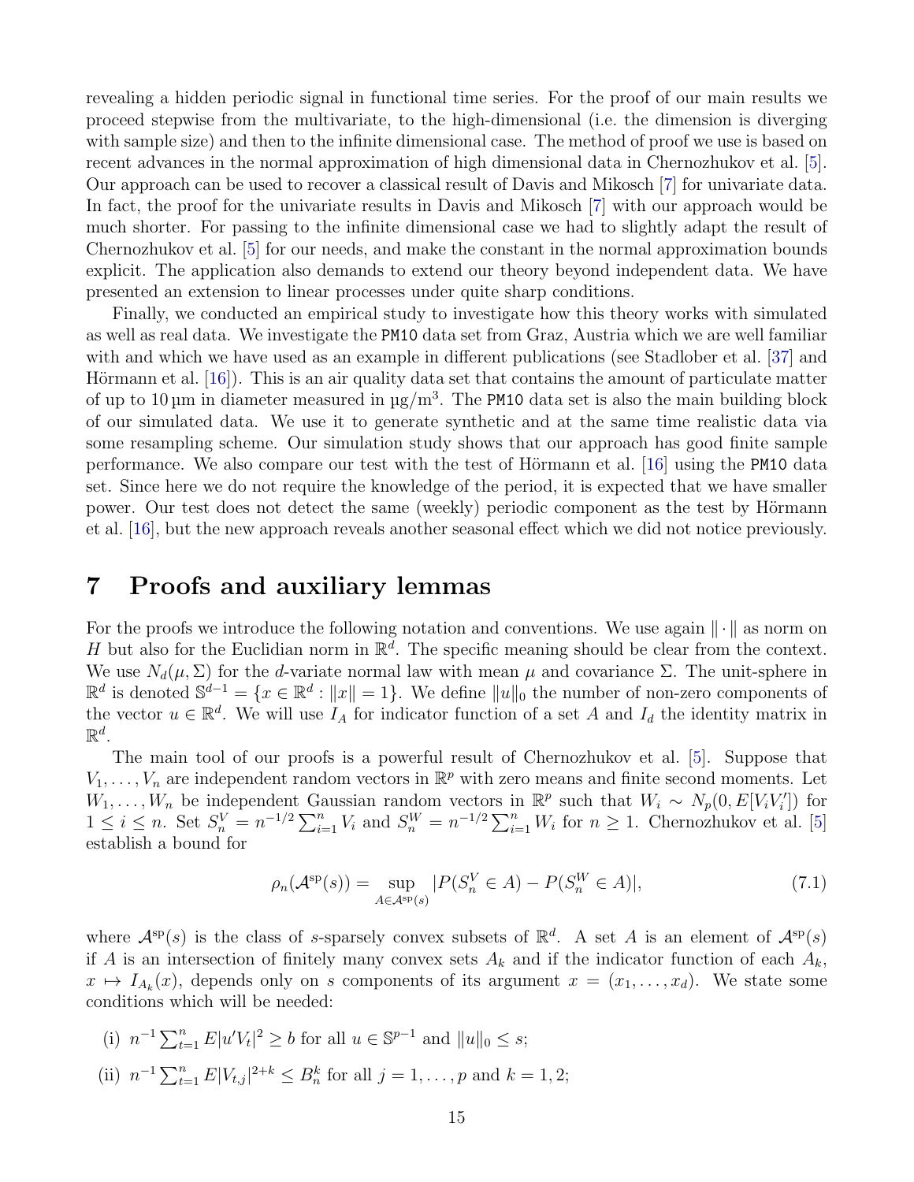revealing a hidden periodic signal in functional time series. For the proof of our main results we proceed stepwise from the multivariate, to the high-dimensional (i.e. the dimension is diverging with sample size) and then to the infinite dimensional case. The method of proof we use is based on recent advances in the normal approximation of high dimensional data in Chernozhukov et al. [5]. Our approach can be used to recover a classical result of Davis and Mikosch [7] for univariate data. In fact, the proof for the univariate results in Davis and Mikosch [7] with our approach would be much shorter. For passing to the infinite dimensional case we had to slightly adapt the result of Chernozhukov et al. [5] for our needs, and make the constant in the normal approximation bounds explicit. The application also demands to extend our theory beyond independent data. We have presented an extension to linear processes under quite sharp conditions.

Finally, we conducted an empirical study to investigate how this theory works with simulated as well as real data. We investigate the PM10 data set from Graz, Austria which we are well familiar with and which we have used as an example in different publications (see Stadlober et al. [37] and Hörmann et al. [16]). This is an air quality data set that contains the amount of particulate matter of up to 10 µm in diameter measured in µg/m$^3$. The PM10 data set is also the main building block of our simulated data. We use it to generate synthetic and at the same time realistic data via some resampling scheme. Our simulation study shows that our approach has good finite sample performance. We also compare our test with the test of Hörmann et al. [16] using the PM10 data set. Since here we do not require the knowledge of the period, it is expected that we have smaller power. Our test does not detect the same (weekly) periodic component as the test by Hörmann et al. [16], but the new approach reveals another seasonal effect which we did not notice previously.

# 7 Proofs and auxiliary lemmas

For the proofs we introduce the following notation and conventions. We use again $\|\cdot\|$ as norm on $H$ but also for the Euclidian norm in $\mathbb{R}^d$. The specific meaning should be clear from the context. We use $N_d(\mu, \Sigma)$ for the $d$-variate normal law with mean $\mu$ and covariance $\Sigma$. The unit-sphere in $\mathbb{R}^d$ is denoted $\mathbb{S}^{d-1} = \{x \in \mathbb{R}^d : \|x\| = 1\}$. We define $\|u\|_0$ the number of non-zero components of the vector $u \in \mathbb{R}^d$. We will use $I_A$ for indicator function of a set $A$ and $I_d$ the identity matrix in $\mathbb{R}^d$.

The main tool of our proofs is a powerful result of Chernozhukov et al. [5]. Suppose that $V_1, \ldots, V_n$ are independent random vectors in $\mathbb{R}^p$ with zero means and finite second moments. Let $W_1, \ldots, W_n$ be independent Gaussian random vectors in $\mathbb{R}^p$ such that $W_i \sim N_p(0, E[V_i V_i'])$ for $1 \le i \le n$. Set $S_n^V = n^{-1/2} \sum_{i=1}^n V_i$ and $S_n^W = n^{-1/2} \sum_{i=1}^n W_i$ for $n \ge 1$. Chernozhukov et al. [5] establish a bound for

$$\rho_n(\mathcal{A}^{\mathrm{sp}}(s)) = \sup_{A \in \mathcal{A}^{\mathrm{sp}}(s)} |P(S_n^V \in A) - P(S_n^W \in A)|, \tag{7.1}$$

where $\mathcal{A}^{\mathrm{sp}}(s)$ is the class of $s$-sparsely convex subsets of $\mathbb{R}^d$. A set $A$ is an element of $\mathcal{A}^{\mathrm{sp}}(s)$ if $A$ is an intersection of finitely many convex sets $A_k$ and if the indicator function of each $A_k$, $x \mapsto I_{A_k}(x)$, depends only on $s$ components of its argument $x = (x_1, \ldots, x_d)$. We state some conditions which will be needed:

(i) $n^{-1} \sum_{t=1}^n E|u'V_t|^2 \ge b$ for all $u \in \mathbb{S}^{p-1}$ and $\|u\|_0 \le s$;

(ii) $n^{-1} \sum_{t=1}^n E|V_{t,j}|^{2+k} \le B_n^k$ for all $j = 1, \ldots, p$ and $k = 1, 2$;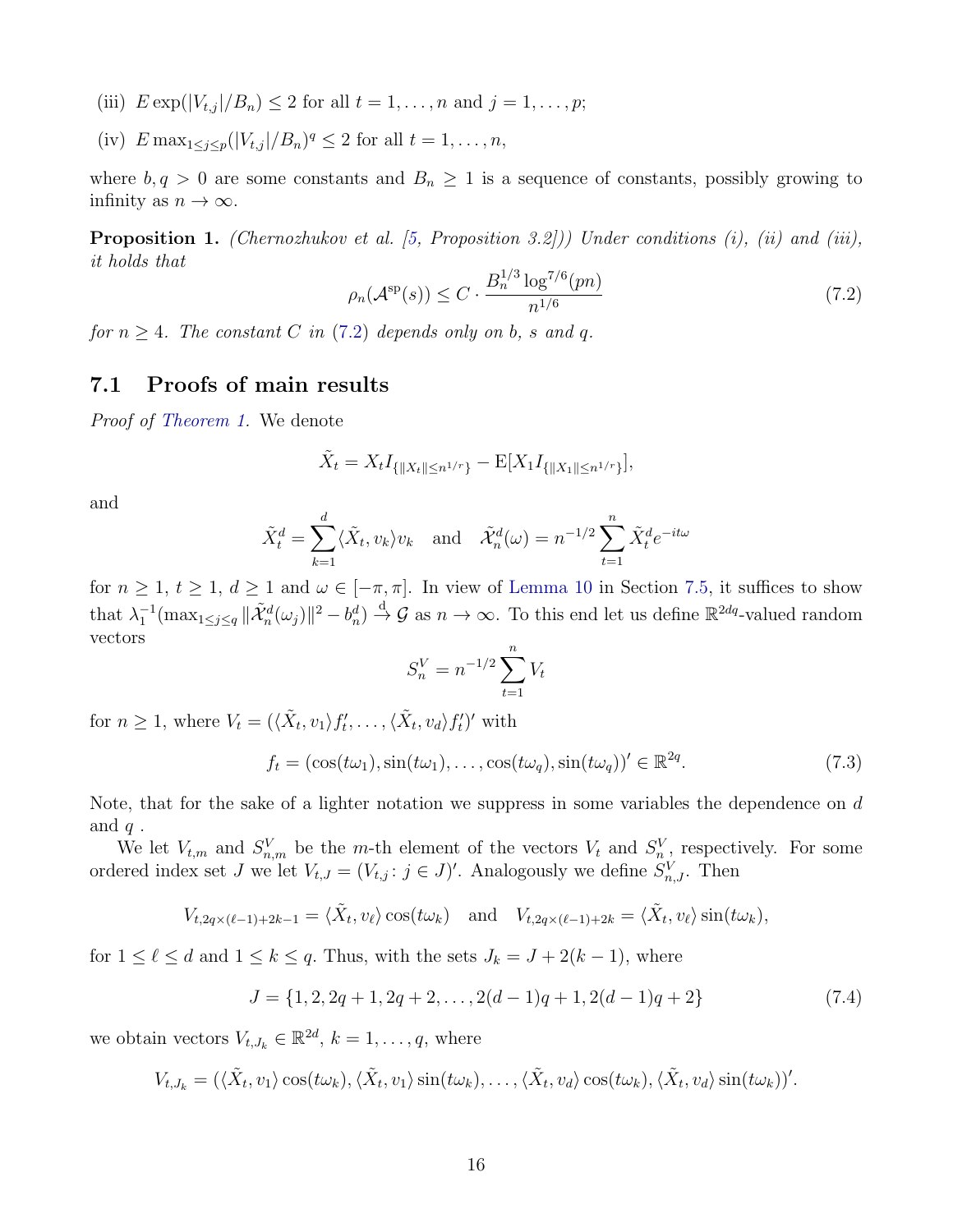(iii) $E \exp(|V_{t,j}|/B_n) \leq 2$ for all $t = 1, \ldots, n$ and $j = 1, \ldots, p$;

(iv) $E \max_{1 \leq j \leq p} (|V_{t,j}|/B_n)^q \leq 2$ for all $t = 1, \ldots, n$,

where $b, q > 0$ are some constants and $B_n \geq 1$ is a sequence of constants, possibly growing to infinity as $n \to \infty$.

**Proposition 1.** *(Chernozhukov et al. [5, Proposition 3.2])) Under conditions (i), (ii) and (iii), it holds that*

$$\rho_n(\mathcal{A}^{\mathrm{sp}}(s)) \leq C \cdot \frac{B_n^{1/3} \log^{7/6}(pn)}{n^{1/6}} \tag{7.2}$$

*for $n \geq 4$. The constant $C$ in (7.2) depends only on $b$, $s$ and $q$.*

## 7.1 Proofs of main results

*Proof of Theorem 1.* We denote

$$\tilde{X}_t = X_t I_{\{\|X_t\| \leq n^{1/r}\}} - \mathrm{E}[X_1 I_{\{\|X_1\| \leq n^{1/r}\}}],$$

and

$$\tilde{X}_t^d = \sum_{k=1}^{d} \langle \tilde{X}_t, v_k \rangle v_k \quad \text{and} \quad \tilde{\mathcal{X}}_n^d(\omega) = n^{-1/2} \sum_{t=1}^{n} \tilde{X}_t^d e^{-it\omega}$$

for $n \geq 1$, $t \geq 1$, $d \geq 1$ and $\omega \in [-\pi, \pi]$. In view of Lemma 10 in Section 7.5, it suffices to show that $\lambda_1^{-1}(\max_{1 \leq j \leq q} \|\tilde{\mathcal{X}}_n^d(\omega_j)\|^2 - b_n^d) \xrightarrow{\mathrm{d}} \mathcal{G}$ as $n \to \infty$. To this end let us define $\mathbb{R}^{2dq}$-valued random vectors

$$S_n^V = n^{-1/2} \sum_{t=1}^{n} V_t$$

for $n \geq 1$, where $V_t = (\langle \tilde{X}_t, v_1 \rangle f_t', \ldots, \langle \tilde{X}_t, v_d \rangle f_t')'$ with

$$f_t = (\cos(t\omega_1), \sin(t\omega_1), \ldots, \cos(t\omega_q), \sin(t\omega_q))' \in \mathbb{R}^{2q}. \tag{7.3}$$

Note, that for the sake of a lighter notation we suppress in some variables the dependence on $d$ and $q$ .

We let $V_{t,m}$ and $S_{n,m}^V$ be the $m$-th element of the vectors $V_t$ and $S_n^V$, respectively. For some ordered index set $J$ we let $V_{t,J} = (V_{t,j} \colon j \in J)'$. Analogously we define $S_{n,J}^V$. Then

$$V_{t, 2q \times (\ell-1) + 2k - 1} = \langle \tilde{X}_t, v_\ell \rangle \cos(t\omega_k) \quad \text{and} \quad V_{t, 2q \times (\ell-1) + 2k} = \langle \tilde{X}_t, v_\ell \rangle \sin(t\omega_k),$$

for $1 \leq \ell \leq d$ and $1 \leq k \leq q$. Thus, with the sets $J_k = J + 2(k-1)$, where

$$J = \{1, 2, 2q+1, 2q+2, \ldots, 2(d-1)q+1, 2(d-1)q+2\} \tag{7.4}$$

we obtain vectors $V_{t,J_k} \in \mathbb{R}^{2d}$, $k = 1, \ldots, q$, where

$$V_{t,J_k} = (\langle \tilde{X}_t, v_1 \rangle \cos(t\omega_k), \langle \tilde{X}_t, v_1 \rangle \sin(t\omega_k), \ldots, \langle \tilde{X}_t, v_d \rangle \cos(t\omega_k), \langle \tilde{X}_t, v_d \rangle \sin(t\omega_k))'.$$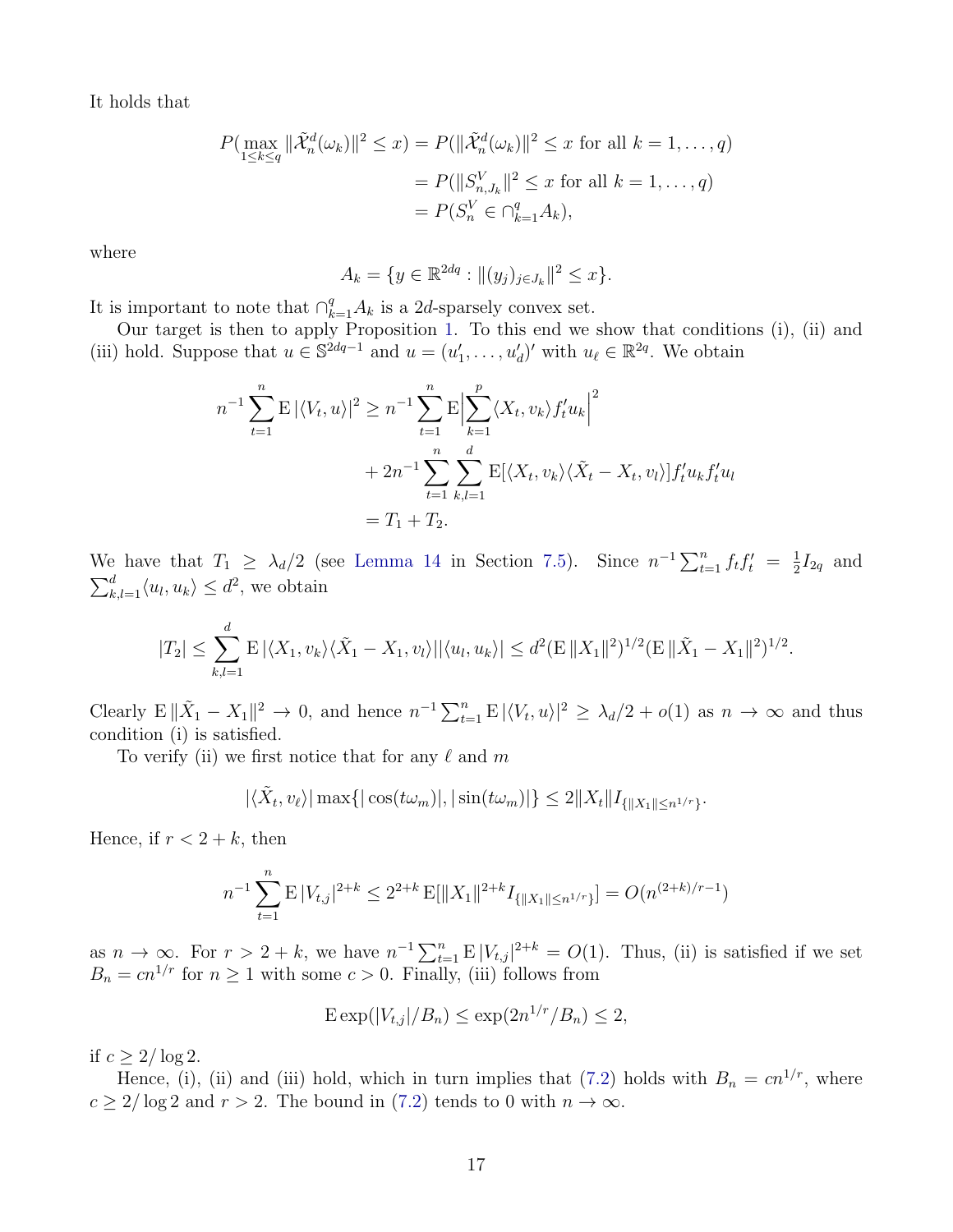It holds that

$$
\begin{aligned}
P(\max_{1\le k\le q} \|\tilde{\mathcal{X}}_n^d(\omega_k)\|^2 \le x) &= P(\|\tilde{\mathcal{X}}_n^d(\omega_k)\|^2 \le x \text{ for all } k=1,\dots,q) \\
&= P(\|S^V_{n,J_k}\|^2 \le x \text{ for all } k=1,\dots,q) \\
&= P(S^V_n \in \cap_{k=1}^q A_k),
\end{aligned}
$$

where

$$
A_k = \{y \in \mathbb{R}^{2dq} : \|(y_j)_{j\in J_k}\|^2 \le x\}.
$$

It is important to note that $\cap_{k=1}^q A_k$ is a $2d$-sparsely convex set.

Our target is then to apply Proposition 1. To this end we show that conditions (i), (ii) and (iii) hold. Suppose that $u \in \mathbb{S}^{2dq-1}$ and $u = (u_1', \dots, u_d')'$ with $u_\ell \in \mathbb{R}^{2q}$. We obtain

$$
\begin{aligned}
n^{-1}\sum_{t=1}^n \mathrm{E}\,|\langle V_t, u\rangle|^2 &\ge n^{-1}\sum_{t=1}^n \mathrm{E}\Big|\sum_{k=1}^p \langle X_t, v_k\rangle f_t' u_k\Big|^2 \\
&\quad + 2n^{-1}\sum_{t=1}^n\sum_{k,l=1}^d \mathrm{E}[\langle X_t, v_k\rangle\langle \tilde{X}_t - X_t, v_l\rangle] f_t' u_k f_t' u_l \\
&= T_1 + T_2.
\end{aligned}
$$

We have that $T_1 \ge \lambda_d/2$ (see Lemma 14 in Section 7.5). Since $n^{-1}\sum_{t=1}^n f_t f_t' = \frac{1}{2} I_{2q}$ and $\sum_{k,l=1}^d \langle u_l, u_k\rangle \le d^2$, we obtain

$$
|T_2| \le \sum_{k,l=1}^d \mathrm{E}\,|\langle X_1, v_k\rangle\langle \tilde{X}_1 - X_1, v_l\rangle||\langle u_l, u_k\rangle| \le d^2(\mathrm{E}\,\|X_1\|^2)^{1/2}(\mathrm{E}\,\|\tilde{X}_1 - X_1\|^2)^{1/2}.
$$

Clearly $\mathrm{E}\,\|\tilde{X}_1 - X_1\|^2 \to 0$, and hence $n^{-1}\sum_{t=1}^n \mathrm{E}\,|\langle V_t, u\rangle|^2 \ge \lambda_d/2 + o(1)$ as $n \to \infty$ and thus condition (i) is satisfied.

To verify (ii) we first notice that for any $\ell$ and $m$

$$
|\langle \tilde{X}_t, v_\ell\rangle| \max\{|\cos(t\omega_m)|, |\sin(t\omega_m)|\} \le 2\|X_t\| I_{\{\|X_1\| \le n^{1/r}\}}.
$$

Hence, if $r < 2+k$, then

$$
n^{-1}\sum_{t=1}^n \mathrm{E}\,|V_{t,j}|^{2+k} \le 2^{2+k}\,\mathrm{E}[\|X_1\|^{2+k} I_{\{\|X_1\|\le n^{1/r}\}}] = O(n^{(2+k)/r-1})
$$

as $n \to \infty$. For $r > 2+k$, we have $n^{-1}\sum_{t=1}^n \mathrm{E}\,|V_{t,j}|^{2+k} = O(1)$. Thus, (ii) is satisfied if we set $B_n = cn^{1/r}$ for $n \ge 1$ with some $c > 0$. Finally, (iii) follows from

$$
\mathrm{E}\exp(|V_{t,j}|/B_n) \le \exp(2n^{1/r}/B_n) \le 2,
$$

if $c \ge 2/\log 2$.

Hence, (i), (ii) and (iii) hold, which in turn implies that (7.2) holds with $B_n = cn^{1/r}$, where $c \ge 2/\log 2$ and $r > 2$. The bound in (7.2) tends to 0 with $n \to \infty$.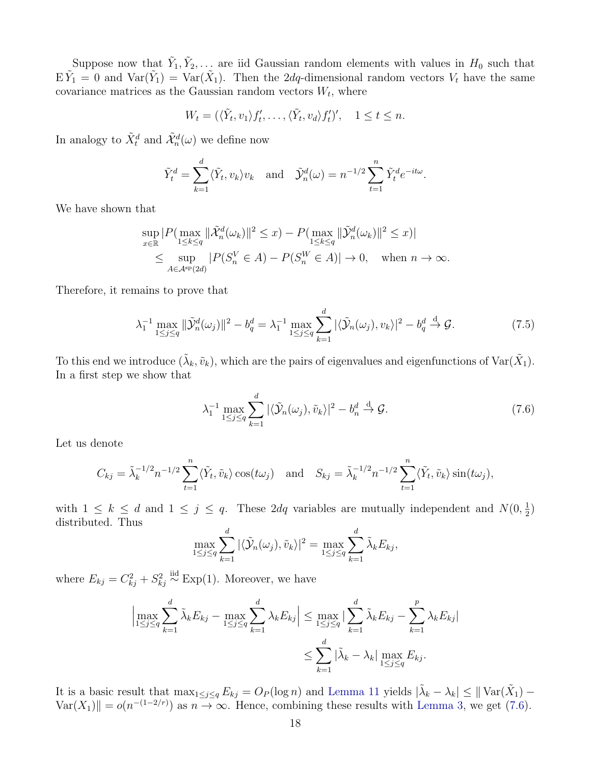Suppose now that $\tilde{Y}_1, \tilde{Y}_2, \ldots$ are iid Gaussian random elements with values in $H_0$ such that $\mathrm{E}\,\tilde{Y}_1 = 0$ and $\mathrm{Var}(\tilde{Y}_1) = \mathrm{Var}(\tilde{X}_1)$. Then the $2dq$-dimensional random vectors $V_t$ have the same covariance matrices as the Gaussian random vectors $W_t$, where

$$W_t = (\langle \tilde{Y}_t, v_1 \rangle f_t', \ldots, \langle \tilde{Y}_t, v_d \rangle f_t')', \quad 1 \le t \le n.$$

In analogy to $\tilde{X}_t^d$ and $\tilde{\mathcal{X}}_n^d(\omega)$ we define now

$$\tilde{Y}_t^d = \sum_{k=1}^d \langle \tilde{Y}_t, v_k \rangle v_k \quad \text{and} \quad \tilde{\mathcal{Y}}_n^d(\omega) = n^{-1/2} \sum_{t=1}^n \tilde{Y}_t^d e^{-it\omega}.$$

We have shown that

$$\begin{aligned} &\sup_{x \in \mathbb{R}} |P(\max_{1 \le k \le q} \|\tilde{\mathcal{X}}_n^d(\omega_k)\|^2 \le x) - P(\max_{1 \le k \le q} \|\tilde{\mathcal{Y}}_n^d(\omega_k)\|^2 \le x)| \\ &\quad \le \sup_{A \in \mathcal{A}^{\mathrm{sp}}(2d)} |P(S_n^V \in A) - P(S_n^W \in A)| \to 0, \quad \text{when } n \to \infty. \end{aligned}$$

Therefore, it remains to prove that

$$\lambda_1^{-1} \max_{1 \le j \le q} \|\tilde{\mathcal{Y}}_n^d(\omega_j)\|^2 - b_q^d = \lambda_1^{-1} \max_{1 \le j \le q} \sum_{k=1}^d |\langle \tilde{\mathcal{Y}}_n(\omega_j), v_k \rangle|^2 - b_q^d \xrightarrow{\mathrm{d}} \mathcal{G}. \tag{7.5}$$

To this end we introduce $(\tilde{\lambda}_k, \tilde{v}_k)$, which are the pairs of eigenvalues and eigenfunctions of $\mathrm{Var}(\tilde{X}_1)$. In a first step we show that

$$\lambda_1^{-1} \max_{1 \le j \le q} \sum_{k=1}^d |\langle \tilde{\mathcal{Y}}_n(\omega_j), \tilde{v}_k \rangle|^2 - b_n^d \xrightarrow{\mathrm{d}} \mathcal{G}. \tag{7.6}$$

Let us denote

$$C_{kj} = \tilde{\lambda}_k^{-1/2} n^{-1/2} \sum_{t=1}^n \langle \tilde{Y}_t, \tilde{v}_k \rangle \cos(t\omega_j) \quad \text{and} \quad S_{kj} = \tilde{\lambda}_k^{-1/2} n^{-1/2} \sum_{t=1}^n \langle \tilde{Y}_t, \tilde{v}_k \rangle \sin(t\omega_j),$$

with $1 \le k \le d$ and $1 \le j \le q$. These $2dq$ variables are mutually independent and $N(0, \frac{1}{2})$ distributed. Thus

$$\max_{1 \le j \le q} \sum_{k=1}^d |\langle \tilde{\mathcal{Y}}_n(\omega_j), \tilde{v}_k \rangle|^2 = \max_{1 \le j \le q} \sum_{k=1}^d \tilde{\lambda}_k E_{kj},$$

where $E_{kj} = C_{kj}^2 + S_{kj}^2 \overset{\text{iid}}{\sim} \mathrm{Exp}(1)$. Moreover, we have

$$\begin{aligned} \Big| \max_{1 \le j \le q} \sum_{k=1}^d \tilde{\lambda}_k E_{kj} - \max_{1 \le j \le q} \sum_{k=1}^d \lambda_k E_{kj} \Big| &\le \max_{1 \le j \le q} \Big| \sum_{k=1}^d \tilde{\lambda}_k E_{kj} - \sum_{k=1}^p \lambda_k E_{kj} \Big| \\ &\le \sum_{k=1}^d |\tilde{\lambda}_k - \lambda_k| \max_{1 \le j \le q} E_{kj}. \end{aligned}$$

It is a basic result that $\max_{1 \le j \le q} E_{kj} = O_P(\log n)$ and Lemma 11 yields $|\tilde{\lambda}_k - \lambda_k| \le \|\mathrm{Var}(\tilde{X}_1) - \mathrm{Var}(X_1)\| = o(n^{-(1-2/r)})$ as $n \to \infty$. Hence, combining these results with Lemma 3, we get (7.6).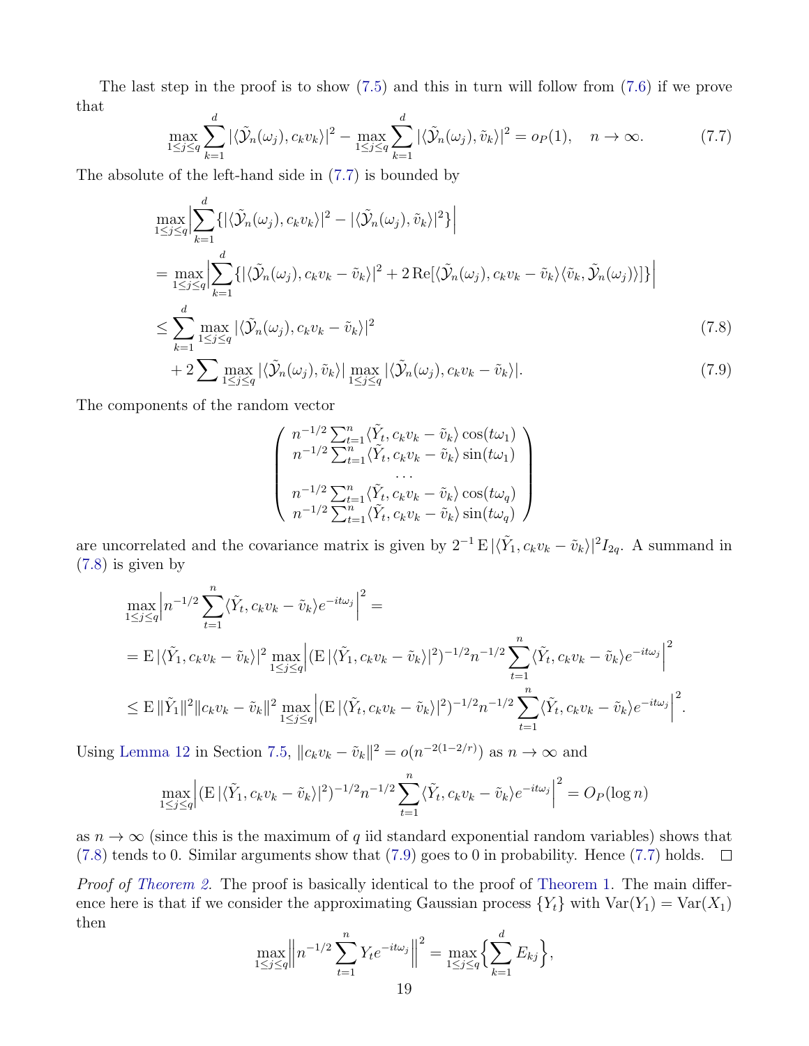The last step in the proof is to show (7.5) and this in turn will follow from (7.6) if we prove that

$$\max_{1\le j\le q} \sum_{k=1}^{d} |\langle \tilde{\mathcal{Y}}_n(\omega_j), c_k v_k\rangle|^2 - \max_{1\le j\le q} \sum_{k=1}^{d} |\langle \tilde{\mathcal{Y}}_n(\omega_j), \tilde{v}_k\rangle|^2 = o_P(1), \quad n\to\infty. \tag{7.7}$$

The absolute of the left-hand side in (7.7) is bounded by

$$\begin{aligned}
&\max_{1\le j\le q}\Big|\sum_{k=1}^{d}\{|\langle \tilde{\mathcal{Y}}_n(\omega_j), c_k v_k\rangle|^2 - |\langle \tilde{\mathcal{Y}}_n(\omega_j), \tilde{v}_k\rangle|^2\}\Big| \\
&= \max_{1\le j\le q}\Big|\sum_{k=1}^{d}\{|\langle \tilde{\mathcal{Y}}_n(\omega_j), c_k v_k - \tilde{v}_k\rangle|^2 + 2\,\mathrm{Re}[\langle \tilde{\mathcal{Y}}_n(\omega_j), c_k v_k - \tilde{v}_k\rangle\langle \tilde{v}_k, \tilde{\mathcal{Y}}_n(\omega_j)\rangle]\}\Big| \\
&\le \sum_{k=1}^{d} \max_{1\le j\le q} |\langle \tilde{\mathcal{Y}}_n(\omega_j), c_k v_k - \tilde{v}_k\rangle|^2 \qquad (7.8)\\
&\quad + 2\sum \max_{1\le j\le q} |\langle \tilde{\mathcal{Y}}_n(\omega_j), \tilde{v}_k\rangle| \max_{1\le j\le q} |\langle \tilde{\mathcal{Y}}_n(\omega_j), c_k v_k - \tilde{v}_k\rangle|. \qquad (7.9)
\end{aligned}$$

The components of the random vector

$$\begin{pmatrix}
n^{-1/2}\sum_{t=1}^{n}\langle \tilde{Y}_t, c_k v_k - \tilde{v}_k\rangle \cos(t\omega_1)\\
n^{-1/2}\sum_{t=1}^{n}\langle \tilde{Y}_t, c_k v_k - \tilde{v}_k\rangle \sin(t\omega_1)\\
\cdots\\
n^{-1/2}\sum_{t=1}^{n}\langle \tilde{Y}_t, c_k v_k - \tilde{v}_k\rangle \cos(t\omega_q)\\
n^{-1/2}\sum_{t=1}^{n}\langle \tilde{Y}_t, c_k v_k - \tilde{v}_k\rangle \sin(t\omega_q)
\end{pmatrix}$$

are uncorrelated and the covariance matrix is given by $2^{-1}\,\mathrm{E}\,|\langle \tilde{Y}_1, c_k v_k - \tilde{v}_k\rangle|^2 I_{2q}$. A summand in (7.8) is given by

$$\begin{aligned}
&\max_{1\le j\le q}\Big| n^{-1/2}\sum_{t=1}^{n}\langle \tilde{Y}_t, c_k v_k - \tilde{v}_k\rangle e^{-it\omega_j}\Big|^2 = \\
&= \mathrm{E}\,|\langle \tilde{Y}_1, c_k v_k - \tilde{v}_k\rangle|^2 \max_{1\le j\le q}\Big|(\mathrm{E}\,|\langle \tilde{Y}_1, c_k v_k - \tilde{v}_k\rangle|^2)^{-1/2} n^{-1/2}\sum_{t=1}^{n}\langle \tilde{Y}_t, c_k v_k - \tilde{v}_k\rangle e^{-it\omega_j}\Big|^2 \\
&\le \mathrm{E}\,\|\tilde{Y}_1\|^2\|c_k v_k - \tilde{v}_k\|^2 \max_{1\le j\le q}\Big|(\mathrm{E}\,|\langle \tilde{Y}_t, c_k v_k - \tilde{v}_k\rangle|^2)^{-1/2} n^{-1/2}\sum_{t=1}^{n}\langle \tilde{Y}_t, c_k v_k - \tilde{v}_k\rangle e^{-it\omega_j}\Big|^2.
\end{aligned}$$

Using Lemma 12 in Section 7.5, $\|c_k v_k - \tilde{v}_k\|^2 = o(n^{-2(1-2/r)})$ as $n\to\infty$ and

$$\max_{1\le j\le q}\Big|(\mathrm{E}\,|\langle \tilde{Y}_1, c_k v_k - \tilde{v}_k\rangle|^2)^{-1/2} n^{-1/2}\sum_{t=1}^{n}\langle \tilde{Y}_t, c_k v_k - \tilde{v}_k\rangle e^{-it\omega_j}\Big|^2 = O_P(\log n)$$

as $n\to\infty$ (since this is the maximum of $q$ iid standard exponential random variables) shows that (7.8) tends to 0. Similar arguments show that (7.9) goes to 0 in probability. Hence (7.7) holds. □

*Proof of Theorem 2.* The proof is basically identical to the proof of Theorem 1. The main difference here is that if we consider the approximating Gaussian process $\{Y_t\}$ with $\mathrm{Var}(Y_1) = \mathrm{Var}(X_1)$ then

$$\max_{1\le j\le q}\Big\| n^{-1/2}\sum_{t=1}^{n} Y_t e^{-it\omega_j}\Big\|^2 = \max_{1\le j\le q}\Big\{\sum_{k=1}^{d} E_{kj}\Big\},$$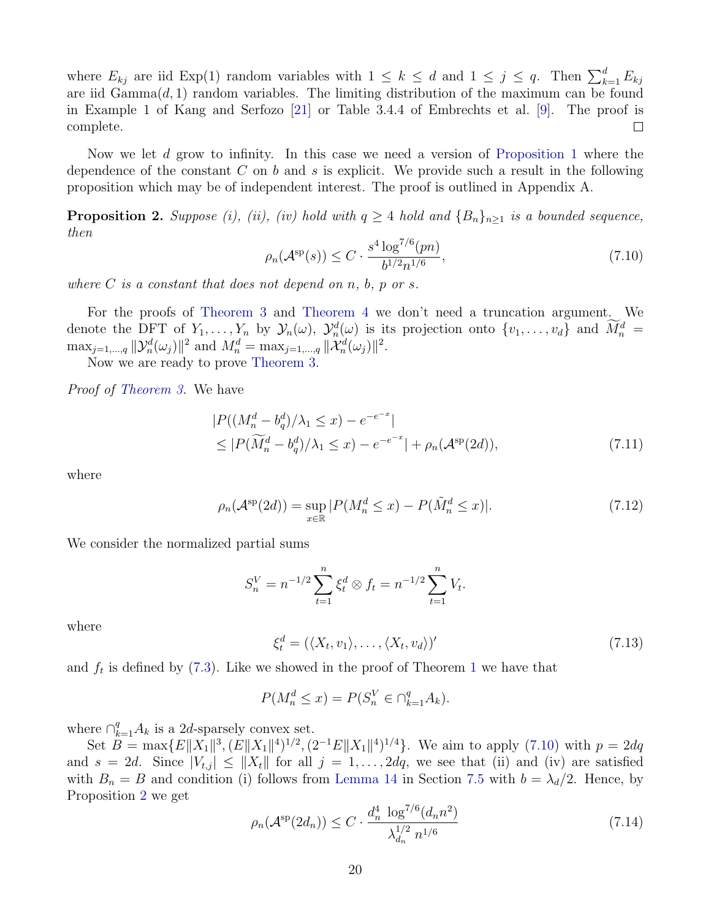where $E_{kj}$ are iid Exp(1) random variables with $1 \leq k \leq d$ and $1 \leq j \leq q$. Then $\sum_{k=1}^{d} E_{kj}$ are iid Gamma$(d, 1)$ random variables. The limiting distribution of the maximum can be found in Example 1 of Kang and Serfozo [21] or Table 3.4.4 of Embrechts et al. [9]. The proof is complete. □

Now we let $d$ grow to infinity. In this case we need a version of Proposition 1 where the dependence of the constant $C$ on $b$ and $s$ is explicit. We provide such a result in the following proposition which may be of independent interest. The proof is outlined in Appendix A.

**Proposition 2.** *Suppose (i), (ii), (iv) hold with $q \geq 4$ hold and $\{B_n\}_{n\geq 1}$ is a bounded sequence, then*

$$\rho_n(\mathcal{A}^{\mathrm{sp}}(s)) \leq C \cdot \frac{s^4 \log^{7/6}(pn)}{b^{1/2} n^{1/6}}, \tag{7.10}$$

*where $C$ is a constant that does not depend on $n$, $b$, $p$ or $s$.*

For the proofs of Theorem 3 and Theorem 4 we don't need a truncation argument. We denote the DFT of $Y_1, \ldots, Y_n$ by $\mathcal{Y}_n(\omega)$, $\mathcal{Y}_n^d(\omega)$ is its projection onto $\{v_1, \ldots, v_d\}$ and $\widetilde{M}_n^d = \max_{j=1,\ldots,q} \|\mathcal{Y}_n^d(\omega_j)\|^2$ and $M_n^d = \max_{j=1,\ldots,q} \|\mathcal{X}_n^d(\omega_j)\|^2$.

Now we are ready to prove Theorem 3.

*Proof of Theorem 3.* We have

$$\begin{aligned}
&|P((M_n^d - b_q^d)/\lambda_1 \leq x) - e^{-e^{-x}}| \\
&\leq |P(\widetilde{M}_n^d - b_q^d)/\lambda_1 \leq x) - e^{-e^{-x}}| + \rho_n(\mathcal{A}^{\mathrm{sp}}(2d)),
\end{aligned} \tag{7.11}$$

where

$$\rho_n(\mathcal{A}^{\mathrm{sp}}(2d)) = \sup_{x\in\mathbb{R}} |P(M_n^d \leq x) - P(\tilde{M}_n^d \leq x)|. \tag{7.12}$$

We consider the normalized partial sums

$$S_n^V = n^{-1/2} \sum_{t=1}^{n} \xi_t^d \otimes f_t = n^{-1/2} \sum_{t=1}^{n} V_t.$$

where

$$\xi_t^d = (\langle X_t, v_1 \rangle, \ldots, \langle X_t, v_d \rangle)' \tag{7.13}$$

and $f_t$ is defined by (7.3). Like we showed in the proof of Theorem 1 we have that

$$P(M_n^d \leq x) = P(S_n^V \in \cap_{k=1}^{q} A_k).$$

where $\cap_{k=1}^{q} A_k$ is a $2d$-sparsely convex set.

Set $B = \max\{E\|X_1\|^3, (E\|X_1\|^4)^{1/2}, (2^{-1}E\|X_1\|^4)^{1/4}\}$. We aim to apply (7.10) with $p = 2dq$ and $s = 2d$. Since $|V_{t,j}| \leq \|X_t\|$ for all $j = 1, \ldots, 2dq$, we see that (ii) and (iv) are satisfied with $B_n = B$ and condition (i) follows from Lemma 14 in Section 7.5 with $b = \lambda_d/2$. Hence, by Proposition 2 we get

$$\rho_n(\mathcal{A}^{\mathrm{sp}}(2d_n)) \leq C \cdot \frac{d_n^4 \, \log^{7/6}(d_n n^2)}{\lambda_{d_n}^{1/2} \, n^{1/6}} \tag{7.14}$$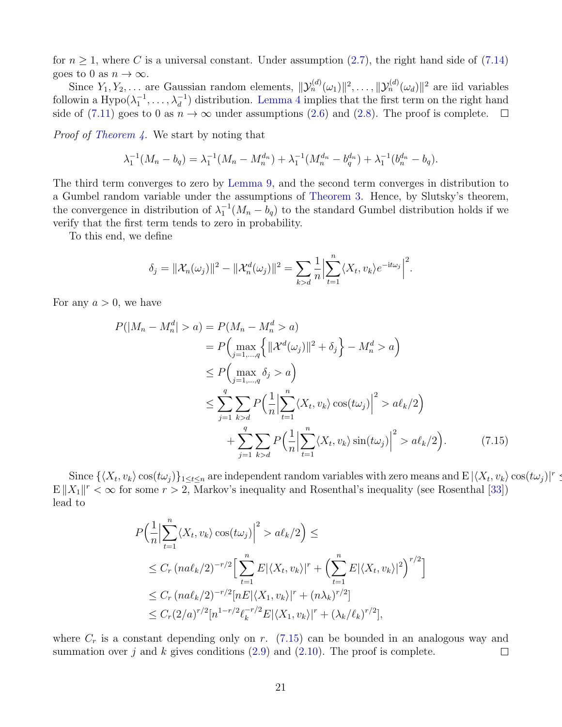for $n \geq 1$, where $C$ is a universal constant. Under assumption (2.7), the right hand side of (7.14) goes to 0 as $n \to \infty$.

Since $Y_1, Y_2, \dots$ are Gaussian random elements, $\|\mathcal{Y}_n^{(d)}(\omega_1)\|^2, \dots, \|\mathcal{Y}_n^{(d)}(\omega_d)\|^2$ are iid variables followin a Hypo$(\lambda_1^{-1}, \dots, \lambda_d^{-1})$ distribution. Lemma 4 implies that the first term on the right hand side of (7.11) goes to 0 as $n \to \infty$ under assumptions (2.6) and (2.8). The proof is complete. □

*Proof of Theorem 4.* We start by noting that

$$\lambda_1^{-1}(M_n - b_q) = \lambda_1^{-1}(M_n - M_n^{d_n}) + \lambda_1^{-1}(M_n^{d_n} - b_q^{d_n}) + \lambda_1^{-1}(b_n^{d_n} - b_q).$$

The third term converges to zero by Lemma 9, and the second term converges in distribution to a Gumbel random variable under the assumptions of Theorem 3. Hence, by Slutsky's theorem, the convergence in distribution of $\lambda_1^{-1}(M_n - b_q)$ to the standard Gumbel distribution holds if we verify that the first term tends to zero in probability.

To this end, we define

$$\delta_j = \|\mathcal{X}_n(\omega_j)\|^2 - \|\mathcal{X}_n^d(\omega_j)\|^2 = \sum_{k>d} \frac{1}{n} \Big| \sum_{t=1}^{n} \langle X_t, v_k \rangle e^{-\mathrm{i}t\omega_j} \Big|^2.$$

For any $a > 0$, we have

$$\begin{aligned}
P(|M_n - M_n^d| > a) &= P(M_n - M_n^d > a) \\
&= P\Big( \max_{j=1,\dots,q} \Big\{ \|\mathcal{X}^d(\omega_j)\|^2 + \delta_j \Big\} - M_n^d > a \Big) \\
&\leq P\Big( \max_{j=1,\dots,q} \delta_j > a \Big) \\
&\leq \sum_{j=1}^{q} \sum_{k>d} P\Big( \frac{1}{n} \Big| \sum_{t=1}^{n} \langle X_t, v_k \rangle \cos(t\omega_j) \Big|^2 > a\ell_k/2 \Big) \\
&\qquad + \sum_{j=1}^{q} \sum_{k>d} P\Big( \frac{1}{n} \Big| \sum_{t=1}^{n} \langle X_t, v_k \rangle \sin(t\omega_j) \Big|^2 > a\ell_k/2 \Big). \qquad (7.15)
\end{aligned}$$

Since $\{\langle X_t, v_k \rangle \cos(t\omega_j)\}_{1 \leq t \leq n}$ are independent random variables with zero means and $\mathrm{E}\,|\langle X_t, v_k \rangle \cos(t\omega_j)|^r \leq \mathrm{E}\,\|X_1\|^r < \infty$ for some $r > 2$, Markov's inequality and Rosenthal's inequality (see Rosenthal [33]) lead to

$$\begin{aligned}
P\Big( \frac{1}{n} \Big| \sum_{t=1}^{n} \langle X_t, v_k \rangle \cos(t\omega_j) \Big|^2 > a\ell_k/2 \Big) &\leq \\
&\leq C_r\, (na\ell_k/2)^{-r/2} \Big[ \sum_{t=1}^{n} E|\langle X_t, v_k \rangle|^r + \Big( \sum_{t=1}^{n} E|\langle X_t, v_k \rangle|^2 \Big)^{r/2} \Big] \\
&\leq C_r\, (na\ell_k/2)^{-r/2} [nE|\langle X_1, v_k \rangle|^r + (n\lambda_k)^{r/2}] \\
&\leq C_r (2/a)^{r/2} [n^{1-r/2} \ell_k^{-r/2} E|\langle X_1, v_k \rangle|^r + (\lambda_k/\ell_k)^{r/2}],
\end{aligned}$$

where $C_r$ is a constant depending only on $r$. (7.15) can be bounded in an analogous way and summation over $j$ and $k$ gives conditions (2.9) and (2.10). The proof is complete. □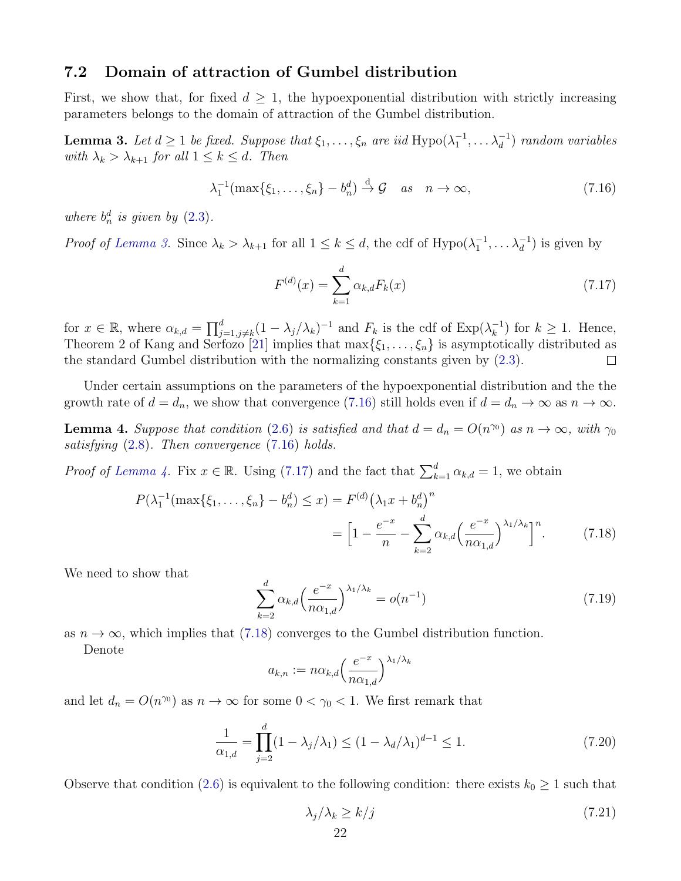### 7.2 Domain of attraction of Gumbel distribution

First, we show that, for fixed $d \geq 1$, the hypoexponential distribution with strictly increasing parameters belongs to the domain of attraction of the Gumbel distribution.

**Lemma 3.** *Let $d \geq 1$ be fixed. Suppose that $\xi_1, \dots, \xi_n$ are iid $\mathrm{Hypo}(\lambda_1^{-1}, \dots \lambda_d^{-1})$ random variables with $\lambda_k > \lambda_{k+1}$ for all $1 \leq k \leq d$. Then*

$$\lambda_1^{-1}(\max\{\xi_1, \dots, \xi_n\} - b_n^d) \xrightarrow{\mathrm{d}} \mathcal{G} \quad \text{as} \quad n \to \infty, \tag{7.16}$$

*where $b_n^d$ is given by (2.3).*

*Proof of Lemma 3.* Since $\lambda_k > \lambda_{k+1}$ for all $1 \leq k \leq d$, the cdf of $\mathrm{Hypo}(\lambda_1^{-1}, \dots \lambda_d^{-1})$ is given by

$$F^{(d)}(x) = \sum_{k=1}^{d} \alpha_{k,d} F_k(x) \tag{7.17}$$

for $x \in \mathbb{R}$, where $\alpha_{k,d} = \prod_{j=1, j\neq k}^{d} (1 - \lambda_j/\lambda_k)^{-1}$ and $F_k$ is the cdf of $\mathrm{Exp}(\lambda_k^{-1})$ for $k \geq 1$. Hence, Theorem 2 of Kang and Serfozo [21] implies that $\max\{\xi_1, \dots, \xi_n\}$ is asymptotically distributed as the standard Gumbel distribution with the normalizing constants given by (2.3). $\square$

Under certain assumptions on the parameters of the hypoexponential distribution and the the growth rate of $d = d_n$, we show that convergence (7.16) still holds even if $d = d_n \to \infty$ as $n \to \infty$.

**Lemma 4.** *Suppose that condition (2.6) is satisfied and that $d = d_n = O(n^{\gamma_0})$ as $n \to \infty$, with $\gamma_0$ satisfying (2.8). Then convergence (7.16) holds.*

*Proof of Lemma 4.* Fix $x \in \mathbb{R}$. Using (7.17) and the fact that $\sum_{k=1}^{d} \alpha_{k,d} = 1$, we obtain

$$\begin{aligned} P(\lambda_1^{-1}(\max\{\xi_1, \dots, \xi_n\} - b_n^d) \leq x) &= F^{(d)}\big(\lambda_1 x + b_n^d\big)^n \\ &= \Big[1 - \frac{e^{-x}}{n} - \sum_{k=2}^{d} \alpha_{k,d} \Big(\frac{e^{-x}}{n\alpha_{1,d}}\Big)^{\lambda_1/\lambda_k}\Big]^n. \end{aligned} \tag{7.18}$$

We need to show that

$$\sum_{k=2}^{d} \alpha_{k,d} \Big(\frac{e^{-x}}{n\alpha_{1,d}}\Big)^{\lambda_1/\lambda_k} = o(n^{-1}) \tag{7.19}$$

as $n \to \infty$, which implies that (7.18) converges to the Gumbel distribution function.

Denote

$$a_{k,n} := n\alpha_{k,d} \Big(\frac{e^{-x}}{n\alpha_{1,d}}\Big)^{\lambda_1/\lambda_k}$$

and let $d_n = O(n^{\gamma_0})$ as $n \to \infty$ for some $0 < \gamma_0 < 1$. We first remark that

$$\frac{1}{\alpha_{1,d}} = \prod_{j=2}^{d} (1 - \lambda_j/\lambda_1) \leq (1 - \lambda_d/\lambda_1)^{d-1} \leq 1. \tag{7.20}$$

Observe that condition (2.6) is equivalent to the following condition: there exists $k_0 \geq 1$ such that

$$\lambda_j/\lambda_k \geq k/j \tag{7.21}$$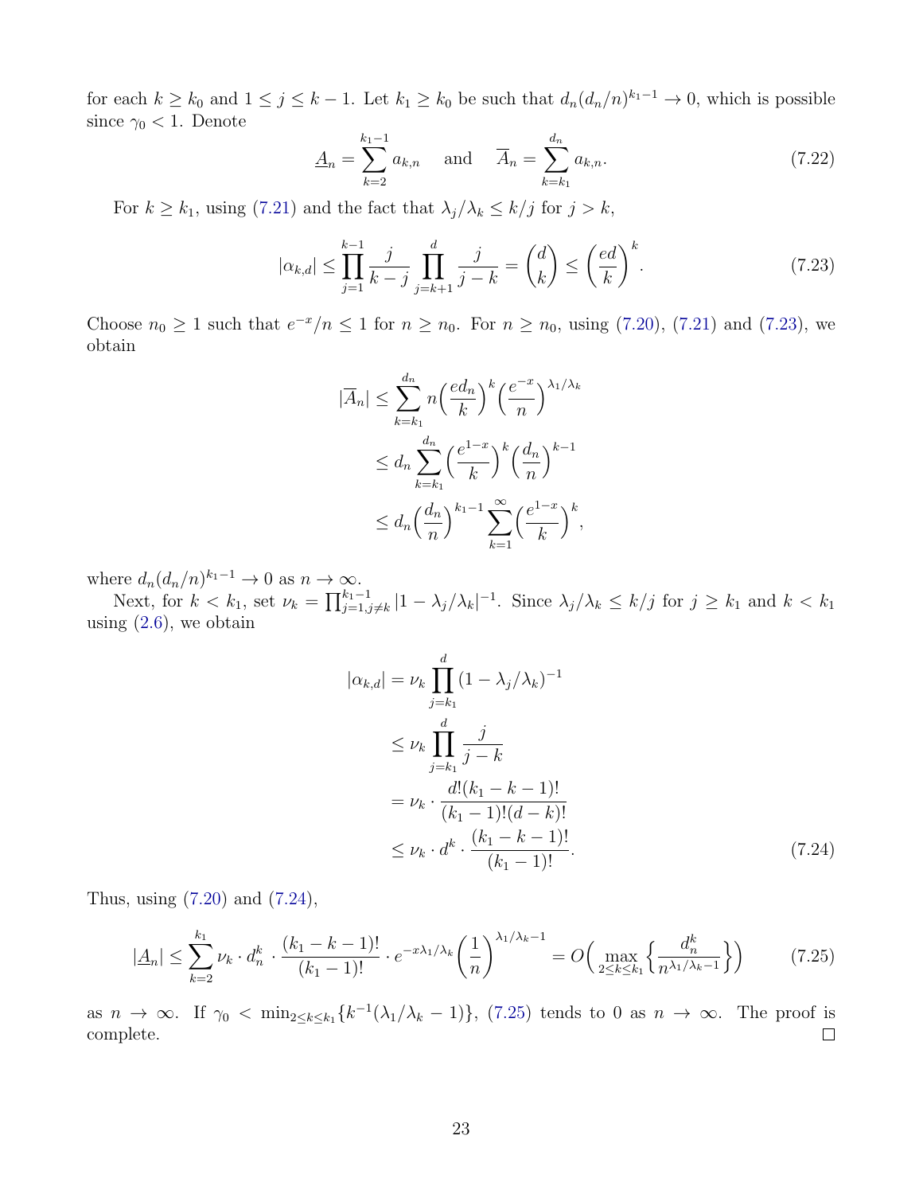for each $k \geq k_0$ and $1 \leq j \leq k-1$. Let $k_1 \geq k_0$ be such that $d_n(d_n/n)^{k_1-1} \to 0$, which is possible since $\gamma_0 < 1$. Denote

$$\underline{A}_n = \sum_{k=2}^{k_1-1} a_{k,n} \quad \text{ and } \quad \overline{A}_n = \sum_{k=k_1}^{d_n} a_{k,n}. \tag{7.22}$$

For $k \geq k_1$, using (7.21) and the fact that $\lambda_j/\lambda_k \leq k/j$ for $j > k$,

$$|\alpha_{k,d}| \leq \prod_{j=1}^{k-1} \frac{j}{k-j} \prod_{j=k+1}^{d} \frac{j}{j-k} = \binom{d}{k} \leq \left(\frac{ed}{k}\right)^k. \tag{7.23}$$

Choose $n_0 \geq 1$ such that $e^{-x}/n \leq 1$ for $n \geq n_0$. For $n \geq n_0$, using (7.20), (7.21) and (7.23), we obtain

$$\begin{aligned}
|\overline{A}_n| &\leq \sum_{k=k_1}^{d_n} n\Big(\frac{ed_n}{k}\Big)^k \Big(\frac{e^{-x}}{n}\Big)^{\lambda_1/\lambda_k} \\
&\leq d_n \sum_{k=k_1}^{d_n} \Big(\frac{e^{1-x}}{k}\Big)^k \Big(\frac{d_n}{n}\Big)^{k-1} \\
&\leq d_n \Big(\frac{d_n}{n}\Big)^{k_1-1} \sum_{k=1}^{\infty} \Big(\frac{e^{1-x}}{k}\Big)^k,
\end{aligned}$$

where $d_n(d_n/n)^{k_1-1} \to 0$ as $n \to \infty$.

Next, for $k < k_1$, set $\nu_k = \prod_{j=1, j\neq k}^{k_1-1} |1 - \lambda_j/\lambda_k|^{-1}$. Since $\lambda_j/\lambda_k \leq k/j$ for $j \geq k_1$ and $k < k_1$ using (2.6), we obtain

$$\begin{aligned}
|\alpha_{k,d}| &= \nu_k \prod_{j=k_1}^{d} (1 - \lambda_j/\lambda_k)^{-1} \\
&\leq \nu_k \prod_{j=k_1}^{d} \frac{j}{j-k} \\
&= \nu_k \cdot \frac{d!(k_1-k-1)!}{(k_1-1)!(d-k)!} \\
&\leq \nu_k \cdot d^k \cdot \frac{(k_1-k-1)!}{(k_1-1)!}.
\end{aligned} \tag{7.24}$$

Thus, using (7.20) and (7.24),

$$|\underline{A}_n| \leq \sum_{k=2}^{k_1} \nu_k \cdot d_n^k \cdot \frac{(k_1-k-1)!}{(k_1-1)!} \cdot e^{-x\lambda_1/\lambda_k} \Big(\frac{1}{n}\Big)^{\lambda_1/\lambda_k - 1} = O\Big(\max_{2\leq k \leq k_1} \Big\{\frac{d_n^k}{n^{\lambda_1/\lambda_k - 1}}\Big\}\Big) \tag{7.25}$$

as $n \to \infty$. If $\gamma_0 < \min_{2\leq k\leq k_1}\{k^{-1}(\lambda_1/\lambda_k - 1)\}$, (7.25) tends to 0 as $n \to \infty$. The proof is complete. □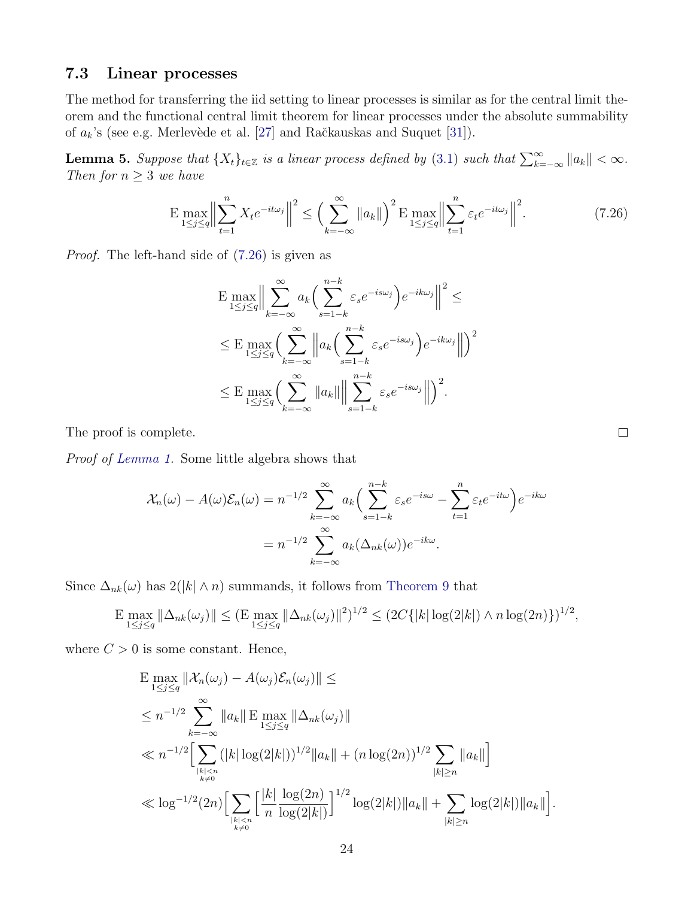### 7.3 Linear processes

The method for transferring the iid setting to linear processes is similar as for the central limit theorem and the functional central limit theorem for linear processes under the absolute summability of $a_k$'s (see e.g. Merlevède et al. [27] and Račkauskas and Suquet [31]).

**Lemma 5.** *Suppose that $\{X_t\}_{t\in\mathbb{Z}}$ is a linear process defined by (3.1) such that $\sum_{k=-\infty}^{\infty}\|a_k\| < \infty$. Then for $n \geq 3$ we have*

$$\mathrm{E}\max_{1\leq j\leq q}\Big\|\sum_{t=1}^{n} X_t e^{-it\omega_j}\Big\|^2 \leq \Big(\sum_{k=-\infty}^{\infty}\|a_k\|\Big)^2 \mathrm{E}\max_{1\leq j\leq q}\Big\|\sum_{t=1}^{n}\varepsilon_t e^{-it\omega_j}\Big\|^2. \tag{7.26}$$

*Proof.* The left-hand side of (7.26) is given as

$$\begin{aligned}
&\mathrm{E}\max_{1\leq j\leq q}\Big\|\sum_{k=-\infty}^{\infty} a_k\Big(\sum_{s=1-k}^{n-k}\varepsilon_s e^{-is\omega_j}\Big)e^{-ik\omega_j}\Big\|^2 \leq \\
&\leq \mathrm{E}\max_{1\leq j\leq q}\Big(\sum_{k=-\infty}^{\infty}\Big\|a_k\Big(\sum_{s=1-k}^{n-k}\varepsilon_s e^{-is\omega_j}\Big)e^{-ik\omega_j}\Big\|\Big)^2 \\
&\leq \mathrm{E}\max_{1\leq j\leq q}\Big(\sum_{k=-\infty}^{\infty}\|a_k\|\Big\|\sum_{s=1-k}^{n-k}\varepsilon_s e^{-is\omega_j}\Big\|\Big)^2.
\end{aligned}$$

The proof is complete. □

*Proof of Lemma 1.* Some little algebra shows that

$$\begin{aligned}
\mathcal{X}_n(\omega) - A(\omega)\mathcal{E}_n(\omega) &= n^{-1/2}\sum_{k=-\infty}^{\infty} a_k\Big(\sum_{s=1-k}^{n-k}\varepsilon_s e^{-is\omega} - \sum_{t=1}^{n}\varepsilon_t e^{-it\omega}\Big)e^{-ik\omega} \\
&= n^{-1/2}\sum_{k=-\infty}^{\infty} a_k(\Delta_{nk}(\omega))e^{-ik\omega}.
\end{aligned}$$

Since $\Delta_{nk}(\omega)$ has $2(|k|\wedge n)$ summands, it follows from Theorem 9 that

$$\mathrm{E}\max_{1\leq j\leq q}\|\Delta_{nk}(\omega_j)\| \leq (\mathrm{E}\max_{1\leq j\leq q}\|\Delta_{nk}(\omega_j)\|^2)^{1/2} \leq (2C\{|k|\log(2|k|)\wedge n\log(2n)\})^{1/2},$$

where $C > 0$ is some constant. Hence,

$$\begin{aligned}
&\mathrm{E}\max_{1\leq j\leq q}\|\mathcal{X}_n(\omega_j) - A(\omega_j)\mathcal{E}_n(\omega_j)\| \leq \\
&\leq n^{-1/2}\sum_{k=-\infty}^{\infty}\|a_k\|\,\mathrm{E}\max_{1\leq j\leq q}\|\Delta_{nk}(\omega_j)\| \\
&\ll n^{-1/2}\Big[\sum_{\substack{|k|<n\\ k\neq 0}}(|k|\log(2|k|))^{1/2}\|a_k\| + (n\log(2n))^{1/2}\sum_{|k|\geq n}\|a_k\|\Big] \\
&\ll \log^{-1/2}(2n)\Big[\sum_{\substack{|k|<n\\ k\neq 0}}\Big[\frac{|k|}{n}\frac{\log(2n)}{\log(2|k|)}\Big]^{1/2}\log(2|k|)\|a_k\| + \sum_{|k|\geq n}\log(2|k|)\|a_k\|\Big].
\end{aligned}$$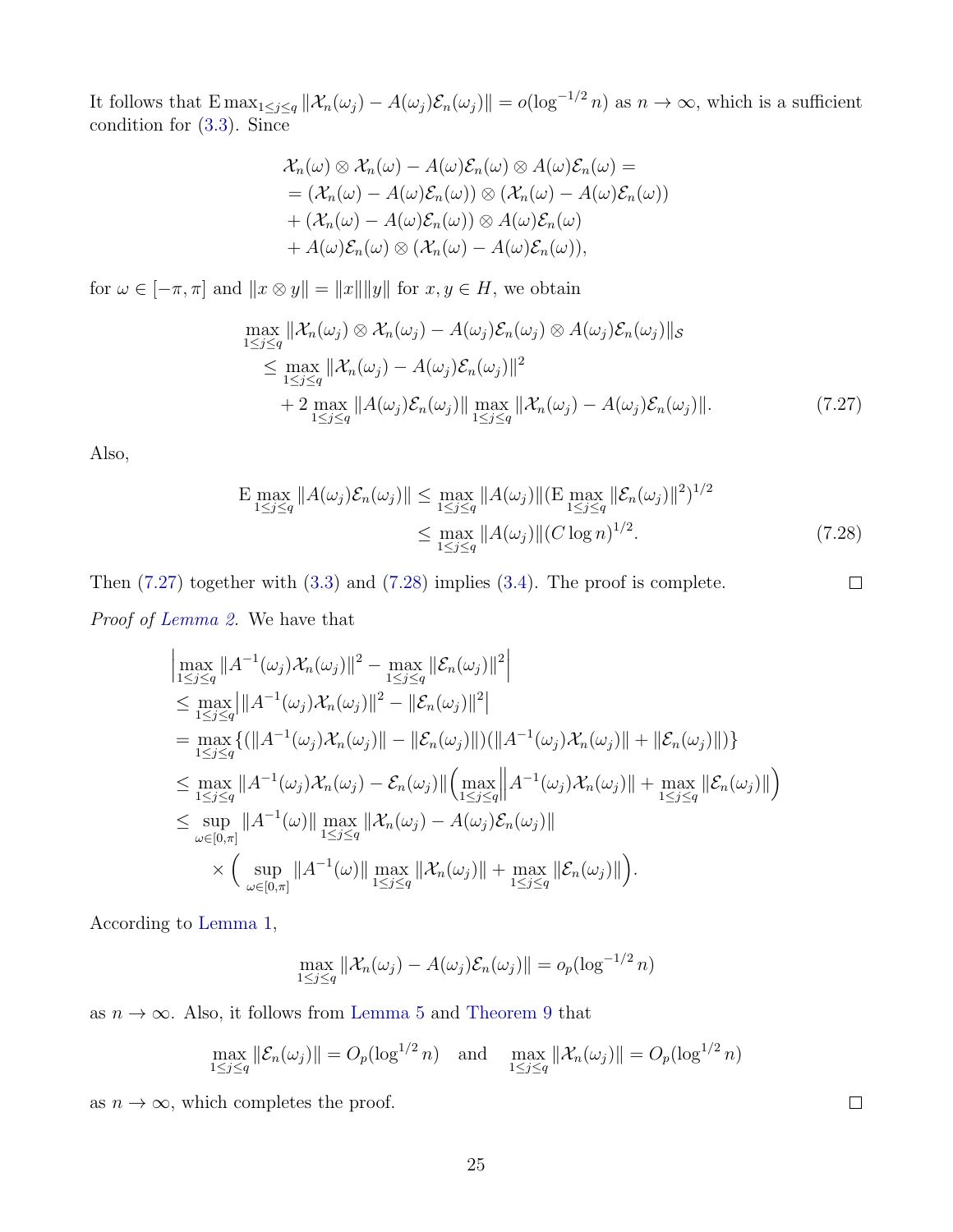It follows that $\mathrm{E}\max_{1\le j\le q}\|\mathcal{X}_n(\omega_j)-A(\omega_j)\mathcal{E}_n(\omega_j)\| = o(\log^{-1/2} n)$ as $n\to\infty$, which is a sufficient condition for (3.3). Since

$$
\begin{aligned}
&\mathcal{X}_n(\omega)\otimes\mathcal{X}_n(\omega) - A(\omega)\mathcal{E}_n(\omega)\otimes A(\omega)\mathcal{E}_n(\omega) = \\
&= (\mathcal{X}_n(\omega)-A(\omega)\mathcal{E}_n(\omega))\otimes(\mathcal{X}_n(\omega)-A(\omega)\mathcal{E}_n(\omega))\\
&+ (\mathcal{X}_n(\omega)-A(\omega)\mathcal{E}_n(\omega))\otimes A(\omega)\mathcal{E}_n(\omega)\\
&+ A(\omega)\mathcal{E}_n(\omega)\otimes(\mathcal{X}_n(\omega)-A(\omega)\mathcal{E}_n(\omega)),
\end{aligned}
$$

for $\omega\in[-\pi,\pi]$ and $\|x\otimes y\| = \|x\|\|y\|$ for $x,y\in H$, we obtain

$$
\begin{aligned}
&\max_{1\le j\le q}\|\mathcal{X}_n(\omega_j)\otimes\mathcal{X}_n(\omega_j) - A(\omega_j)\mathcal{E}_n(\omega_j)\otimes A(\omega_j)\mathcal{E}_n(\omega_j)\|_{\mathcal{S}}\\
&\quad\le \max_{1\le j\le q}\|\mathcal{X}_n(\omega_j)-A(\omega_j)\mathcal{E}_n(\omega_j)\|^2\\
&\qquad + 2\max_{1\le j\le q}\|A(\omega_j)\mathcal{E}_n(\omega_j)\|\max_{1\le j\le q}\|\mathcal{X}_n(\omega_j)-A(\omega_j)\mathcal{E}_n(\omega_j)\|. \qquad (7.27)
\end{aligned}
$$

Also,

$$
\begin{aligned}
\mathrm{E}\max_{1\le j\le q}\|A(\omega_j)\mathcal{E}_n(\omega_j)\| &\le \max_{1\le j\le q}\|A(\omega_j)\|(\mathrm{E}\max_{1\le j\le q}\|\mathcal{E}_n(\omega_j)\|^2)^{1/2}\\
&\le \max_{1\le j\le q}\|A(\omega_j)\|(C\log n)^{1/2}. \qquad (7.28)
\end{aligned}
$$

Then (7.27) together with (3.3) and (7.28) implies (3.4). The proof is complete. ◻

*Proof of Lemma 2.* We have that

$$
\begin{aligned}
&\Big|\max_{1\le j\le q}\|A^{-1}(\omega_j)\mathcal{X}_n(\omega_j)\|^2 - \max_{1\le j\le q}\|\mathcal{E}_n(\omega_j)\|^2\Big|\\
&\le \max_{1\le j\le q}\Big|\|A^{-1}(\omega_j)\mathcal{X}_n(\omega_j)\|^2 - \|\mathcal{E}_n(\omega_j)\|^2\Big|\\
&= \max_{1\le j\le q}\{(\|A^{-1}(\omega_j)\mathcal{X}_n(\omega_j)\| - \|\mathcal{E}_n(\omega_j)\|)(\|A^{-1}(\omega_j)\mathcal{X}_n(\omega_j)\| + \|\mathcal{E}_n(\omega_j)\|)\}\\
&\le \max_{1\le j\le q}\|A^{-1}(\omega_j)\mathcal{X}_n(\omega_j) - \mathcal{E}_n(\omega_j)\|\Big(\max_{1\le j\le q}\Big\|A^{-1}(\omega_j)\mathcal{X}_n(\omega_j)\| + \max_{1\le j\le q}\|\mathcal{E}_n(\omega_j)\|\Big)\\
&\le \sup_{\omega\in[0,\pi]}\|A^{-1}(\omega)\|\max_{1\le j\le q}\|\mathcal{X}_n(\omega_j) - A(\omega_j)\mathcal{E}_n(\omega_j)\|\\
&\qquad\times\Big(\sup_{\omega\in[0,\pi]}\|A^{-1}(\omega)\|\max_{1\le j\le q}\|\mathcal{X}_n(\omega_j)\| + \max_{1\le j\le q}\|\mathcal{E}_n(\omega_j)\|\Big).
\end{aligned}
$$

According to Lemma 1,

$$
\max_{1\le j\le q}\|\mathcal{X}_n(\omega_j) - A(\omega_j)\mathcal{E}_n(\omega_j)\| = o_p(\log^{-1/2} n)
$$

as $n\to\infty$. Also, it follows from Lemma 5 and Theorem 9 that

$$
\max_{1\le j\le q}\|\mathcal{E}_n(\omega_j)\| = O_p(\log^{1/2} n)\quad\text{and}\quad \max_{1\le j\le q}\|\mathcal{X}_n(\omega_j)\| = O_p(\log^{1/2} n)
$$

as $n\to\infty$, which completes the proof. ◻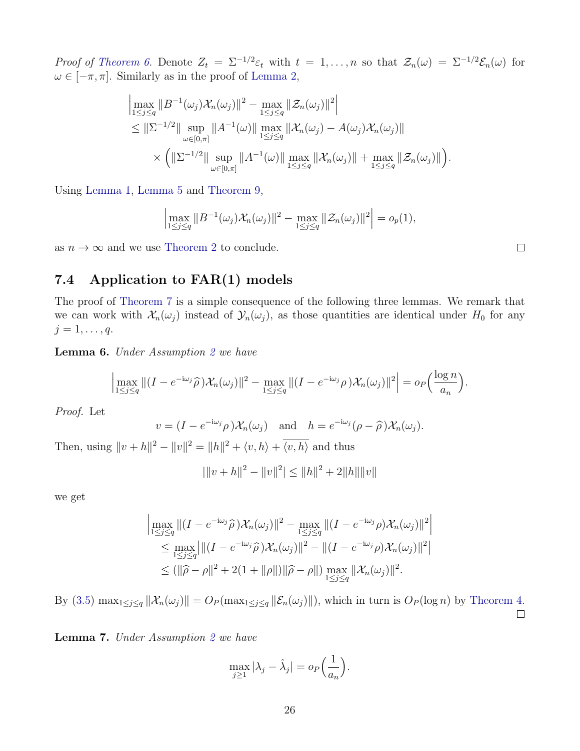*Proof of Theorem 6.* Denote $Z_t = \Sigma^{-1/2}\varepsilon_t$ with $t = 1, \dots, n$ so that $\mathcal{Z}_n(\omega) = \Sigma^{-1/2}\mathcal{E}_n(\omega)$ for $\omega \in [-\pi, \pi]$. Similarly as in the proof of Lemma 2,

$$
\begin{aligned}
&\Big|\max_{1\le j\le q} \|B^{-1}(\omega_j)\mathcal{X}_n(\omega_j)\|^2 - \max_{1\le j\le q} \|\mathcal{Z}_n(\omega_j)\|^2\Big| \\
&\le \|\Sigma^{-1/2}\| \sup_{\omega\in[0,\pi]} \|A^{-1}(\omega)\| \max_{1\le j\le q} \|\mathcal{X}_n(\omega_j) - A(\omega_j)\mathcal{X}_n(\omega_j)\| \\
&\qquad \times \Big(\|\Sigma^{-1/2}\| \sup_{\omega\in[0,\pi]} \|A^{-1}(\omega)\| \max_{1\le j\le q} \|\mathcal{X}_n(\omega_j)\| + \max_{1\le j\le q} \|\mathcal{Z}_n(\omega_j)\|\Big).
\end{aligned}
$$

Using Lemma 1, Lemma 5 and Theorem 9,

$$
\Big|\max_{1\le j\le q} \|B^{-1}(\omega_j)\mathcal{X}_n(\omega_j)\|^2 - \max_{1\le j\le q} \|\mathcal{Z}_n(\omega_j)\|^2\Big| = o_p(1),
$$

as $n \to \infty$ and we use Theorem 2 to conclude. □

### 7.4 Application to FAR(1) models

The proof of Theorem 7 is a simple consequence of the following three lemmas. We remark that we can work with $\mathcal{X}_n(\omega_j)$ instead of $\mathcal{Y}_n(\omega_j)$, as those quantities are identical under $H_0$ for any $j = 1, \dots, q$.

**Lemma 6.** *Under Assumption 2 we have*

$$
\Big|\max_{1\le j\le q} \|(I - e^{-\mathrm{i}\omega_j}\widehat{\rho})\mathcal{X}_n(\omega_j)\|^2 - \max_{1\le j\le q} \|(I - e^{-\mathrm{i}\omega_j}\rho)\mathcal{X}_n(\omega_j)\|^2\Big| = o_P\Big(\frac{\log n}{a_n}\Big).
$$

*Proof.* Let

$$
v = (I - e^{-\mathrm{i}\omega_j}\rho)\mathcal{X}_n(\omega_j) \quad \text{and} \quad h = e^{-\mathrm{i}\omega_j}(\rho - \widehat{\rho})\mathcal{X}_n(\omega_j).
$$

Then, using $\|v+h\|^2 - \|v\|^2 = \|h\|^2 + \langle v, h\rangle + \overline{\langle v, h\rangle}$ and thus

$$
|\|v+h\|^2 - \|v\|^2| \le \|h\|^2 + 2\|h\|\|v\|
$$

we get

$$
\begin{aligned}
&\Big|\max_{1\le j\le q} \|(I - e^{-\mathrm{i}\omega_j}\widehat{\rho})\mathcal{X}_n(\omega_j)\|^2 - \max_{1\le j\le q} \|(I - e^{-\mathrm{i}\omega_j}\rho)\mathcal{X}_n(\omega_j)\|^2\Big| \\
&\le \max_{1\le j\le q}\Big|\|(I - e^{-\mathrm{i}\omega_j}\widehat{\rho})\mathcal{X}_n(\omega_j)\|^2 - \|(I - e^{-\mathrm{i}\omega_j}\rho)\mathcal{X}_n(\omega_j)\|^2\Big| \\
&\le (\|\widehat{\rho} - \rho\|^2 + 2(1 + \|\rho\|)\|\widehat{\rho} - \rho\|) \max_{1\le j\le q} \|\mathcal{X}_n(\omega_j)\|^2.
\end{aligned}
$$

By (3.5) $\max_{1\le j\le q} \|\mathcal{X}_n(\omega_j)\| = O_P(\max_{1\le j\le q} \|\mathcal{E}_n(\omega_j)\|)$, which in turn is $O_P(\log n)$ by Theorem 4. □

**Lemma 7.** *Under Assumption 2 we have*

$$
\max_{j\ge 1} |\lambda_j - \hat{\lambda}_j| = o_P\Big(\frac{1}{a_n}\Big).
$$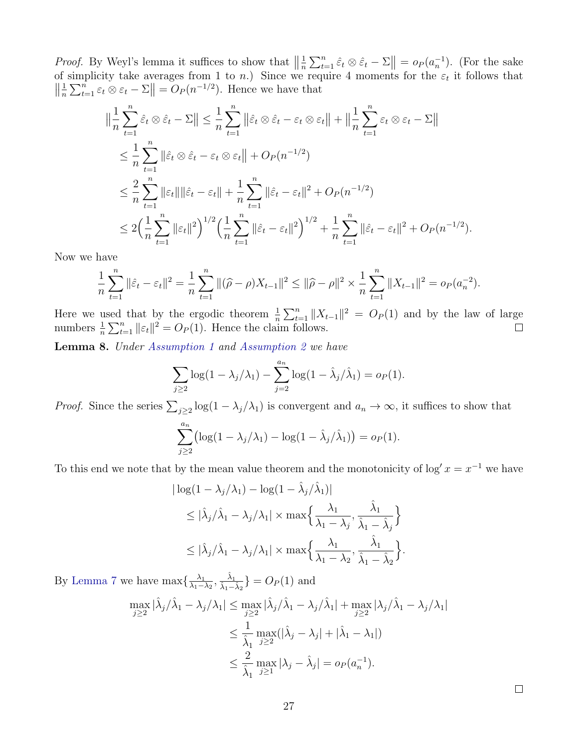*Proof.* By Weyl's lemma it suffices to show that $\left\|\frac{1}{n}\sum_{t=1}^n \hat\varepsilon_t \otimes \hat\varepsilon_t - \Sigma\right\| = o_P(a_n^{-1})$. (For the sake of simplicity take averages from 1 to $n$.) Since we require 4 moments for the $\varepsilon_t$ it follows that $\left\|\frac{1}{n}\sum_{t=1}^n \varepsilon_t \otimes \varepsilon_t - \Sigma\right\| = O_P(n^{-1/2})$. Hence we have that

$$
\begin{aligned}
\Big\|\frac{1}{n}\sum_{t=1}^n \hat\varepsilon_t \otimes \hat\varepsilon_t - \Sigma\Big\| &\leq \frac{1}{n}\sum_{t=1}^n \big\|\hat\varepsilon_t \otimes \hat\varepsilon_t - \varepsilon_t \otimes \varepsilon_t\big\| + \Big\|\frac{1}{n}\sum_{t=1}^n \varepsilon_t \otimes \varepsilon_t - \Sigma\Big\| \\
&\leq \frac{1}{n}\sum_{t=1}^n \big\|\hat\varepsilon_t \otimes \hat\varepsilon_t - \varepsilon_t \otimes \varepsilon_t\big\| + O_P(n^{-1/2}) \\
&\leq \frac{2}{n}\sum_{t=1}^n \|\varepsilon_t\|\|\hat\varepsilon_t - \varepsilon_t\| + \frac{1}{n}\sum_{t=1}^n \|\hat\varepsilon_t - \varepsilon_t\|^2 + O_P(n^{-1/2}) \\
&\leq 2\Big(\frac{1}{n}\sum_{t=1}^n \|\varepsilon_t\|^2\Big)^{1/2}\Big(\frac{1}{n}\sum_{t=1}^n \|\hat\varepsilon_t - \varepsilon_t\|^2\Big)^{1/2} + \frac{1}{n}\sum_{t=1}^n \|\hat\varepsilon_t - \varepsilon_t\|^2 + O_P(n^{-1/2}).
\end{aligned}
$$

Now we have

$$
\frac{1}{n}\sum_{t=1}^n \|\hat\varepsilon_t - \varepsilon_t\|^2 = \frac{1}{n}\sum_{t=1}^n \|(\widehat\rho - \rho)X_{t-1}\|^2 \leq \|\widehat\rho - \rho\|^2 \times \frac{1}{n}\sum_{t=1}^n \|X_{t-1}\|^2 = o_P(a_n^{-2}).
$$

Here we used that by the ergodic theorem $\frac{1}{n}\sum_{t=1}^n \|X_{t-1}\|^2 = O_P(1)$ and by the law of large numbers $\frac{1}{n}\sum_{t=1}^n \|\varepsilon_t\|^2 = O_P(1)$. Hence the claim follows. ☐

**Lemma 8.** *Under Assumption 1 and Assumption 2 we have*

$$
\sum_{j\geq 2} \log(1 - \lambda_j/\lambda_1) - \sum_{j=2}^{a_n} \log(1 - \hat\lambda_j/\hat\lambda_1) = o_P(1).
$$

*Proof.* Since the series $\sum_{j\geq 2}\log(1-\lambda_j/\lambda_1)$ is convergent and $a_n \to \infty$, it suffices to show that

$$
\sum_{j\geq 2}^{a_n} \big(\log(1 - \lambda_j/\lambda_1) - \log(1 - \hat\lambda_j/\hat\lambda_1)\big) = o_P(1).
$$

To this end we note that by the mean value theorem and the monotonicity of $\log' x = x^{-1}$ we have

$$
\begin{aligned}
&|\log(1 - \lambda_j/\lambda_1) - \log(1 - \hat\lambda_j/\hat\lambda_1)| \\
&\quad\leq |\hat\lambda_j/\hat\lambda_1 - \lambda_j/\lambda_1| \times \max\Big\{\frac{\lambda_1}{\lambda_1 - \lambda_j}, \frac{\hat\lambda_1}{\hat\lambda_1 - \hat\lambda_j}\Big\} \\
&\quad\leq |\hat\lambda_j/\hat\lambda_1 - \lambda_j/\lambda_1| \times \max\Big\{\frac{\lambda_1}{\lambda_1 - \lambda_2}, \frac{\hat\lambda_1}{\hat\lambda_1 - \hat\lambda_2}\Big\}.
\end{aligned}
$$

By Lemma 7 we have $\max\{\frac{\lambda_1}{\lambda_1-\lambda_2}, \frac{\hat\lambda_1}{\hat\lambda_1-\hat\lambda_2}\} = O_P(1)$ and

$$
\begin{aligned}
\max_{j\geq 2} |\hat\lambda_j/\hat\lambda_1 - \lambda_j/\lambda_1| &\leq \max_{j\geq 2} |\hat\lambda_j/\hat\lambda_1 - \lambda_j/\hat\lambda_1| + \max_{j\geq 2} |\lambda_j/\hat\lambda_1 - \lambda_j/\lambda_1| \\
&\leq \frac{1}{\hat\lambda_1}\max_{j\geq 2}(|\hat\lambda_j - \lambda_j| + |\hat\lambda_1 - \lambda_1|) \\
&\leq \frac{2}{\hat\lambda_1}\max_{j\geq 1}|\lambda_j - \hat\lambda_j| = o_P(a_n^{-1}).
\end{aligned}
$$

☐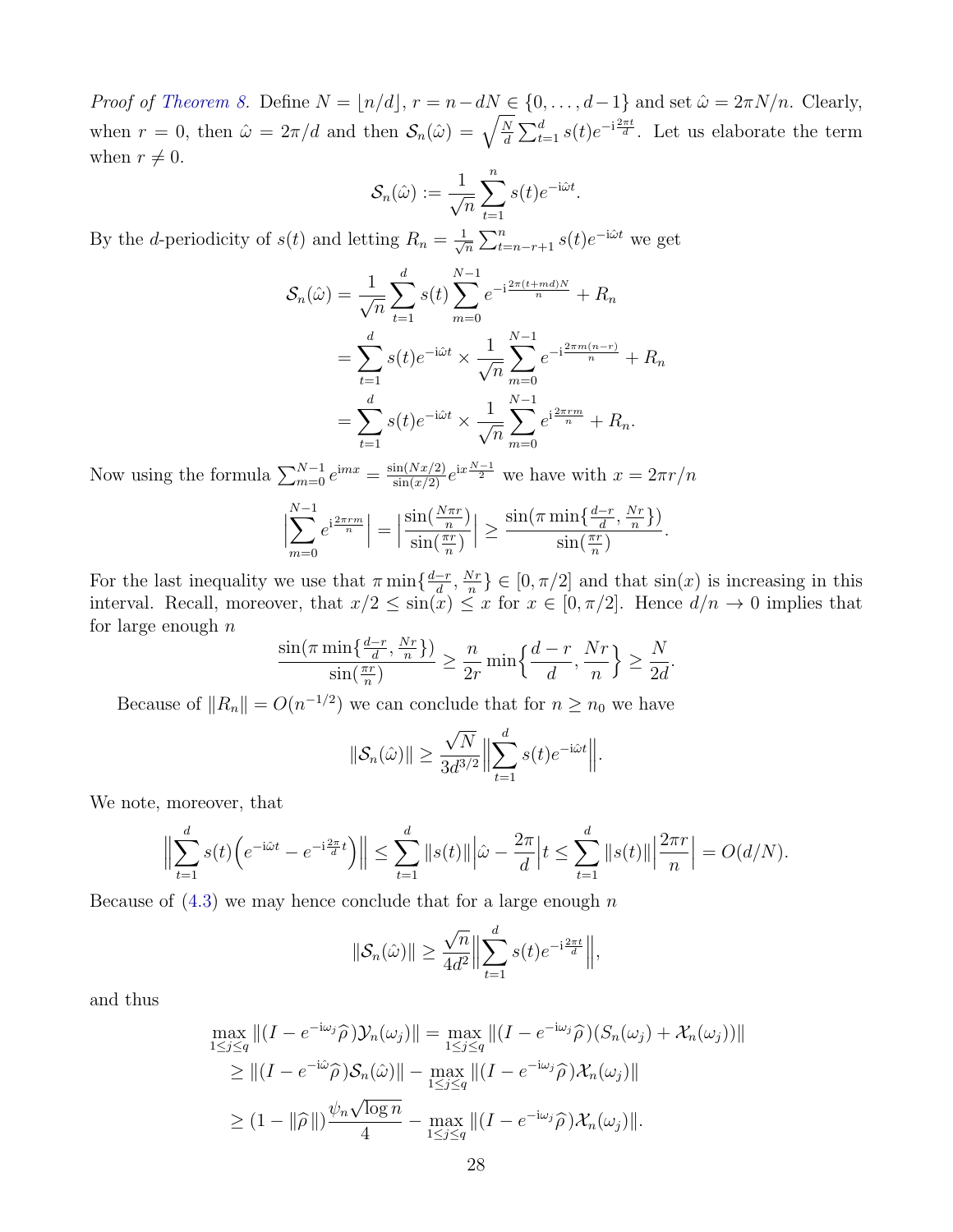*Proof of Theorem 8.* Define $N = \lfloor n/d \rfloor$, $r = n - dN \in \{0, \dots, d-1\}$ and set $\hat{\omega} = 2\pi N/n$. Clearly, when $r = 0$, then $\hat{\omega} = 2\pi/d$ and then $\mathcal{S}_n(\hat{\omega}) = \sqrt{\frac{N}{d}} \sum_{t=1}^{d} s(t) e^{-\mathrm{i}\frac{2\pi t}{d}}$. Let us elaborate the term when $r \neq 0$.

$$\mathcal{S}_n(\hat{\omega}) := \frac{1}{\sqrt{n}} \sum_{t=1}^{n} s(t) e^{-\mathrm{i}\hat{\omega} t}.$$

By the $d$-periodicity of $s(t)$ and letting $R_n = \frac{1}{\sqrt{n}} \sum_{t=n-r+1}^{n} s(t) e^{-\mathrm{i}\hat{\omega} t}$ we get

$$\begin{aligned}
\mathcal{S}_n(\hat{\omega}) &= \frac{1}{\sqrt{n}} \sum_{t=1}^{d} s(t) \sum_{m=0}^{N-1} e^{-\mathrm{i}\frac{2\pi(t+md)N}{n}} + R_n \\
&= \sum_{t=1}^{d} s(t) e^{-\mathrm{i}\hat{\omega} t} \times \frac{1}{\sqrt{n}} \sum_{m=0}^{N-1} e^{-\mathrm{i}\frac{2\pi m(n-r)}{n}} + R_n \\
&= \sum_{t=1}^{d} s(t) e^{-\mathrm{i}\hat{\omega} t} \times \frac{1}{\sqrt{n}} \sum_{m=0}^{N-1} e^{\mathrm{i}\frac{2\pi r m}{n}} + R_n.
\end{aligned}$$

Now using the formula $\sum_{m=0}^{N-1} e^{\mathrm{i} m x} = \frac{\sin(Nx/2)}{\sin(x/2)} e^{\mathrm{i}x\frac{N-1}{2}}$ we have with $x = 2\pi r/n$

$$\Big| \sum_{m=0}^{N-1} e^{\mathrm{i}\frac{2\pi r m}{n}} \Big| = \Big| \frac{\sin(\frac{N\pi r}{n})}{\sin(\frac{\pi r}{n})} \Big| \geq \frac{\sin(\pi \min\{\frac{d-r}{d}, \frac{Nr}{n}\})}{\sin(\frac{\pi r}{n})}.$$

For the last inequality we use that $\pi \min\{\frac{d-r}{d}, \frac{Nr}{n}\} \in [0, \pi/2]$ and that $\sin(x)$ is increasing in this interval. Recall, moreover, that $x/2 \leq \sin(x) \leq x$ for $x \in [0, \pi/2]$. Hence $d/n \to 0$ implies that for large enough $n$

$$\frac{\sin(\pi \min\{\frac{d-r}{d}, \frac{Nr}{n}\})}{\sin(\frac{\pi r}{n})} \geq \frac{n}{2r} \min\Big\{\frac{d-r}{d}, \frac{Nr}{n}\Big\} \geq \frac{N}{2d}.$$

Because of $\|R_n\| = O(n^{-1/2})$ we can conclude that for $n \geq n_0$ we have

$$\|\mathcal{S}_n(\hat{\omega})\| \geq \frac{\sqrt{N}}{3d^{3/2}} \Big\| \sum_{t=1}^{d} s(t) e^{-\mathrm{i}\hat{\omega} t} \Big\|.$$

We note, moreover, that

$$\Big\| \sum_{t=1}^{d} s(t) \Big( e^{-\mathrm{i}\hat{\omega} t} - e^{-\mathrm{i}\frac{2\pi}{d} t} \Big) \Big\| \leq \sum_{t=1}^{d} \|s(t)\| \Big| \hat{\omega} - \frac{2\pi}{d} \Big| t \leq \sum_{t=1}^{d} \|s(t)\| \Big| \frac{2\pi r}{n} \Big| = O(d/N).$$

Because of (4.3) we may hence conclude that for a large enough $n$

$$\|\mathcal{S}_n(\hat{\omega})\| \geq \frac{\sqrt{n}}{4d^2} \Big\| \sum_{t=1}^{d} s(t) e^{-\mathrm{i}\frac{2\pi t}{d}} \Big\|,$$

and thus

$$\begin{aligned}
\max_{1 \leq j \leq q} \|(I - e^{-\mathrm{i}\omega_j} \widehat{\rho}) \mathcal{Y}_n(\omega_j)\| &= \max_{1 \leq j \leq q} \|(I - e^{-\mathrm{i}\omega_j} \widehat{\rho})(S_n(\omega_j) + \mathcal{X}_n(\omega_j))\| \\
&\geq \|(I - e^{-\mathrm{i}\hat{\omega}} \widehat{\rho}) \mathcal{S}_n(\hat{\omega})\| - \max_{1 \leq j \leq q} \|(I - e^{-\mathrm{i}\omega_j} \widehat{\rho}) \mathcal{X}_n(\omega_j)\| \\
&\geq (1 - \|\widehat{\rho}\|) \frac{\psi_n \sqrt{\log n}}{4} - \max_{1 \leq j \leq q} \|(I - e^{-\mathrm{i}\omega_j} \widehat{\rho}) \mathcal{X}_n(\omega_j)\|.
\end{aligned}$$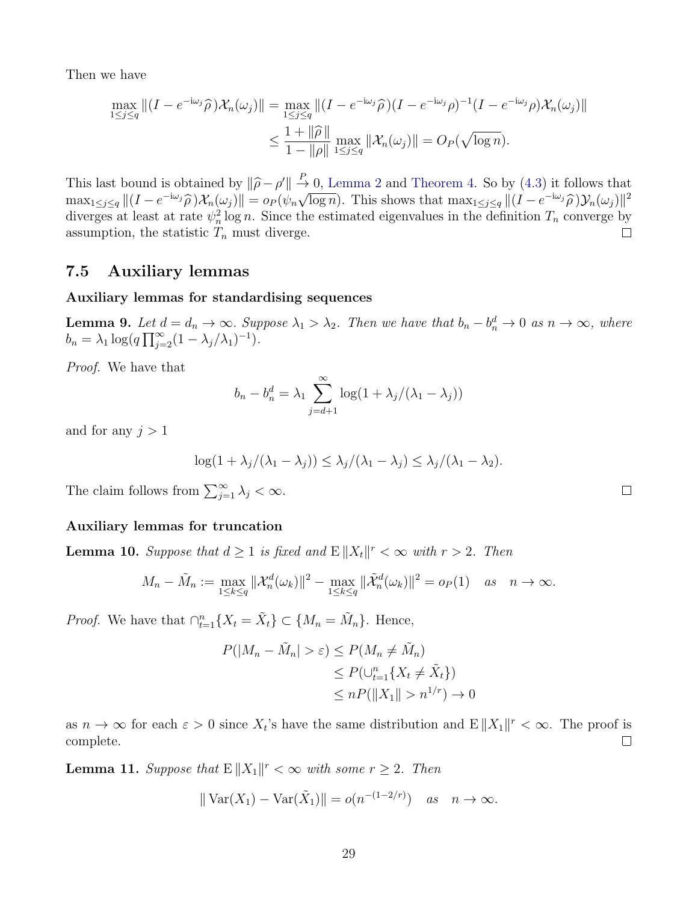Then we have

$$\max_{1\le j\le q} \|(I - e^{-\mathrm{i}\omega_j}\widehat{\rho})\mathcal{X}_n(\omega_j)\| = \max_{1\le j\le q} \|(I - e^{-\mathrm{i}\omega_j}\widehat{\rho})(I - e^{-\mathrm{i}\omega_j}\rho)^{-1}(I - e^{-\mathrm{i}\omega_j}\rho)\mathcal{X}_n(\omega_j)\|$$
$$\le \frac{1+\|\widehat{\rho}\|}{1-\|\rho\|} \max_{1\le j\le q} \|\mathcal{X}_n(\omega_j)\| = O_P(\sqrt{\log n}).$$

This last bound is obtained by $\|\widehat{\rho} - \rho'\| \xrightarrow{P} 0$, Lemma 2 and Theorem 4. So by (4.3) it follows that $\max_{1\le j\le q} \|(I - e^{-\mathrm{i}\omega_j}\widehat{\rho})\mathcal{X}_n(\omega_j)\| = o_P(\psi_n\sqrt{\log n})$. This shows that $\max_{1\le j\le q} \|(I - e^{-\mathrm{i}\omega_j}\widehat{\rho})\mathcal{Y}_n(\omega_j)\|^2$ diverges at least at rate $\psi_n^2 \log n$. Since the estimated eigenvalues in the definition $T_n$ converge by assumption, the statistic $T_n$ must diverge. □

## 7.5 Auxiliary lemmas

**Auxiliary lemmas for standardising sequences**

**Lemma 9.** *Let $d = d_n \to \infty$. Suppose $\lambda_1 > \lambda_2$. Then we have that $b_n - b_n^d \to 0$ as $n \to \infty$, where $b_n = \lambda_1 \log(q \prod_{j=2}^{\infty}(1 - \lambda_j/\lambda_1)^{-1})$.*

*Proof.* We have that

$$b_n - b_n^d = \lambda_1 \sum_{j=d+1}^{\infty} \log(1 + \lambda_j/(\lambda_1 - \lambda_j))$$

and for any $j > 1$

$$\log(1 + \lambda_j/(\lambda_1 - \lambda_j)) \le \lambda_j/(\lambda_1 - \lambda_j) \le \lambda_j/(\lambda_1 - \lambda_2).$$

The claim follows from $\sum_{j=1}^{\infty} \lambda_j < \infty$. □

**Auxiliary lemmas for truncation**

**Lemma 10.** *Suppose that $d \ge 1$ is fixed and $\mathrm{E}\,\|X_t\|^r < \infty$ with $r > 2$. Then*

$$M_n - \tilde{M}_n := \max_{1\le k\le q} \|\mathcal{X}_n^d(\omega_k)\|^2 - \max_{1\le k\le q} \|\tilde{\mathcal{X}}_n^d(\omega_k)\|^2 = o_P(1) \quad \text{as} \quad n \to \infty.$$

*Proof.* We have that $\cap_{t=1}^n \{X_t = \tilde{X}_t\} \subset \{M_n = \tilde{M}_n\}$. Hence,

$$P(|M_n - \tilde{M}_n| > \varepsilon) \le P(M_n \ne \tilde{M}_n)$$
$$\le P(\cup_{t=1}^n \{X_t \ne \tilde{X}_t\})$$
$$\le nP(\|X_1\| > n^{1/r}) \to 0$$

as $n \to \infty$ for each $\varepsilon > 0$ since $X_t$'s have the same distribution and $\mathrm{E}\,\|X_1\|^r < \infty$. The proof is complete. □

**Lemma 11.** *Suppose that $\mathrm{E}\,\|X_1\|^r < \infty$ with some $r \ge 2$. Then*

$$\|\operatorname{Var}(X_1) - \operatorname{Var}(\tilde{X}_1)\| = o(n^{-(1-2/r)}) \quad \text{as} \quad n \to \infty.$$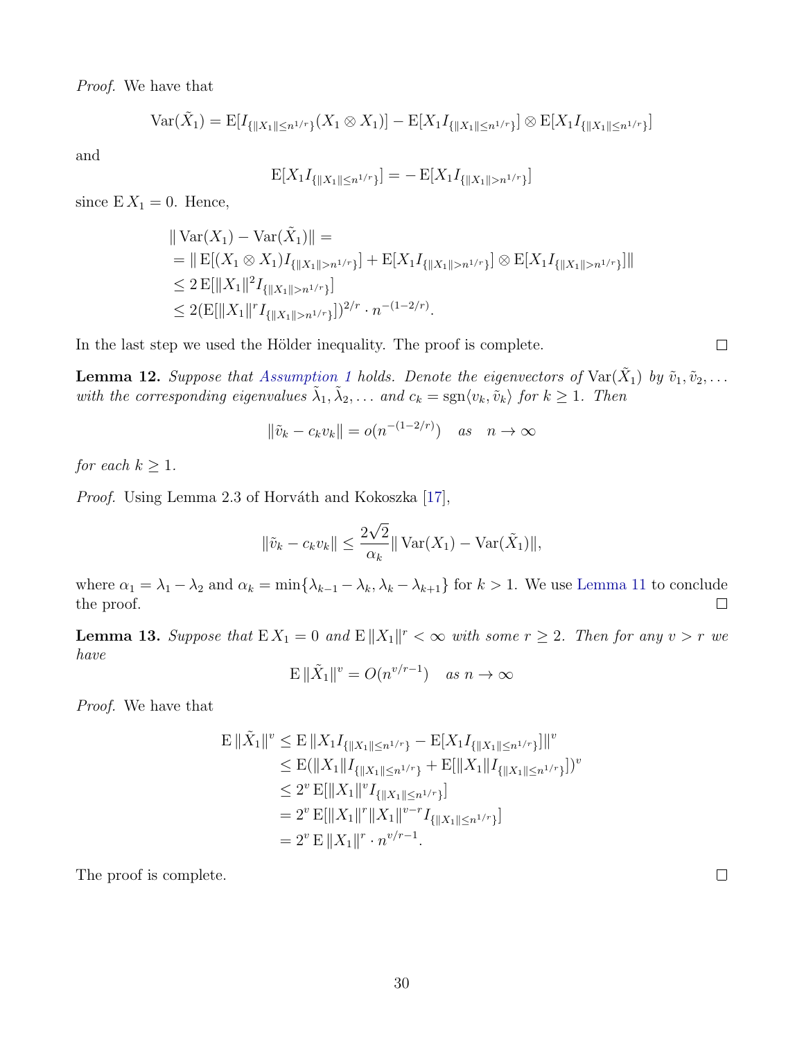*Proof.* We have that

$$\operatorname{Var}(\tilde{X}_1) = \mathrm{E}[I_{\{\|X_1\| \le n^{1/r}\}}(X_1 \otimes X_1)] - \mathrm{E}[X_1 I_{\{\|X_1\| \le n^{1/r}\}}] \otimes \mathrm{E}[X_1 I_{\{\|X_1\| \le n^{1/r}\}}]$$

and

$$\mathrm{E}[X_1 I_{\{\|X_1\| \le n^{1/r}\}}] = -\mathrm{E}[X_1 I_{\{\|X_1\| > n^{1/r}\}}]$$

since $\mathrm{E}\, X_1 = 0$. Hence,

$$\begin{aligned}
&\|\operatorname{Var}(X_1) - \operatorname{Var}(\tilde{X}_1)\| = \\
&= \|\mathrm{E}[(X_1 \otimes X_1) I_{\{\|X_1\| > n^{1/r}\}}] + \mathrm{E}[X_1 I_{\{\|X_1\| > n^{1/r}\}}] \otimes \mathrm{E}[X_1 I_{\{\|X_1\| > n^{1/r}\}}]\| \\
&\le 2\,\mathrm{E}[\|X_1\|^2 I_{\{\|X_1\| > n^{1/r}\}}] \\
&\le 2(\mathrm{E}[\|X_1\|^r I_{\{\|X_1\| > n^{1/r}\}}])^{2/r} \cdot n^{-(1-2/r)}.
\end{aligned}$$

In the last step we used the Hölder inequality. The proof is complete. ∎

**Lemma 12.** *Suppose that Assumption 1 holds. Denote the eigenvectors of $\operatorname{Var}(\tilde{X}_1)$ by $\tilde{v}_1, \tilde{v}_2, \ldots$ with the corresponding eigenvalues $\tilde{\lambda}_1, \tilde{\lambda}_2, \ldots$ and $c_k = \operatorname{sgn}\langle v_k, \tilde{v}_k\rangle$ for $k \ge 1$. Then*

$$\|\tilde{v}_k - c_k v_k\| = o(n^{-(1-2/r)}) \quad \text{as} \quad n \to \infty$$

*for each $k \ge 1$.*

*Proof.* Using Lemma 2.3 of Horváth and Kokoszka [17],

$$\|\tilde{v}_k - c_k v_k\| \le \frac{2\sqrt{2}}{\alpha_k} \|\operatorname{Var}(X_1) - \operatorname{Var}(\tilde{X}_1)\|,$$

where $\alpha_1 = \lambda_1 - \lambda_2$ and $\alpha_k = \min\{\lambda_{k-1} - \lambda_k, \lambda_k - \lambda_{k+1}\}$ for $k > 1$. We use Lemma 11 to conclude the proof. ∎

**Lemma 13.** *Suppose that $\mathrm{E}\, X_1 = 0$ and $\mathrm{E}\,\|X_1\|^r < \infty$ with some $r \ge 2$. Then for any $v > r$ we have*

$$\mathrm{E}\,\|\tilde{X}_1\|^v = O(n^{v/r-1}) \quad \text{as } n \to \infty$$

*Proof.* We have that

$$\begin{aligned}
\mathrm{E}\,\|\tilde{X}_1\|^v &\le \mathrm{E}\,\|X_1 I_{\{\|X_1\| \le n^{1/r}\}} - \mathrm{E}[X_1 I_{\{\|X_1\| \le n^{1/r}\}}]\|^v \\
&\le \mathrm{E}(\|X_1\| I_{\{\|X_1\| \le n^{1/r}\}} + \mathrm{E}[\|X_1\| I_{\{\|X_1\| \le n^{1/r}\}}])^v \\
&\le 2^v\, \mathrm{E}[\|X_1\|^v I_{\{\|X_1\| \le n^{1/r}\}}] \\
&= 2^v\, \mathrm{E}[\|X_1\|^r \|X_1\|^{v-r} I_{\{\|X_1\| \le n^{1/r}\}}] \\
&= 2^v\, \mathrm{E}\,\|X_1\|^r \cdot n^{v/r-1}.
\end{aligned}$$

The proof is complete. ∎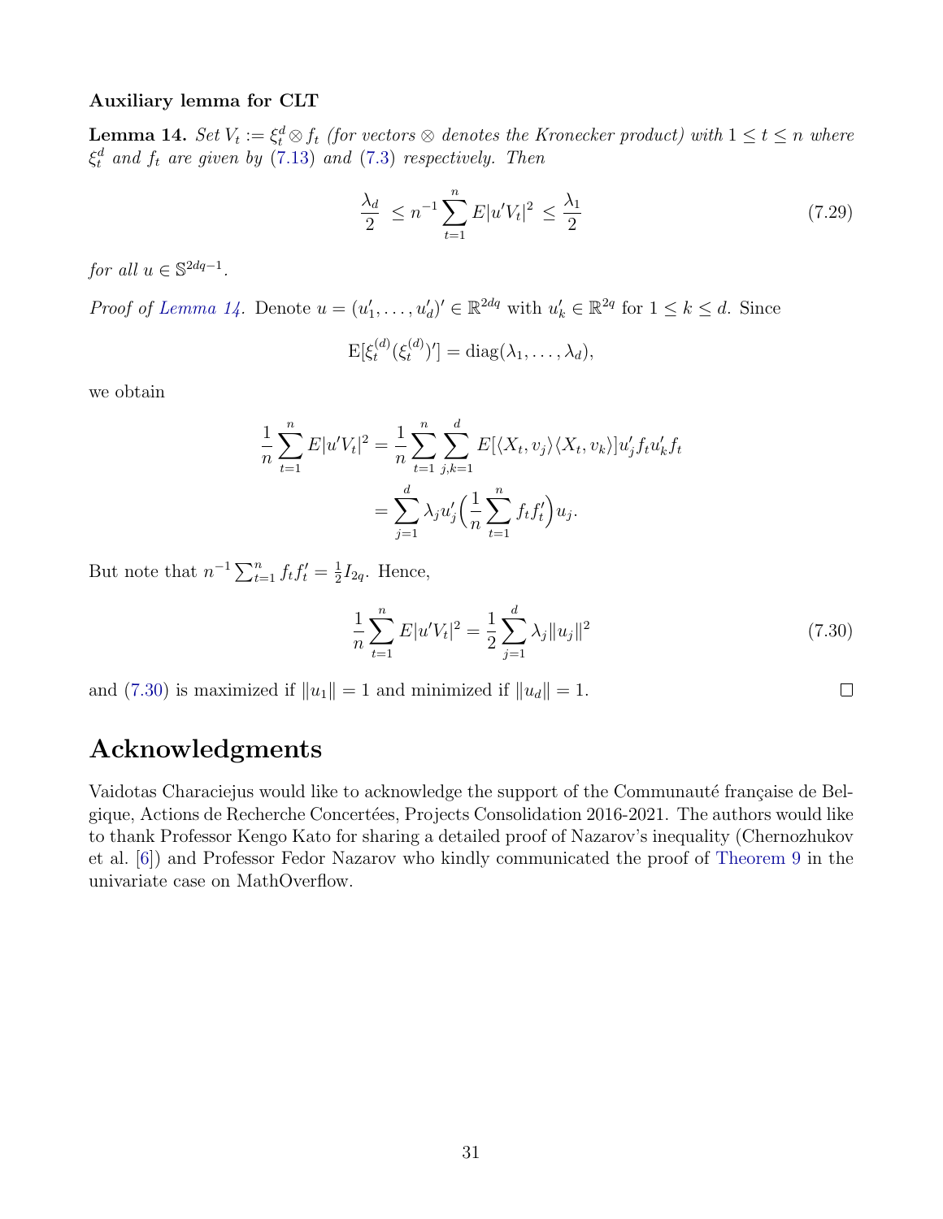**Auxiliary lemma for CLT**

**Lemma 14.** *Set $V_t := \xi_t^d \otimes f_t$ (for vectors $\otimes$ denotes the Kronecker product) with $1 \le t \le n$ where $\xi_t^d$ and $f_t$ are given by (7.13) and (7.3) respectively. Then*

$$\frac{\lambda_d}{2} \le n^{-1} \sum_{t=1}^{n} E|u'V_t|^2 \le \frac{\lambda_1}{2} \tag{7.29}$$

*for all $u \in \mathbb{S}^{2dq-1}$.*

*Proof of Lemma 14.* Denote $u = (u_1', \ldots, u_d')' \in \mathbb{R}^{2dq}$ with $u_k' \in \mathbb{R}^{2q}$ for $1 \le k \le d$. Since

$$\mathrm{E}[\xi_t^{(d)} (\xi_t^{(d)})'] = \mathrm{diag}(\lambda_1, \ldots, \lambda_d),$$

we obtain

$$\begin{aligned}
\frac{1}{n} \sum_{t=1}^{n} E|u'V_t|^2 &= \frac{1}{n} \sum_{t=1}^{n} \sum_{j,k=1}^{d} E[\langle X_t, v_j \rangle \langle X_t, v_k \rangle] u_j' f_t u_k' f_t \\
&= \sum_{j=1}^{d} \lambda_j u_j' \Big( \frac{1}{n} \sum_{t=1}^{n} f_t f_t' \Big) u_j.
\end{aligned}$$

But note that $n^{-1} \sum_{t=1}^{n} f_t f_t' = \frac{1}{2} I_{2q}$. Hence,

$$\frac{1}{n} \sum_{t=1}^{n} E|u'V_t|^2 = \frac{1}{2} \sum_{j=1}^{d} \lambda_j \|u_j\|^2 \tag{7.30}$$

and (7.30) is maximized if $\|u_1\| = 1$ and minimized if $\|u_d\| = 1$. $\square$

# Acknowledgments

Vaidotas Characiejus would like to acknowledge the support of the Communauté française de Belgique, Actions de Recherche Concertées, Projects Consolidation 2016-2021. The authors would like to thank Professor Kengo Kato for sharing a detailed proof of Nazarov's inequality (Chernozhukov et al. [6]) and Professor Fedor Nazarov who kindly communicated the proof of Theorem 9 in the univariate case on MathOverflow.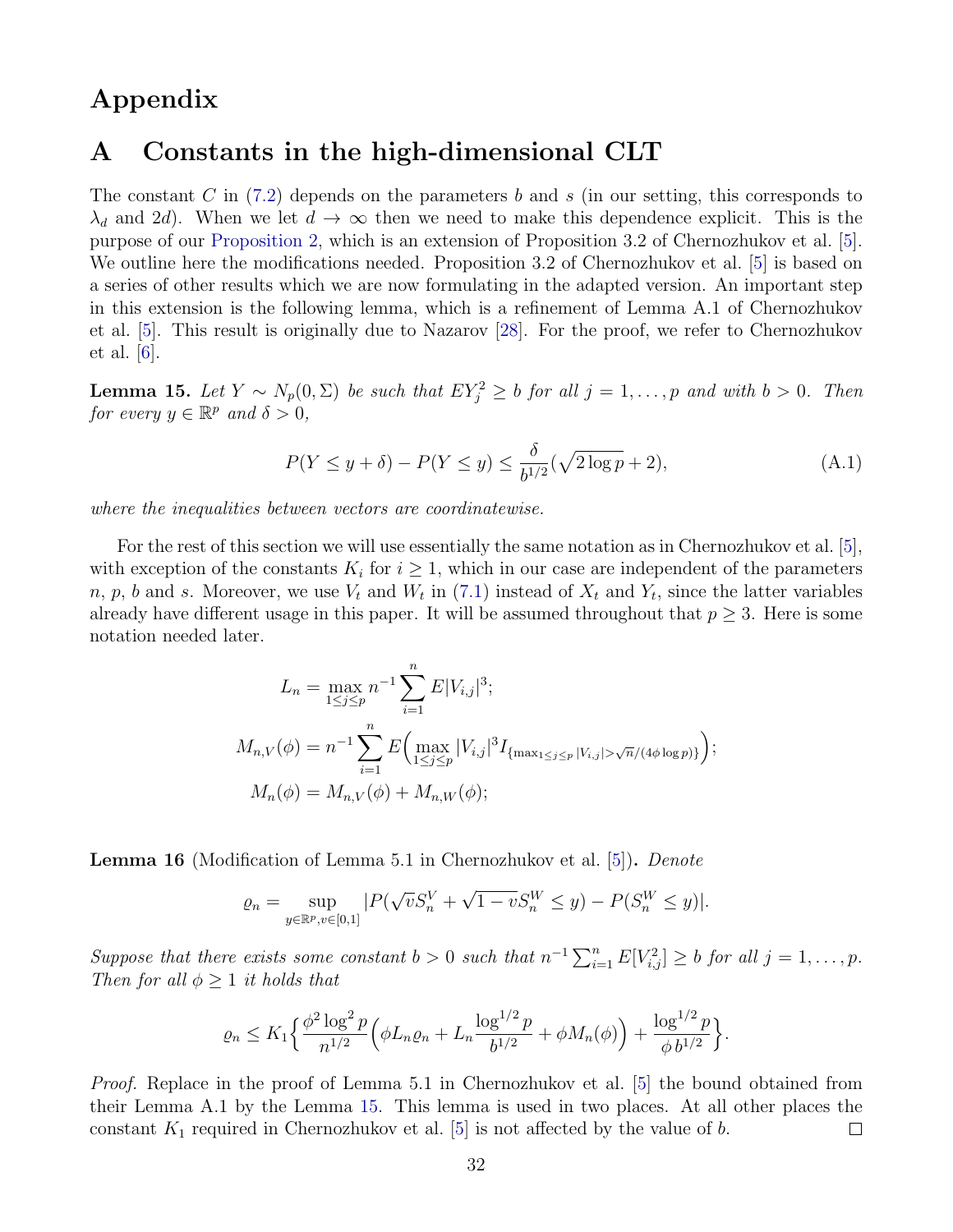# Appendix

## A Constants in the high-dimensional CLT

The constant $C$ in (7.2) depends on the parameters $b$ and $s$ (in our setting, this corresponds to $\lambda_d$ and $2d$). When we let $d \to \infty$ then we need to make this dependence explicit. This is the purpose of our Proposition 2, which is an extension of Proposition 3.2 of Chernozhukov et al. [5]. We outline here the modifications needed. Proposition 3.2 of Chernozhukov et al. [5] is based on a series of other results which we are now formulating in the adapted version. An important step in this extension is the following lemma, which is a refinement of Lemma A.1 of Chernozhukov et al. [5]. This result is originally due to Nazarov [28]. For the proof, we refer to Chernozhukov et al. [6].

**Lemma 15.** *Let $Y \sim N_p(0, \Sigma)$ be such that $EY_j^2 \geq b$ for all $j = 1, \dots, p$ and with $b > 0$. Then for every $y \in \mathbb{R}^p$ and $\delta > 0$,*

$$P(Y \leq y + \delta) - P(Y \leq y) \leq \frac{\delta}{b^{1/2}}(\sqrt{2 \log p} + 2), \tag{A.1}$$

*where the inequalities between vectors are coordinatewise.*

For the rest of this section we will use essentially the same notation as in Chernozhukov et al. [5], with exception of the constants $K_i$ for $i \geq 1$, which in our case are independent of the parameters $n$, $p$, $b$ and $s$. Moreover, we use $V_t$ and $W_t$ in (7.1) instead of $X_t$ and $Y_t$, since the latter variables already have different usage in this paper. It will be assumed throughout that $p \geq 3$. Here is some notation needed later.

$$\begin{aligned}
L_n &= \max_{1 \leq j \leq p} n^{-1} \sum_{i=1}^n E|V_{i,j}|^3; \\
M_{n,V}(\phi) &= n^{-1} \sum_{i=1}^n E\Big( \max_{1 \leq j \leq p} |V_{i,j}|^3 I_{\{\max_{1 \leq j \leq p} |V_{i,j}| > \sqrt{n}/(4\phi \log p)\}} \Big); \\
M_n(\phi) &= M_{n,V}(\phi) + M_{n,W}(\phi);
\end{aligned}$$

**Lemma 16** (Modification of Lemma 5.1 in Chernozhukov et al. [5])**.** *Denote*

$$\varrho_n = \sup_{y \in \mathbb{R}^p, v \in [0,1]} |P(\sqrt{v} S_n^V + \sqrt{1 - v} S_n^W \leq y) - P(S_n^W \leq y)|.$$

*Suppose that there exists some constant $b > 0$ such that $n^{-1} \sum_{i=1}^n E[V_{i,j}^2] \geq b$ for all $j = 1, \dots, p$. Then for all $\phi \geq 1$ it holds that*

$$\varrho_n \leq K_1 \Big\{ \frac{\phi^2 \log^2 p}{n^{1/2}} \Big( \phi L_n \varrho_n + L_n \frac{\log^{1/2} p}{b^{1/2}} + \phi M_n(\phi) \Big) + \frac{\log^{1/2} p}{\phi \, b^{1/2}} \Big\}.$$

*Proof.* Replace in the proof of Lemma 5.1 in Chernozhukov et al. [5] the bound obtained from their Lemma A.1 by the Lemma 15. This lemma is used in two places. At all other places the constant $K_1$ required in Chernozhukov et al. [5] is not affected by the value of $b$. $\square$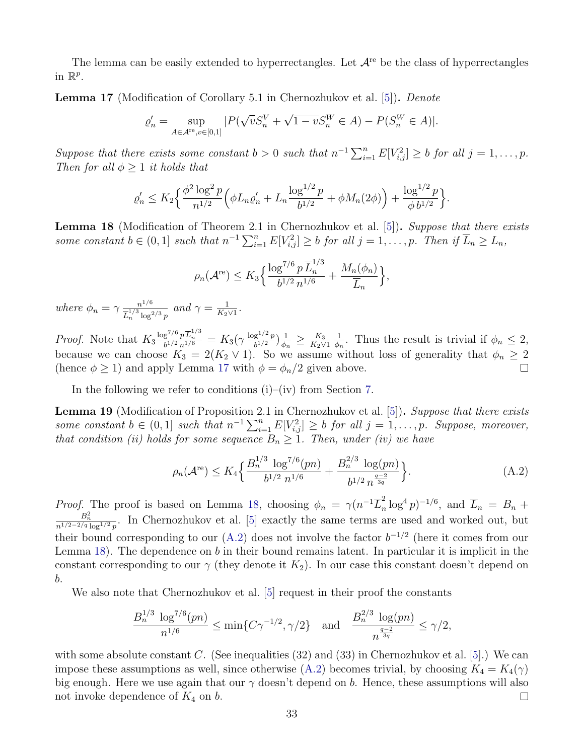The lemma can be easily extended to hyperrectangles. Let $\mathcal{A}^{\text{re}}$ be the class of hyperrectangles in $\mathbb{R}^p$.

**Lemma 17** (Modification of Corollary 5.1 in Chernozhukov et al. [5])**.** *Denote*

$$\varrho_n' = \sup_{A \in \mathcal{A}^{\text{re}}, v \in [0,1]} |P(\sqrt{v} S_n^V + \sqrt{1-v} S_n^W \in A) - P(S_n^W \in A)|.$$

*Suppose that there exists some constant $b > 0$ such that $n^{-1} \sum_{i=1}^n E[V_{i,j}^2] \geq b$ for all $j = 1, \ldots, p$. Then for all $\phi \geq 1$ it holds that*

$$\varrho_n' \leq K_2 \Big\{ \frac{\phi^2 \log^2 p}{n^{1/2}} \Big( \phi L_n \varrho_n' + L_n \frac{\log^{1/2} p}{b^{1/2}} + \phi M_n(2\phi) \Big) + \frac{\log^{1/2} p}{\phi\, b^{1/2}} \Big\}.$$

**Lemma 18** (Modification of Theorem 2.1 in Chernozhukov et al. [5])**.** *Suppose that there exists some constant $b \in (0,1]$ such that $n^{-1} \sum_{i=1}^n E[V_{i,j}^2] \geq b$ for all $j = 1, \ldots, p$. Then if $\overline{L}_n \geq L_n$,*

$$\rho_n(\mathcal{A}^{\text{re}}) \leq K_3 \Big\{ \frac{\log^{7/6} p\, \overline{L}_n^{1/3}}{b^{1/2}\, n^{1/6}} + \frac{M_n(\phi_n)}{\overline{L}_n} \Big\},$$

*where $\phi_n = \gamma \frac{n^{1/6}}{\overline{L}_n^{1/3} \log^{2/3} p}$ and $\gamma = \frac{1}{K_2 \vee 1}$.*

*Proof.* Note that $K_3 \frac{\log^{7/6} p \overline{L}_n^{1/3}}{b^{1/2} n^{1/6}} = K_3 (\gamma \frac{\log^{1/2} p}{b^{1/2}}) \frac{1}{\phi_n} \geq \frac{K_3}{K_2 \vee 1} \frac{1}{\phi_n}$. Thus the result is trivial if $\phi_n \leq 2$, because we can choose $K_3 = 2(K_2 \vee 1)$. So we assume without loss of generality that $\phi_n \geq 2$ (hence $\phi \geq 1$) and apply Lemma 17 with $\phi = \phi_n/2$ given above. □

In the following we refer to conditions (i)–(iv) from Section 7.

**Lemma 19** (Modification of Proposition 2.1 in Chernozhukov et al. [5])**.** *Suppose that there exists some constant $b \in (0,1]$ such that $n^{-1} \sum_{i=1}^n E[V_{i,j}^2] \geq b$ for all $j = 1, \ldots, p$. Suppose, moreover, that condition (ii) holds for some sequence $B_n \geq 1$. Then, under (iv) we have*

$$\rho_n(\mathcal{A}^{\text{re}}) \leq K_4 \Big\{ \frac{B_n^{1/3} \log^{7/6}(pn)}{b^{1/2}\, n^{1/6}} + \frac{B_n^{2/3} \log(pn)}{b^{1/2}\, n^{\frac{q-2}{3q}}} \Big\}. \tag{A.2}$$

*Proof.* The proof is based on Lemma 18, choosing $\phi_n = \gamma (n^{-1} \overline{L}_n^2 \log^4 p)^{-1/6}$, and $\overline{L}_n = B_n + \frac{B_n^2}{n^{1/2 - 2/q} \log^{1/2} p}$. In Chernozhukov et al. [5] exactly the same terms are used and worked out, but their bound corresponding to our (A.2) does not involve the factor $b^{-1/2}$ (here it comes from our Lemma 18). The dependence on $b$ in their bound remains latent. In particular it is implicit in the constant corresponding to our $\gamma$ (they denote it $K_2$). In our case this constant doesn't depend on $b$.

We also note that Chernozhukov et al. [5] request in their proof the constants

$$\frac{B_n^{1/3} \log^{7/6}(pn)}{n^{1/6}} \leq \min\{C\gamma^{-1/2}, \gamma/2\} \quad \text{and} \quad \frac{B_n^{2/3} \log(pn)}{n^{\frac{q-2}{3q}}} \leq \gamma/2,$$

with some absolute constant $C$. (See inequalities (32) and (33) in Chernozhukov et al. [5].) We can impose these assumptions as well, since otherwise (A.2) becomes trivial, by choosing $K_4 = K_4(\gamma)$ big enough. Here we use again that our $\gamma$ doesn't depend on $b$. Hence, these assumptions will also not invoke dependence of $K_4$ on $b$. □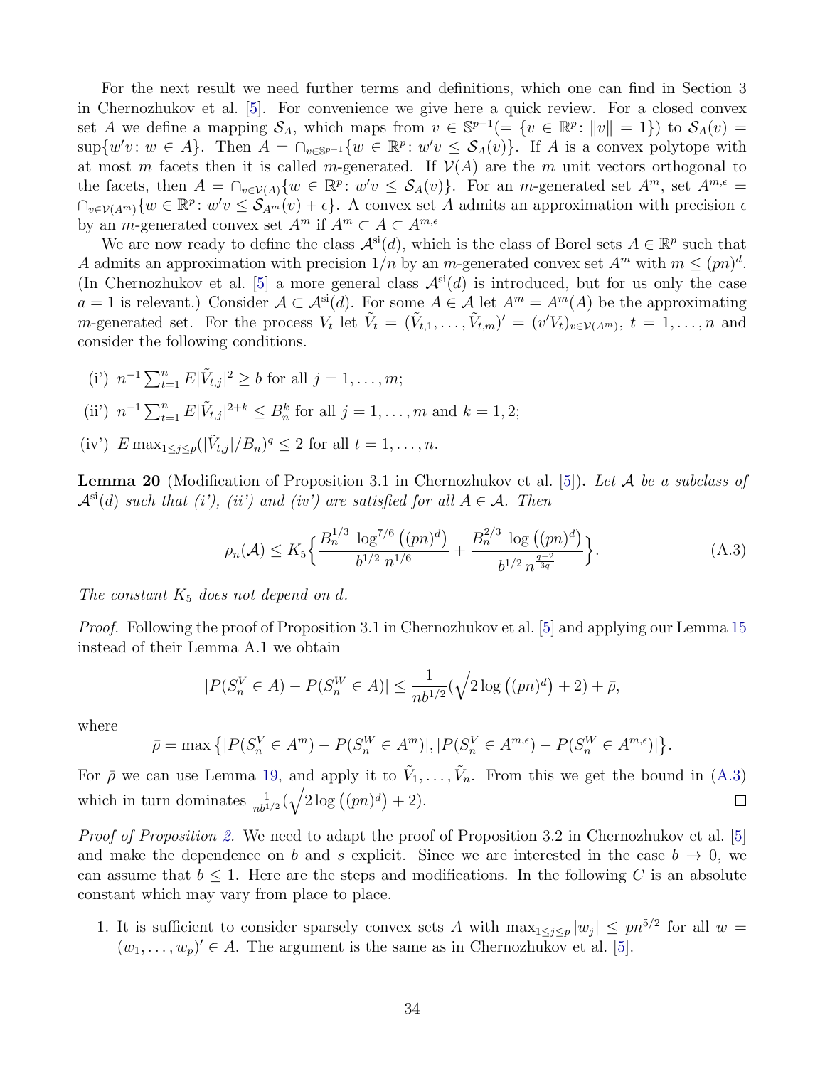For the next result we need further terms and definitions, which one can find in Section 3 in Chernozhukov et al. [5]. For convenience we give here a quick review. For a closed convex set $A$ we define a mapping $\mathcal{S}_A$, which maps from $v \in \mathbb{S}^{p-1}(= \{v \in \mathbb{R}^p \colon \|v\| = 1\})$ to $\mathcal{S}_A(v) = \sup\{w'v \colon w \in A\}$. Then $A = \cap_{v \in \mathbb{S}^{p-1}}\{w \in \mathbb{R}^p \colon w'v \leq \mathcal{S}_A(v)\}$. If $A$ is a convex polytope with at most $m$ facets then it is called $m$-generated. If $\mathcal{V}(A)$ are the $m$ unit vectors orthogonal to the facets, then $A = \cap_{v \in \mathcal{V}(A)}\{w \in \mathbb{R}^p \colon w'v \leq \mathcal{S}_A(v)\}$. For an $m$-generated set $A^m$, set $A^{m,\epsilon} = \cap_{v \in \mathcal{V}(A^m)}\{w \in \mathbb{R}^p \colon w'v \leq \mathcal{S}_{A^m}(v) + \epsilon\}$. A convex set $A$ admits an approximation with precision $\epsilon$ by an $m$-generated convex set $A^m$ if $A^m \subset A \subset A^{m,\epsilon}$

We are now ready to define the class $\mathcal{A}^{\mathrm{si}}(d)$, which is the class of Borel sets $A \in \mathbb{R}^p$ such that $A$ admits an approximation with precision $1/n$ by an $m$-generated convex set $A^m$ with $m \leq (pn)^d$. (In Chernozhukov et al. [5] a more general class $\mathcal{A}^{\mathrm{si}}(d)$ is introduced, but for us only the case $a = 1$ is relevant.) Consider $\mathcal{A} \subset \mathcal{A}^{\mathrm{si}}(d)$. For some $A \in \mathcal{A}$ let $A^m = A^m(A)$ be the approximating $m$-generated set. For the process $V_t$ let $\tilde{V}_t = (\tilde{V}_{t,1}, \ldots, \tilde{V}_{t,m})' = (v'V_t)_{v \in \mathcal{V}(A^m)}$, $t = 1, \ldots, n$ and consider the following conditions.

- (i') $n^{-1}\sum_{t=1}^n E|\tilde{V}_{t,j}|^2 \geq b$ for all $j = 1, \ldots, m$;
- (ii') $n^{-1}\sum_{t=1}^n E|\tilde{V}_{t,j}|^{2+k} \leq B_n^k$ for all $j = 1, \ldots, m$ and $k = 1, 2$;
- (iv') $E\max_{1 \leq j \leq p}(|\tilde{V}_{t,j}|/B_n)^q \leq 2$ for all $t = 1, \ldots, n$.

**Lemma 20** (Modification of Proposition 3.1 in Chernozhukov et al. [5])**.** *Let $\mathcal{A}$ be a subclass of $\mathcal{A}^{\mathrm{si}}(d)$ such that (i'), (ii') and (iv') are satisfied for all $A \in \mathcal{A}$. Then*

$$\rho_n(\mathcal{A}) \leq K_5\Big\{\frac{B_n^{1/3}\ \log^{7/6}\big((pn)^d\big)}{b^{1/2}\ n^{1/6}} + \frac{B_n^{2/3}\ \log\big((pn)^d\big)}{b^{1/2}\ n^{\frac{q-2}{3q}}}\Big\}. \tag{A.3}$$

*The constant $K_5$ does not depend on $d$.*

*Proof.* Following the proof of Proposition 3.1 in Chernozhukov et al. [5] and applying our Lemma 15 instead of their Lemma A.1 we obtain

$$|P(S_n^V \in A) - P(S_n^W \in A)| \leq \frac{1}{nb^{1/2}}\big(\sqrt{2\log\big((pn)^d\big)} + 2\big) + \bar{\rho},$$

where

$$\bar{\rho} = \max\big\{|P(S_n^V \in A^m) - P(S_n^W \in A^m)|, |P(S_n^V \in A^{m,\epsilon}) - P(S_n^W \in A^{m,\epsilon})|\big\}.$$

For $\bar{\rho}$ we can use Lemma 19, and apply it to $\tilde{V}_1, \ldots, \tilde{V}_n$. From this we get the bound in (A.3) which in turn dominates $\frac{1}{nb^{1/2}}\big(\sqrt{2\log\big((pn)^d\big)} + 2\big)$. □

*Proof of Proposition 2.* We need to adapt the proof of Proposition 3.2 in Chernozhukov et al. [5] and make the dependence on $b$ and $s$ explicit. Since we are interested in the case $b \to 0$, we can assume that $b \leq 1$. Here are the steps and modifications. In the following $C$ is an absolute constant which may vary from place to place.

1. It is sufficient to consider sparsely convex sets $A$ with $\max_{1 \leq j \leq p}|w_j| \leq pn^{5/2}$ for all $w = (w_1, \ldots, w_p)' \in A$. The argument is the same as in Chernozhukov et al. [5].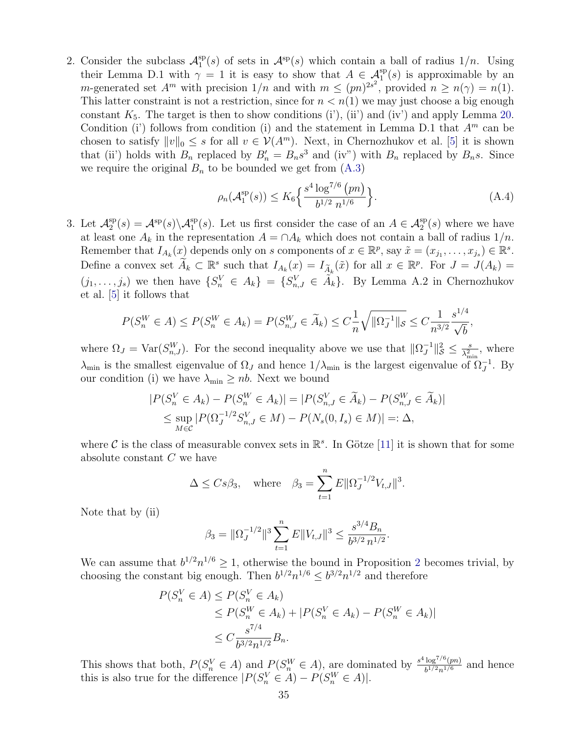2. Consider the subclass $\mathcal{A}_1^{\rm sp}(s)$ of sets in $\mathcal{A}^{\rm sp}(s)$ which contain a ball of radius $1/n$. Using their Lemma D.1 with $\gamma = 1$ it is easy to show that $A \in \mathcal{A}_1^{\rm sp}(s)$ is approximable by an $m$-generated set $A^m$ with precision $1/n$ and with $m \le (pn)^{2s^2}$, provided $n \ge n(\gamma) = n(1)$. This latter constraint is not a restriction, since for $n < n(1)$ we may just choose a big enough constant $K_5$. The target is then to show conditions (i'), (ii') and (iv') and apply Lemma 20. Condition (i') follows from condition (i) and the statement in Lemma D.1 that $A^m$ can be chosen to satisfy $\|v\|_0 \le s$ for all $v \in \mathcal{V}(A^m)$. Next, in Chernozhukov et al. [5] it is shown that (ii') holds with $B_n$ replaced by $B_n' = B_n s^3$ and (iv") with $B_n$ replaced by $B_n s$. Since we require the original $B_n$ to be bounded we get from (A.3)

$$\rho_n(\mathcal{A}_1^{\rm sp}(s)) \le K_6 \Big\{ \frac{s^4 \log^{7/6}(pn)}{b^{1/2}\, n^{1/6}} \Big\}. \tag{A.4}$$

3. Let $\mathcal{A}_2^{\rm sp}(s) = \mathcal{A}^{\rm sp}(s) \backslash \mathcal{A}_1^{\rm sp}(s)$. Let us first consider the case of an $A \in \mathcal{A}_2^{\rm sp}(s)$ where we have at least one $A_k$ in the representation $A = \cap A_k$ which does not contain a ball of radius $1/n$. Remember that $I_{A_k}(x)$ depends only on $s$ components of $x \in \mathbb{R}^p$, say $\tilde{x} = (x_{j_1}, \ldots, x_{j_s}) \in \mathbb{R}^s$. Define a convex set $\widetilde{A}_k \subset \mathbb{R}^s$ such that $I_{A_k}(x) = I_{\widetilde{A}_k}(\tilde{x})$ for all $x \in \mathbb{R}^p$. For $J = J(A_k) = (j_1, \ldots, j_s)$ we then have $\{S_n^V \in A_k\} = \{S_{n,J}^V \in \widetilde{A}_k\}$. By Lemma A.2 in Chernozhukov et al. [5] it follows that

$$P(S_n^W \in A) \le P(S_n^W \in A_k) = P(S_{n,J}^W \in \widetilde{A}_k) \le C\frac{1}{n}\sqrt{\|\Omega_J^{-1}\|_{\mathcal{S}}} \le C\frac{1}{n^{3/2}}\frac{s^{1/4}}{\sqrt{b}},$$

where $\Omega_J = \mathrm{Var}(S_{n,J}^W)$. For the second inequality above we use that $\|\Omega_J^{-1}\|_{\mathcal{S}}^2 \le \frac{s}{\lambda_{\min}^2}$, where $\lambda_{\min}$ is the smallest eigenvalue of $\Omega_J$ and hence $1/\lambda_{\min}$ is the largest eigenvalue of $\Omega_J^{-1}$. By our condition (i) we have $\lambda_{\min} \ge nb$. Next we bound

$$\begin{aligned}
|P(S_n^V \in A_k) - P(S_n^W \in A_k)| &= |P(S_{n,J}^V \in \widetilde{A}_k) - P(S_{n,J}^W \in \widetilde{A}_k)| \\
&\le \sup_{M \in \mathcal{C}} |P(\Omega_J^{-1/2} S_{n,J}^V \in M) - P(N_s(0, I_s) \in M)| =: \Delta,
\end{aligned}$$

where $\mathcal{C}$ is the class of measurable convex sets in $\mathbb{R}^s$. In Götze [11] it is shown that for some absolute constant $C$ we have

$$\Delta \le C s \beta_3, \quad \text{where} \quad \beta_3 = \sum_{t=1}^n E\|\Omega_J^{-1/2} V_{t,J}\|^3.$$

Note that by (ii)

$$\beta_3 = \|\Omega_J^{-1/2}\|^3 \sum_{t=1}^n E\|V_{t,J}\|^3 \le \frac{s^{3/4} B_n}{b^{3/2}\, n^{1/2}}.$$

We can assume that $b^{1/2} n^{1/6} \ge 1$, otherwise the bound in Proposition 2 becomes trivial, by choosing the constant big enough. Then $b^{1/2} n^{1/6} \le b^{3/2} n^{1/2}$ and therefore

$$\begin{aligned}
P(S_n^V \in A) &\le P(S_n^V \in A_k) \\
&\le P(S_n^W \in A_k) + |P(S_n^V \in A_k) - P(S_n^W \in A_k)| \\
&\le C\frac{s^{7/4}}{b^{3/2} n^{1/2}} B_n.
\end{aligned}$$

This shows that both, $P(S_n^V \in A)$ and $P(S_n^W \in A)$, are dominated by $\frac{s^4 \log^{7/6}(pn)}{b^{1/2} n^{1/6}}$ and hence this is also true for the difference $|P(S_n^V \in A) - P(S_n^W \in A)|$.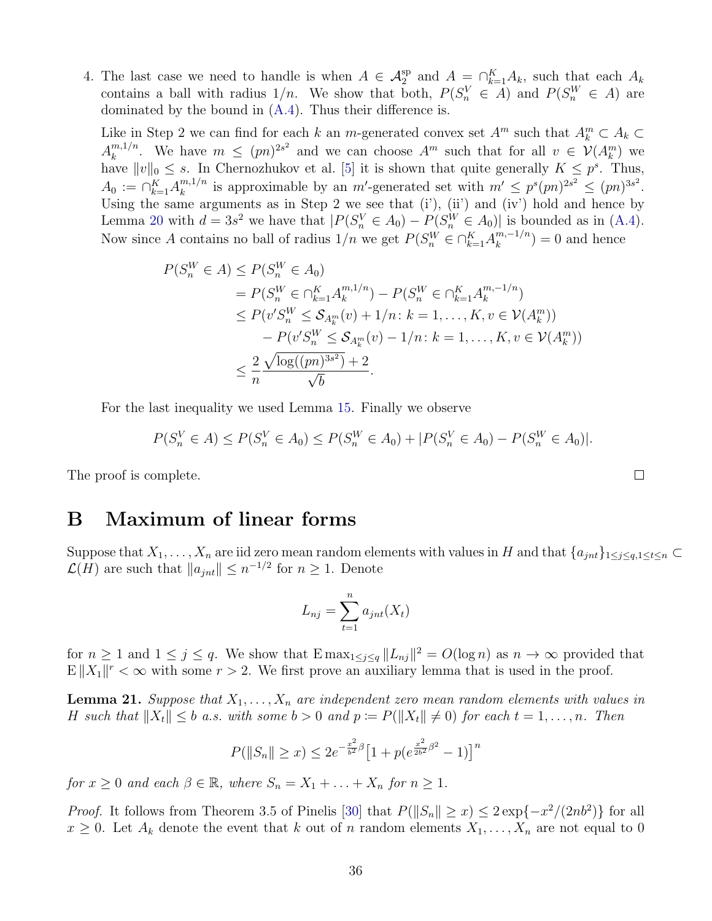4. The last case we need to handle is when $A \in \mathcal{A}_2^{\text{sp}}$ and $A = \cap_{k=1}^K A_k$, such that each $A_k$ contains a ball with radius $1/n$. We show that both, $P(S_n^V \in A)$ and $P(S_n^W \in A)$ are dominated by the bound in (A.4). Thus their difference is.

   Like in Step 2 we can find for each $k$ an $m$-generated convex set $A^m$ such that $A_k^m \subset A_k \subset A_k^{m,1/n}$. We have $m \leq (pn)^{2s^2}$ and we can choose $A^m$ such that for all $v \in \mathcal{V}(A_k^m)$ we have $\|v\|_0 \leq s$. In Chernozhukov et al. [5] it is shown that quite generally $K \leq p^s$. Thus, $A_0 := \cap_{k=1}^K A_k^{m,1/n}$ is approximable by an $m'$-generated set with $m' \leq p^s (pn)^{2s^2} \leq (pn)^{3s^2}$. Using the same arguments as in Step 2 we see that (i'), (ii') and (iv') hold and hence by Lemma 20 with $d = 3s^2$ we have that $|P(S_n^V \in A_0) - P(S_n^W \in A_0)|$ is bounded as in (A.4). Now since $A$ contains no ball of radius $1/n$ we get $P(S_n^W \in \cap_{k=1}^K A_k^{m,-1/n}) = 0$ and hence

$$
\begin{aligned}
P(S_n^W \in A) &\leq P(S_n^W \in A_0) \\
&= P(S_n^W \in \cap_{k=1}^K A_k^{m,1/n}) - P(S_n^W \in \cap_{k=1}^K A_k^{m,-1/n}) \\
&\leq P(v' S_n^W \leq \mathcal{S}_{A_k^m}(v) + 1/n \colon k = 1,\ldots,K, v \in \mathcal{V}(A_k^m)) \\
&\quad - P(v' S_n^W \leq \mathcal{S}_{A_k^m}(v) - 1/n \colon k = 1,\ldots,K, v \in \mathcal{V}(A_k^m)) \\
&\leq \frac{2}{n} \frac{\sqrt{\log((pn)^{3s^2})} + 2}{\sqrt{b}}.
\end{aligned}
$$

   For the last inequality we used Lemma 15. Finally we observe

$$
P(S_n^V \in A) \leq P(S_n^V \in A_0) \leq P(S_n^W \in A_0) + |P(S_n^V \in A_0) - P(S_n^W \in A_0)|.
$$

The proof is complete. □

# B Maximum of linear forms

Suppose that $X_1, \ldots, X_n$ are iid zero mean random elements with values in $H$ and that $\{a_{jnt}\}_{1 \leq j \leq q, 1 \leq t \leq n} \subset \mathcal{L}(H)$ are such that $\|a_{jnt}\| \leq n^{-1/2}$ for $n \geq 1$. Denote

$$
L_{nj} = \sum_{t=1}^n a_{jnt}(X_t)
$$

for $n \geq 1$ and $1 \leq j \leq q$. We show that $\mathrm{E} \max_{1 \leq j \leq q} \|L_{nj}\|^2 = O(\log n)$ as $n \to \infty$ provided that $\mathrm{E}\|X_1\|^r < \infty$ with some $r > 2$. We first prove an auxiliary lemma that is used in the proof.

**Lemma 21.** *Suppose that $X_1, \ldots, X_n$ are independent zero mean random elements with values in $H$ such that $\|X_t\| \leq b$ a.s. with some $b > 0$ and $p := P(\|X_t\| \neq 0)$ for each $t = 1, \ldots, n$. Then*

$$
P(\|S_n\| \geq x) \leq 2e^{-\frac{x^2}{b^2}\beta} \left[1 + p(e^{\frac{x^2}{2b^2}\beta^2} - 1)\right]^n
$$

*for $x \geq 0$ and each $\beta \in \mathbb{R}$, where $S_n = X_1 + \ldots + X_n$ for $n \geq 1$.*

*Proof.* It follows from Theorem 3.5 of Pinelis [30] that $P(\|S_n\| \geq x) \leq 2\exp\{-x^2/(2nb^2)\}$ for all $x \geq 0$. Let $A_k$ denote the event that $k$ out of $n$ random elements $X_1, \ldots, X_n$ are not equal to 0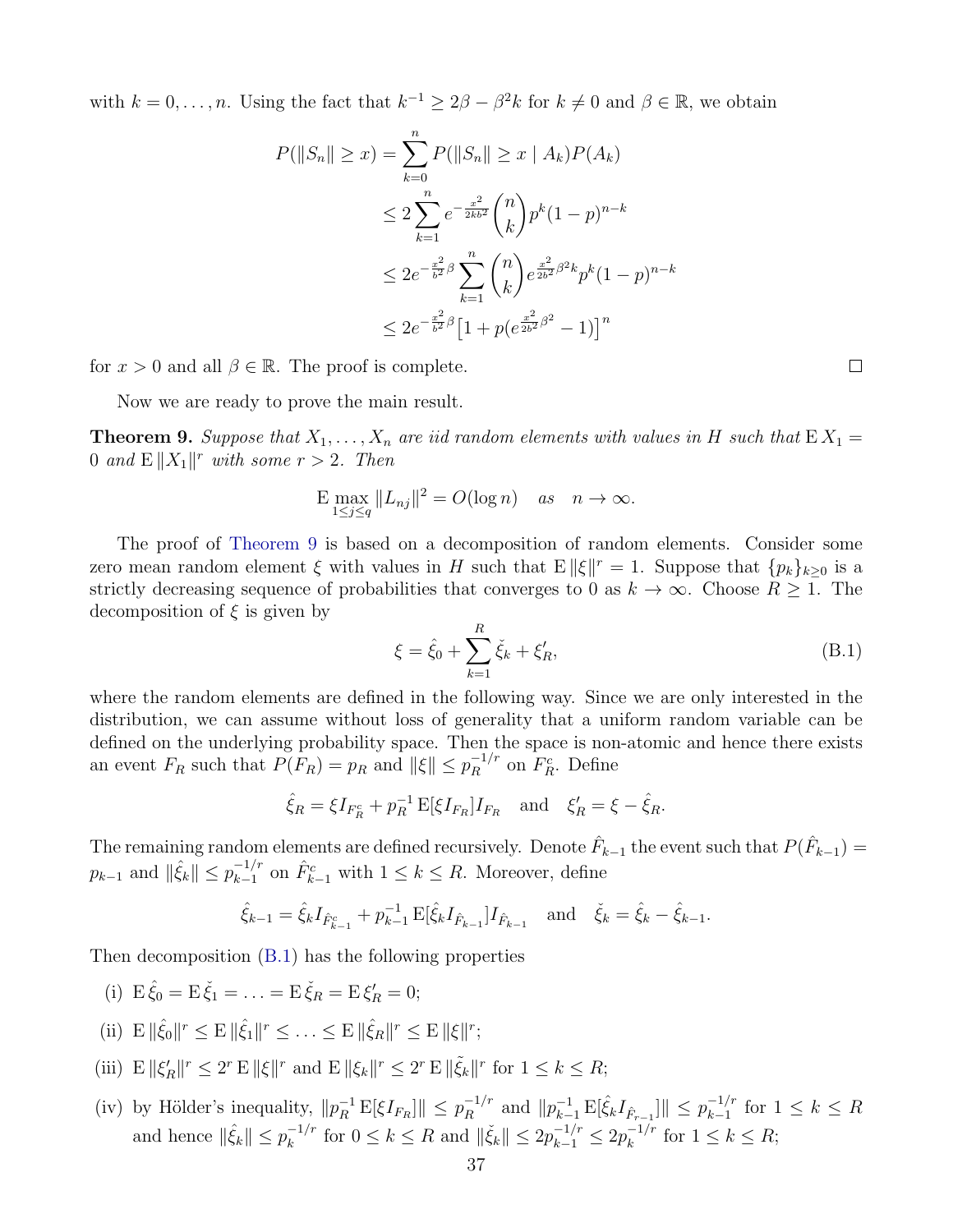with $k = 0, \ldots, n$. Using the fact that $k^{-1} \geq 2\beta - \beta^2 k$ for $k \neq 0$ and $\beta \in \mathbb{R}$, we obtain

$$
\begin{aligned}
P(\|S_n\| \geq x) &= \sum_{k=0}^{n} P(\|S_n\| \geq x \mid A_k) P(A_k) \\
&\leq 2 \sum_{k=1}^{n} e^{-\frac{x^2}{2kb^2}} \binom{n}{k} p^k (1-p)^{n-k} \\
&\leq 2 e^{-\frac{x^2}{b^2}\beta} \sum_{k=1}^{n} \binom{n}{k} e^{\frac{x^2}{2b^2}\beta^2 k} p^k (1-p)^{n-k} \\
&\leq 2 e^{-\frac{x^2}{b^2}\beta} \big[ 1 + p(e^{\frac{x^2}{2b^2}\beta^2} - 1) \big]^n
\end{aligned}
$$

for $x > 0$ and all $\beta \in \mathbb{R}$. The proof is complete. □

Now we are ready to prove the main result.

**Theorem 9.** *Suppose that $X_1, \ldots, X_n$ are iid random elements with values in $H$ such that $\mathrm{E}\, X_1 = 0$ and $\mathrm{E}\, \|X_1\|^r$ with some $r > 2$. Then*

$$
\mathrm{E} \max_{1 \leq j \leq q} \|L_{nj}\|^2 = O(\log n) \quad \textit{as} \quad n \to \infty.
$$

The proof of Theorem 9 is based on a decomposition of random elements. Consider some zero mean random element $\xi$ with values in $H$ such that $\mathrm{E}\, \|\xi\|^r = 1$. Suppose that $\{p_k\}_{k \geq 0}$ is a strictly decreasing sequence of probabilities that converges to 0 as $k \to \infty$. Choose $R \geq 1$. The decomposition of $\xi$ is given by

$$
\xi = \hat{\xi}_0 + \sum_{k=1}^{R} \check{\xi}_k + \xi'_R, \tag{B.1}
$$

where the random elements are defined in the following way. Since we are only interested in the distribution, we can assume without loss of generality that a uniform random variable can be defined on the underlying probability space. Then the space is non-atomic and hence there exists an event $F_R$ such that $P(F_R) = p_R$ and $\|\xi\| \leq p_R^{-1/r}$ on $F_R^c$. Define

$$
\hat{\xi}_R = \xi I_{F_R^c} + p_R^{-1} \mathrm{E}[\xi I_{F_R}] I_{F_R} \quad \text{and} \quad \xi'_R = \xi - \hat{\xi}_R.
$$

The remaining random elements are defined recursively. Denote $\hat{F}_{k-1}$ the event such that $P(\hat{F}_{k-1}) = p_{k-1}$ and $\|\hat{\xi}_k\| \leq p_{k-1}^{-1/r}$ on $\hat{F}_{k-1}^c$ with $1 \leq k \leq R$. Moreover, define

$$
\hat{\xi}_{k-1} = \hat{\xi}_k I_{\hat{F}_{k-1}^c} + p_{k-1}^{-1} \mathrm{E}[\hat{\xi}_k I_{\hat{F}_{k-1}}] I_{\hat{F}_{k-1}} \quad \text{and} \quad \check{\xi}_k = \hat{\xi}_k - \hat{\xi}_{k-1}.
$$

Then decomposition (B.1) has the following properties

(i) $\mathrm{E}\, \hat{\xi}_0 = \mathrm{E}\, \check{\xi}_1 = \ldots = \mathrm{E}\, \check{\xi}_R = \mathrm{E}\, \xi'_R = 0$;

(ii) $\mathrm{E}\, \|\hat{\xi}_0\|^r \leq \mathrm{E}\, \|\hat{\xi}_1\|^r \leq \ldots \leq \mathrm{E}\, \|\hat{\xi}_R\|^r \leq \mathrm{E}\, \|\xi\|^r$;

(iii) $\mathrm{E}\, \|\xi'_R\|^r \leq 2^r\, \mathrm{E}\, \|\xi\|^r$ and $\mathrm{E}\, \|\xi_k\|^r \leq 2^r\, \mathrm{E}\, \|\tilde{\xi}_k\|^r$ for $1 \leq k \leq R$;

(iv) by Hölder's inequality, $\|p_R^{-1} \mathrm{E}[\xi I_{F_R}]\| \leq p_R^{-1/r}$ and $\|p_{k-1}^{-1} \mathrm{E}[\hat{\xi}_k I_{\hat{F}_{r-1}}]\| \leq p_{k-1}^{-1/r}$ for $1 \leq k \leq R$ and hence $\|\hat{\xi}_k\| \leq p_k^{-1/r}$ for $0 \leq k \leq R$ and $\|\check{\xi}_k\| \leq 2 p_{k-1}^{-1/r} \leq 2 p_k^{-1/r}$ for $1 \leq k \leq R$;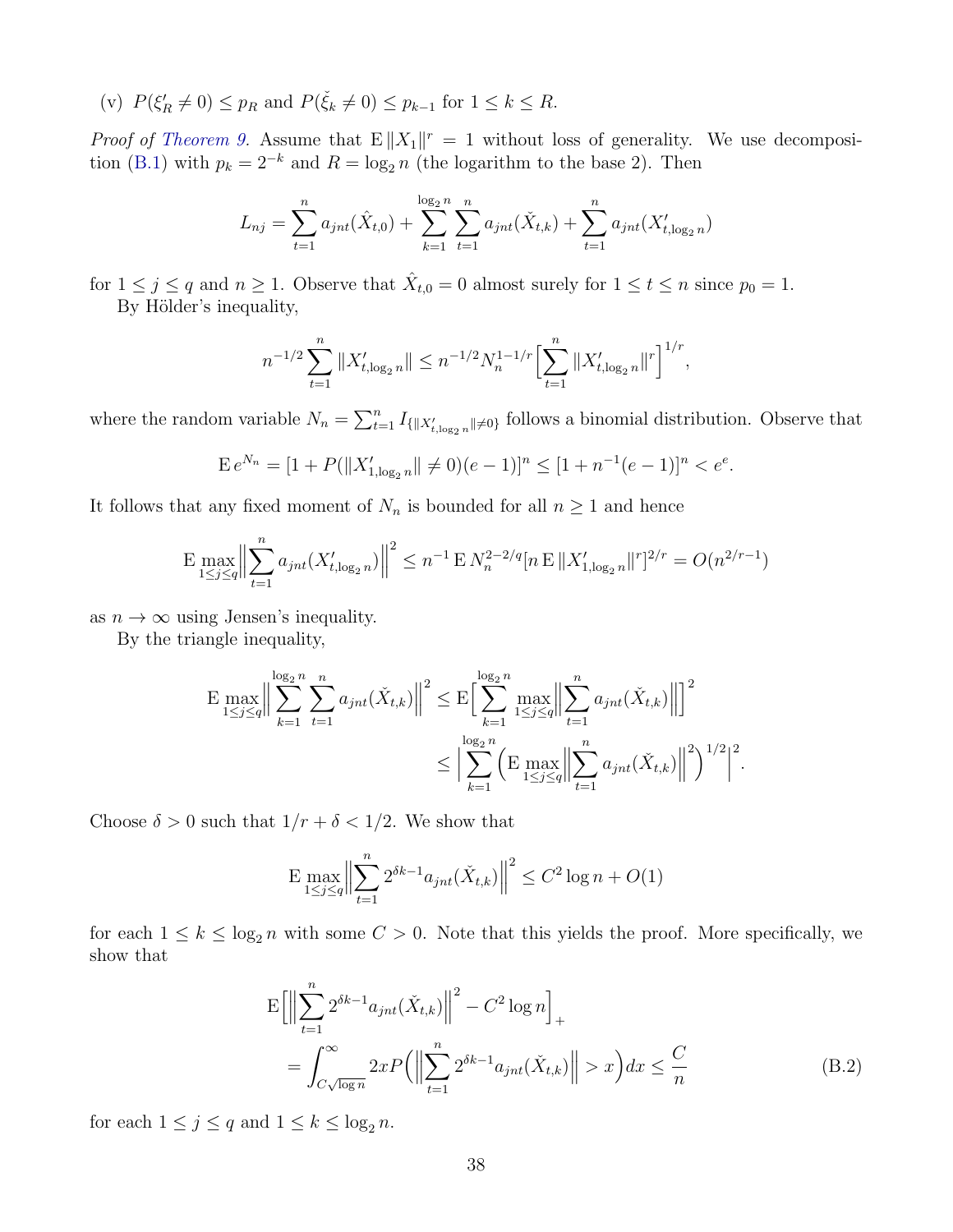(v) $P(\xi'_R \neq 0) \leq p_R$ and $P(\check{\xi}_k \neq 0) \leq p_{k-1}$ for $1 \leq k \leq R$.

*Proof of Theorem 9.* Assume that $\mathrm{E}\,\|X_1\|^r = 1$ without loss of generality. We use decomposition (B.1) with $p_k = 2^{-k}$ and $R = \log_2 n$ (the logarithm to the base 2). Then

$$L_{nj} = \sum_{t=1}^{n} a_{jnt}(\hat{X}_{t,0}) + \sum_{k=1}^{\log_2 n} \sum_{t=1}^{n} a_{jnt}(\check{X}_{t,k}) + \sum_{t=1}^{n} a_{jnt}(X'_{t,\log_2 n})$$

for $1 \leq j \leq q$ and $n \geq 1$. Observe that $\hat{X}_{t,0} = 0$ almost surely for $1 \leq t \leq n$ since $p_0 = 1$.

By Hölder's inequality,

$$n^{-1/2} \sum_{t=1}^{n} \|X'_{t,\log_2 n}\| \leq n^{-1/2} N_n^{1-1/r} \Big[ \sum_{t=1}^{n} \|X'_{t,\log_2 n}\|^r \Big]^{1/r},$$

where the random variable $N_n = \sum_{t=1}^{n} I_{\{\|X'_{t,\log_2 n}\| \neq 0\}}$ follows a binomial distribution. Observe that

$$\mathrm{E}\, e^{N_n} = [1 + P(\|X'_{1,\log_2 n}\| \neq 0)(e-1)]^n \leq [1 + n^{-1}(e-1)]^n < e^e.$$

It follows that any fixed moment of $N_n$ is bounded for all $n \geq 1$ and hence

$$\mathrm{E} \max_{1 \leq j \leq q} \Big\| \sum_{t=1}^{n} a_{jnt}(X'_{t,\log_2 n}) \Big\|^2 \leq n^{-1}\, \mathrm{E}\, N_n^{2-2/q} [n\, \mathrm{E}\, \|X'_{1,\log_2 n}\|^r]^{2/r} = O(n^{2/r-1})$$

as $n \to \infty$ using Jensen's inequality.

By the triangle inequality,

$$\begin{aligned}
\mathrm{E} \max_{1 \leq j \leq q} \Big\| \sum_{k=1}^{\log_2 n} \sum_{t=1}^{n} a_{jnt}(\check{X}_{t,k}) \Big\|^2 &\leq \mathrm{E} \Big[ \sum_{k=1}^{\log_2 n} \max_{1 \leq j \leq q} \Big\| \sum_{t=1}^{n} a_{jnt}(\check{X}_{t,k}) \Big\| \Big]^2 \\
&\leq \Big| \sum_{k=1}^{\log_2 n} \Big( \mathrm{E} \max_{1 \leq j \leq q} \Big\| \sum_{t=1}^{n} a_{jnt}(\check{X}_{t,k}) \Big\|^2 \Big)^{1/2} \Big|^2.
\end{aligned}$$

Choose $\delta > 0$ such that $1/r + \delta < 1/2$. We show that

$$\mathrm{E} \max_{1 \leq j \leq q} \Big\| \sum_{t=1}^{n} 2^{\delta k - 1} a_{jnt}(\check{X}_{t,k}) \Big\|^2 \leq C^2 \log n + O(1)$$

for each $1 \leq k \leq \log_2 n$ with some $C > 0$. Note that this yields the proof. More specifically, we show that

$$\begin{aligned}
&\mathrm{E} \Big[ \Big\| \sum_{t=1}^{n} 2^{\delta k - 1} a_{jnt}(\check{X}_{t,k}) \Big\|^2 - C^2 \log n \Big]_+ \\
&= \int_{C\sqrt{\log n}}^{\infty} 2x P\Big( \Big\| \sum_{t=1}^{n} 2^{\delta k - 1} a_{jnt}(\check{X}_{t,k}) \Big\| > x \Big) dx \leq \frac{C}{n}
\end{aligned} \tag{B.2}$$

for each $1 \leq j \leq q$ and $1 \leq k \leq \log_2 n$.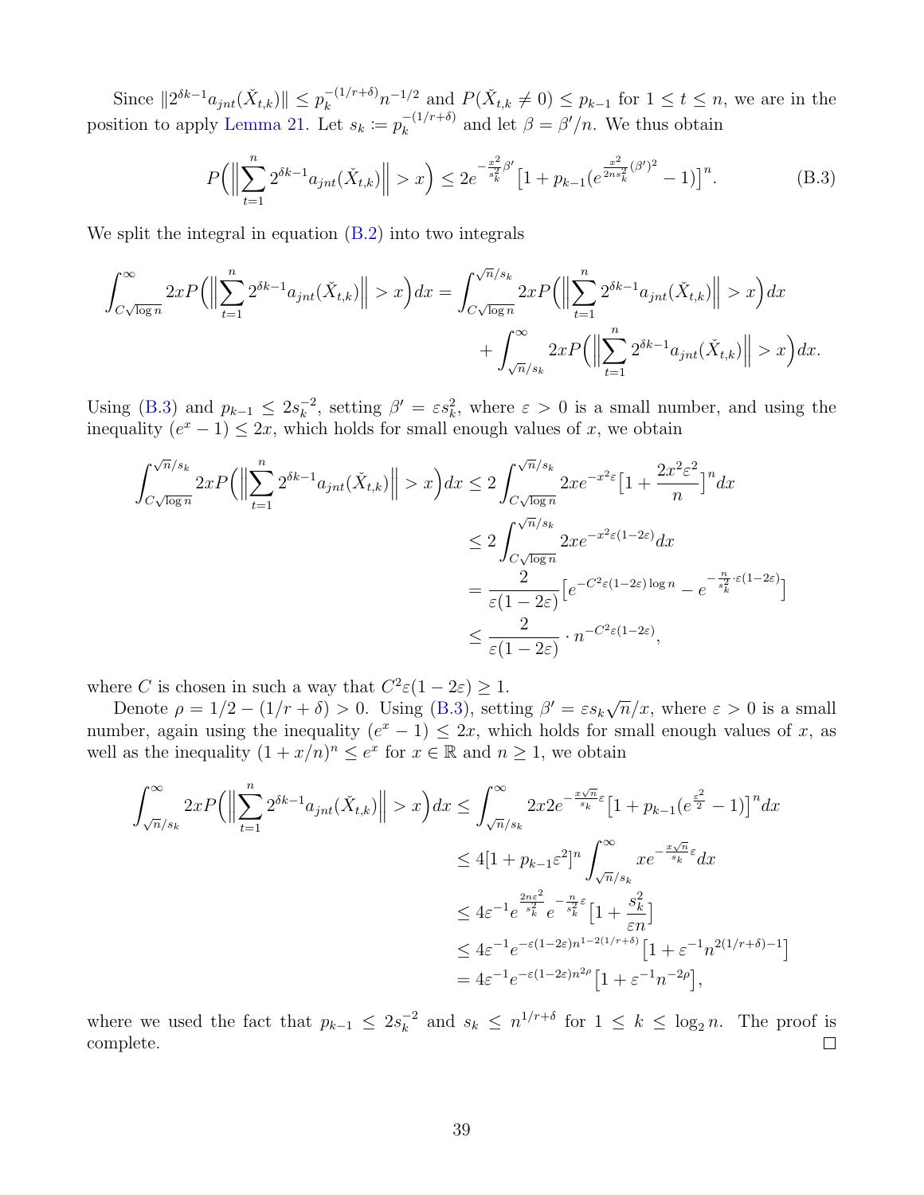Since $\|2^{\delta k-1}a_{jnt}(\check{X}_{t,k})\| \le p_k^{-(1/r+\delta)}n^{-1/2}$ and $P(\check{X}_{t,k}\neq 0)\le p_{k-1}$ for $1\le t\le n$, we are in the position to apply Lemma 21. Let $s_k := p_k^{-(1/r+\delta)}$ and let $\beta = \beta'/n$. We thus obtain

$$
P\Big(\Big\|\sum_{t=1}^{n} 2^{\delta k-1}a_{jnt}(\check{X}_{t,k})\Big\| > x\Big) \le 2e^{-\frac{x^2}{s_k^2}\beta'}\big[1+p_{k-1}(e^{\frac{x^2}{2ns_k^2}(\beta')^2}-1)\big]^n. \tag{B.3}
$$

We split the integral in equation (B.2) into two integrals

$$
\begin{aligned}
\int_{C\sqrt{\log n}}^{\infty} 2xP\Big(\Big\|\sum_{t=1}^{n} 2^{\delta k-1}a_{jnt}(\check{X}_{t,k})\Big\| > x\Big)dx = &\int_{C\sqrt{\log n}}^{\sqrt{n}/s_k} 2xP\Big(\Big\|\sum_{t=1}^{n} 2^{\delta k-1}a_{jnt}(\check{X}_{t,k})\Big\| > x\Big)dx \\
&+ \int_{\sqrt{n}/s_k}^{\infty} 2xP\Big(\Big\|\sum_{t=1}^{n} 2^{\delta k-1}a_{jnt}(\check{X}_{t,k})\Big\| > x\Big)dx.
\end{aligned}
$$

Using (B.3) and $p_{k-1}\le 2s_k^{-2}$, setting $\beta' = \varepsilon s_k^2$, where $\varepsilon>0$ is a small number, and using the inequality $(e^x-1)\le 2x$, which holds for small enough values of $x$, we obtain

$$
\begin{aligned}
\int_{C\sqrt{\log n}}^{\sqrt{n}/s_k} 2xP\Big(\Big\|\sum_{t=1}^{n} 2^{\delta k-1}a_{jnt}(\check{X}_{t,k})\Big\| > x\Big)dx &\le 2\int_{C\sqrt{\log n}}^{\sqrt{n}/s_k} 2xe^{-x^2\varepsilon}\big[1+\frac{2x^2\varepsilon^2}{n}\big]^n dx \\
&\le 2\int_{C\sqrt{\log n}}^{\sqrt{n}/s_k} 2xe^{-x^2\varepsilon(1-2\varepsilon)}dx \\
&= \frac{2}{\varepsilon(1-2\varepsilon)}\big[e^{-C^2\varepsilon(1-2\varepsilon)\log n} - e^{-\frac{n}{s_k^2}\cdot\varepsilon(1-2\varepsilon)}\big] \\
&\le \frac{2}{\varepsilon(1-2\varepsilon)}\cdot n^{-C^2\varepsilon(1-2\varepsilon)},
\end{aligned}
$$

where $C$ is chosen in such a way that $C^2\varepsilon(1-2\varepsilon)\ge 1$.

Denote $\rho = 1/2-(1/r+\delta)>0$. Using (B.3), setting $\beta' = \varepsilon s_k\sqrt{n}/x$, where $\varepsilon>0$ is a small number, again using the inequality $(e^x-1)\le 2x$, which holds for small enough values of $x$, as well as the inequality $(1+x/n)^n\le e^x$ for $x\in\mathbb{R}$ and $n\ge 1$, we obtain

$$
\begin{aligned}
\int_{\sqrt{n}/s_k}^{\infty} 2xP\Big(\Big\|\sum_{t=1}^{n} 2^{\delta k-1}a_{jnt}(\check{X}_{t,k})\Big\| > x\Big)dx &\le \int_{\sqrt{n}/s_k}^{\infty} 2x2e^{-\frac{x\sqrt{n}}{s_k}\varepsilon}\big[1+p_{k-1}(e^{\frac{\varepsilon^2}{2}}-1)\big]^n dx \\
&\le 4[1+p_{k-1}\varepsilon^2]^n\int_{\sqrt{n}/s_k}^{\infty} xe^{-\frac{x\sqrt{n}}{s_k}\varepsilon}dx \\
&\le 4\varepsilon^{-1}e^{\frac{2n\varepsilon^2}{s_k^2}}e^{-\frac{n}{s_k^2}\varepsilon}\big[1+\frac{s_k^2}{\varepsilon n}\big] \\
&\le 4\varepsilon^{-1}e^{-\varepsilon(1-2\varepsilon)n^{1-2(1/r+\delta)}}\big[1+\varepsilon^{-1}n^{2(1/r+\delta)-1}\big] \\
&= 4\varepsilon^{-1}e^{-\varepsilon(1-2\varepsilon)n^{2\rho}}\big[1+\varepsilon^{-1}n^{-2\rho}\big],
\end{aligned}
$$

where we used the fact that $p_{k-1}\le 2s_k^{-2}$ and $s_k\le n^{1/r+\delta}$ for $1\le k\le \log_2 n$. The proof is complete. $\square$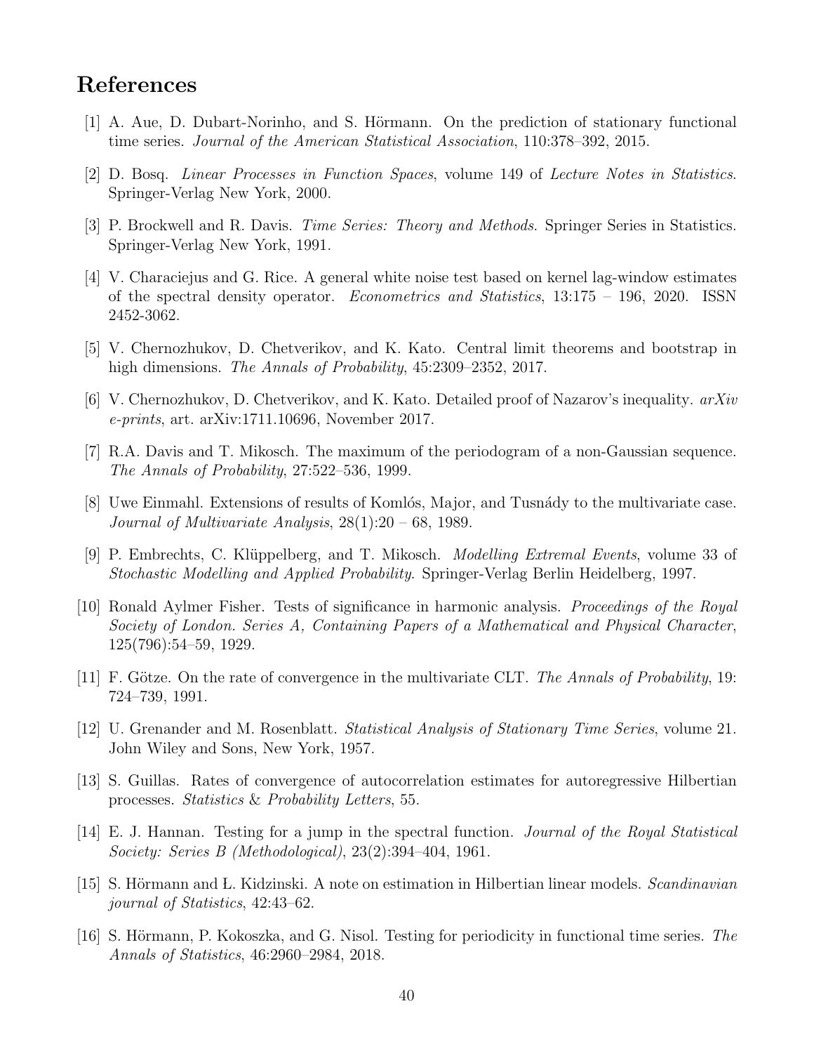# References

[1] A. Aue, D. Dubart-Norinho, and S. Hörmann. On the prediction of stationary functional time series. *Journal of the American Statistical Association*, 110:378–392, 2015.

[2] D. Bosq. *Linear Processes in Function Spaces*, volume 149 of *Lecture Notes in Statistics*. Springer-Verlag New York, 2000.

[3] P. Brockwell and R. Davis. *Time Series: Theory and Methods*. Springer Series in Statistics. Springer-Verlag New York, 1991.

[4] V. Characiejus and G. Rice. A general white noise test based on kernel lag-window estimates of the spectral density operator. *Econometrics and Statistics*, 13:175 – 196, 2020. ISSN 2452-3062.

[5] V. Chernozhukov, D. Chetverikov, and K. Kato. Central limit theorems and bootstrap in high dimensions. *The Annals of Probability*, 45:2309–2352, 2017.

[6] V. Chernozhukov, D. Chetverikov, and K. Kato. Detailed proof of Nazarov's inequality. *arXiv e-prints*, art. arXiv:1711.10696, November 2017.

[7] R.A. Davis and T. Mikosch. The maximum of the periodogram of a non-Gaussian sequence. *The Annals of Probability*, 27:522–536, 1999.

[8] Uwe Einmahl. Extensions of results of Komlós, Major, and Tusnády to the multivariate case. *Journal of Multivariate Analysis*, 28(1):20 – 68, 1989.

[9] P. Embrechts, C. Klüppelberg, and T. Mikosch. *Modelling Extremal Events*, volume 33 of *Stochastic Modelling and Applied Probability*. Springer-Verlag Berlin Heidelberg, 1997.

[10] Ronald Aylmer Fisher. Tests of significance in harmonic analysis. *Proceedings of the Royal Society of London. Series A, Containing Papers of a Mathematical and Physical Character*, 125(796):54–59, 1929.

[11] F. Götze. On the rate of convergence in the multivariate CLT. *The Annals of Probability*, 19: 724–739, 1991.

[12] U. Grenander and M. Rosenblatt. *Statistical Analysis of Stationary Time Series*, volume 21. John Wiley and Sons, New York, 1957.

[13] S. Guillas. Rates of convergence of autocorrelation estimates for autoregressive Hilbertian processes. *Statistics & Probability Letters*, 55.

[14] E. J. Hannan. Testing for a jump in the spectral function. *Journal of the Royal Statistical Society: Series B (Methodological)*, 23(2):394–404, 1961.

[15] S. Hörmann and Ł. Kidzinski. A note on estimation in Hilbertian linear models. *Scandinavian journal of Statistics*, 42:43–62.

[16] S. Hörmann, P. Kokoszka, and G. Nisol. Testing for periodicity in functional time series. *The Annals of Statistics*, 46:2960–2984, 2018.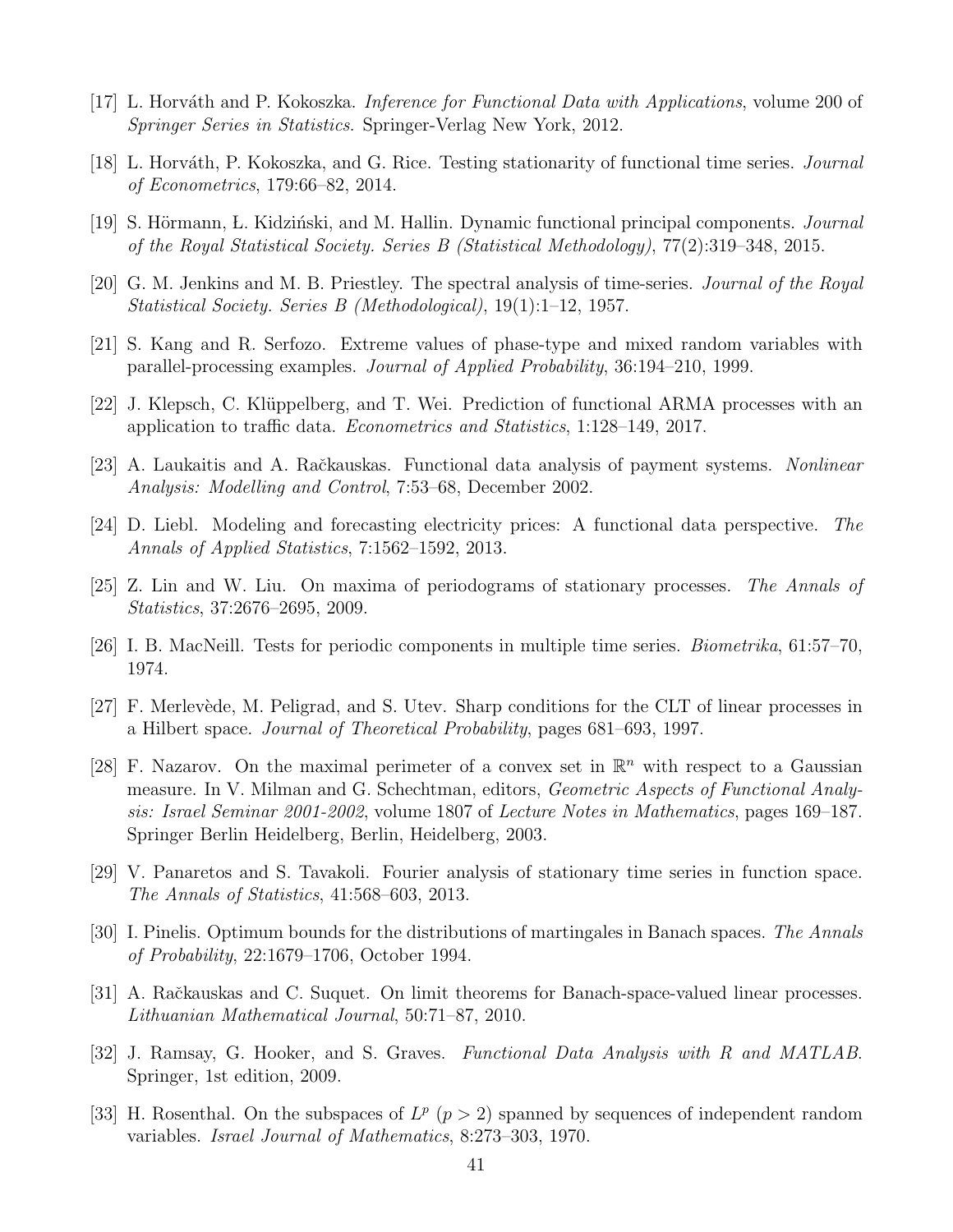[17] L. Horváth and P. Kokoszka. *Inference for Functional Data with Applications*, volume 200 of *Springer Series in Statistics*. Springer-Verlag New York, 2012.

[18] L. Horváth, P. Kokoszka, and G. Rice. Testing stationarity of functional time series. *Journal of Econometrics*, 179:66–82, 2014.

[19] S. Hörmann, Ł. Kidziński, and M. Hallin. Dynamic functional principal components. *Journal of the Royal Statistical Society. Series B (Statistical Methodology)*, 77(2):319–348, 2015.

[20] G. M. Jenkins and M. B. Priestley. The spectral analysis of time-series. *Journal of the Royal Statistical Society. Series B (Methodological)*, 19(1):1–12, 1957.

[21] S. Kang and R. Serfozo. Extreme values of phase-type and mixed random variables with parallel-processing examples. *Journal of Applied Probability*, 36:194–210, 1999.

[22] J. Klepsch, C. Klüppelberg, and T. Wei. Prediction of functional ARMA processes with an application to traffic data. *Econometrics and Statistics*, 1:128–149, 2017.

[23] A. Laukaitis and A. Račkauskas. Functional data analysis of payment systems. *Nonlinear Analysis: Modelling and Control*, 7:53–68, December 2002.

[24] D. Liebl. Modeling and forecasting electricity prices: A functional data perspective. *The Annals of Applied Statistics*, 7:1562–1592, 2013.

[25] Z. Lin and W. Liu. On maxima of periodograms of stationary processes. *The Annals of Statistics*, 37:2676–2695, 2009.

[26] I. B. MacNeill. Tests for periodic components in multiple time series. *Biometrika*, 61:57–70, 1974.

[27] F. Merlevède, M. Peligrad, and S. Utev. Sharp conditions for the CLT of linear processes in a Hilbert space. *Journal of Theoretical Probability*, pages 681–693, 1997.

[28] F. Nazarov. On the maximal perimeter of a convex set in $\mathbb{R}^n$ with respect to a Gaussian measure. In V. Milman and G. Schechtman, editors, *Geometric Aspects of Functional Analysis: Israel Seminar 2001-2002*, volume 1807 of *Lecture Notes in Mathematics*, pages 169–187. Springer Berlin Heidelberg, Berlin, Heidelberg, 2003.

[29] V. Panaretos and S. Tavakoli. Fourier analysis of stationary time series in function space. *The Annals of Statistics*, 41:568–603, 2013.

[30] I. Pinelis. Optimum bounds for the distributions of martingales in Banach spaces. *The Annals of Probability*, 22:1679–1706, October 1994.

[31] A. Račkauskas and C. Suquet. On limit theorems for Banach-space-valued linear processes. *Lithuanian Mathematical Journal*, 50:71–87, 2010.

[32] J. Ramsay, G. Hooker, and S. Graves. *Functional Data Analysis with R and MATLAB*. Springer, 1st edition, 2009.

[33] H. Rosenthal. On the subspaces of $L^p$ ($p > 2$) spanned by sequences of independent random variables. *Israel Journal of Mathematics*, 8:273–303, 1970.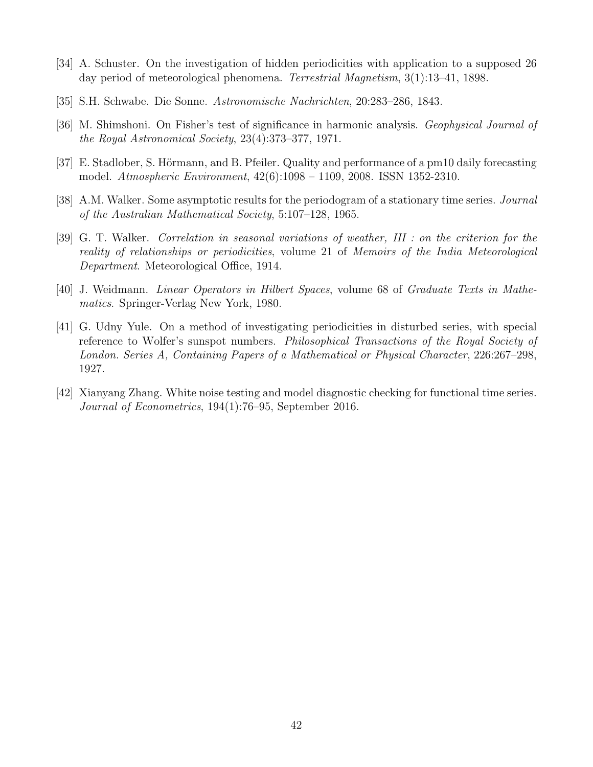[34] A. Schuster. On the investigation of hidden periodicities with application to a supposed 26 day period of meteorological phenomena. *Terrestrial Magnetism*, 3(1):13–41, 1898.

[35] S.H. Schwabe. Die Sonne. *Astronomische Nachrichten*, 20:283–286, 1843.

[36] M. Shimshoni. On Fisher's test of significance in harmonic analysis. *Geophysical Journal of the Royal Astronomical Society*, 23(4):373–377, 1971.

[37] E. Stadlober, S. Hörmann, and B. Pfeiler. Quality and performance of a pm10 daily forecasting model. *Atmospheric Environment*, 42(6):1098 – 1109, 2008. ISSN 1352-2310.

[38] A.M. Walker. Some asymptotic results for the periodogram of a stationary time series. *Journal of the Australian Mathematical Society*, 5:107–128, 1965.

[39] G. T. Walker. *Correlation in seasonal variations of weather, III : on the criterion for the reality of relationships or periodicities*, volume 21 of *Memoirs of the India Meteorological Department*. Meteorological Office, 1914.

[40] J. Weidmann. *Linear Operators in Hilbert Spaces*, volume 68 of *Graduate Texts in Mathematics*. Springer-Verlag New York, 1980.

[41] G. Udny Yule. On a method of investigating periodicities in disturbed series, with special reference to Wolfer's sunspot numbers. *Philosophical Transactions of the Royal Society of London. Series A, Containing Papers of a Mathematical or Physical Character*, 226:267–298, 1927.

[42] Xianyang Zhang. White noise testing and model diagnostic checking for functional time series. *Journal of Econometrics*, 194(1):76–95, September 2016.